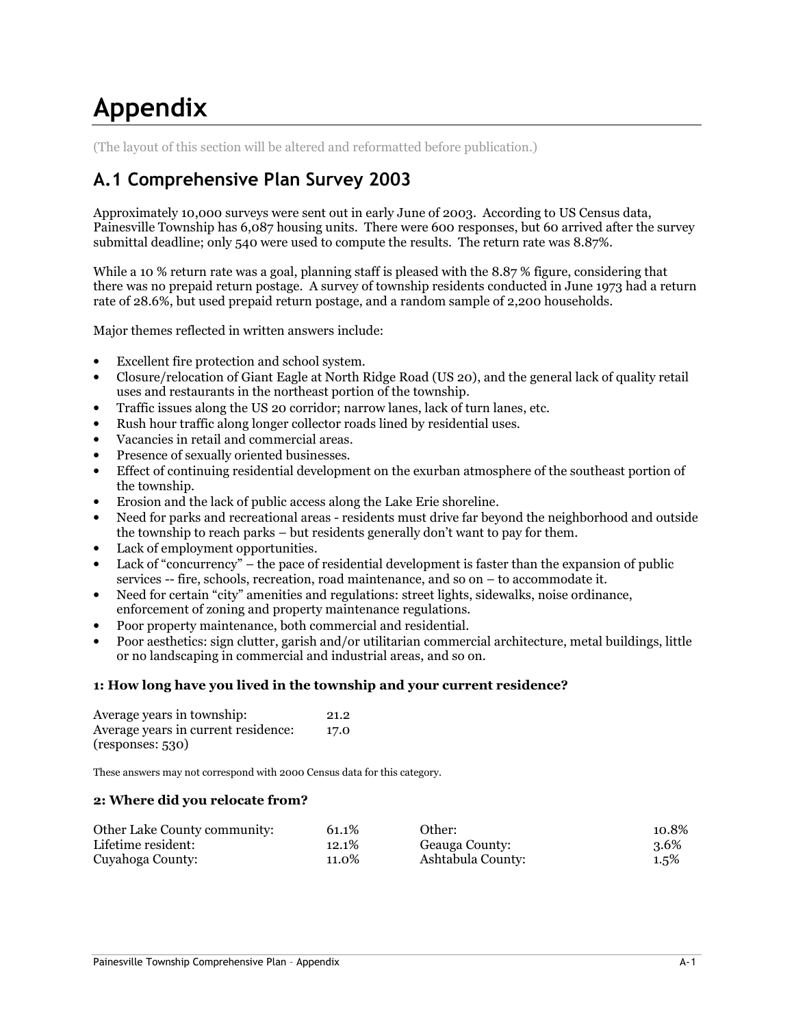# Appendix

(The layout of this section will be altered and reformatted before publication.)

## A.1 Comprehensive Plan Survey 2003

Approximately 10,000 surveys were sent out in early June of 2003. According to US Census data, Painesville Township has 6,087 housing units. There were 600 responses, but 60 arrived after the survey submittal deadline; only 540 were used to compute the results. The return rate was 8.87%.

While a 10 % return rate was a goal, planning staff is pleased with the 8.87 % figure, considering that there was no prepaid return postage. A survey of township residents conducted in June 1973 had a return rate of 28.6%, but used prepaid return postage, and a random sample of 2,200 households.

Major themes reflected in written answers include:

- Excellent fire protection and school system.
- Closure/relocation of Giant Eagle at North Ridge Road (US 20), and the general lack of quality retail uses and restaurants in the northeast portion of the township.
- Traffic issues along the US 20 corridor; narrow lanes, lack of turn lanes, etc.
- Rush hour traffic along longer collector roads lined by residential uses.
- Vacancies in retail and commercial areas.
- Presence of sexually oriented businesses.
- Effect of continuing residential development on the exurban atmosphere of the southeast portion of the township.
- Erosion and the lack of public access along the Lake Erie shoreline.
- Need for parks and recreational areas - residents must drive far beyond the neighborhood and outside the township to reach parks – but residents generally don't want to pay for them.
- Lack of employment opportunities.
- Lack of "concurrency" – the pace of residential development is faster than the expansion of public services -- fire, schools, recreation, road maintenance, and so on – to accommodate it.
- Need for certain "city" amenities and regulations: street lights, sidewalks, noise ordinance, enforcement of zoning and property maintenance regulations.
- Poor property maintenance, both commercial and residential.
- Poor aesthetics: sign clutter, garish and/or utilitarian commercial architecture, metal buildings, little or no landscaping in commercial and industrial areas, and so on.

**1: How long have you lived in the township and your current residence?**

| | |
|---|---|
| Average years in township: | 21.2 |
| Average years in current residence: | 17.0 |

(responses: 530)

These answers may not correspond with 2000 Census data for this category.

**2: Where did you relocate from?**

| | | | |
|---|---|---|---|
| Other Lake County community: | 61.1% | Other: | 10.8% |
| Lifetime resident: | 12.1% | Geauga County: | 3.6% |
| Cuyahoga County: | 11.0% | Ashtabula County: | 1.5% |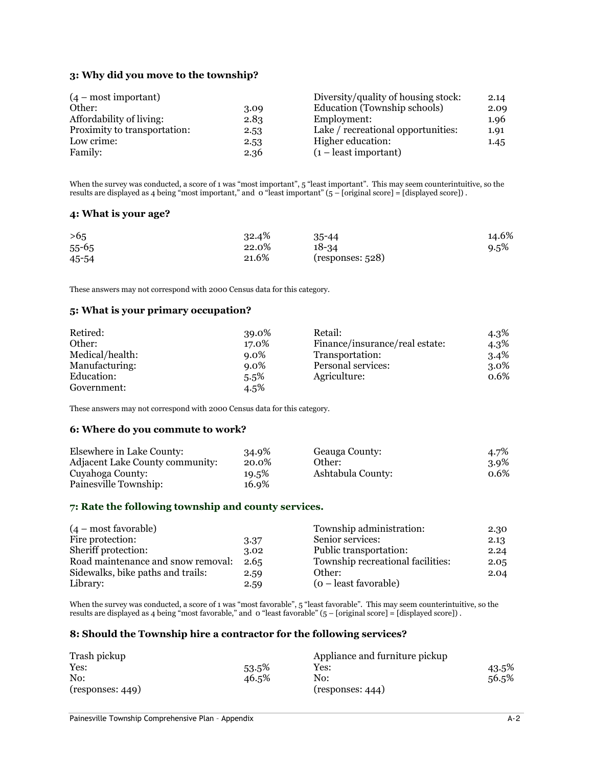### 3: Why did you move to the township?

| | | | |
|---|---|---|---|
| (4 – most important) | | Diversity/quality of housing stock: | 2.14 |
| Other: | 3.09 | Education (Township schools) | 2.09 |
| Affordability of living: | 2.83 | Employment: | 1.96 |
| Proximity to transportation: | 2.53 | Lake / recreational opportunities: | 1.91 |
| Low crime: | 2.53 | Higher education: | 1.45 |
| Family: | 2.36 | (1 – least important) | |

When the survey was conducted, a score of 1 was "most important", 5 "least important". This may seem counterintuitive, so the results are displayed as 4 being "most important," and 0 "least important" (5 – [original score] = [displayed score]) .

### 4: What is your age?

| | | | |
|---|---|---|---|
| >65 | 32.4% | 35-44 | 14.6% |
| 55-65 | 22.0% | 18-34 | 9.5% |
| 45-54 | 21.6% | (responses: 528) | |

These answers may not correspond with 2000 Census data for this category.

### 5: What is your primary occupation?

| | | | |
|---|---|---|---|
| Retired: | 39.0% | Retail: | 4.3% |
| Other: | 17.0% | Finance/insurance/real estate: | 4.3% |
| Medical/health: | 9.0% | Transportation: | 3.4% |
| Manufacturing: | 9.0% | Personal services: | 3.0% |
| Education: | 5.5% | Agriculture: | 0.6% |
| Government: | 4.5% | | |

These answers may not correspond with 2000 Census data for this category.

### 6: Where do you commute to work?

| | | | |
|---|---|---|---|
| Elsewhere in Lake County: | 34.9% | Geauga County: | 4.7% |
| Adjacent Lake County community: | 20.0% | Other: | 3.9% |
| Cuyahoga County: | 19.5% | Ashtabula County: | 0.6% |
| Painesville Township: | 16.9% | | |

### 7: Rate the following township and county services.

| | | | |
|---|---|---|---|
| (4 – most favorable) | | Township administration: | 2.30 |
| Fire protection: | 3.37 | Senior services: | 2.13 |
| Sheriff protection: | 3.02 | Public transportation: | 2.24 |
| Road maintenance and snow removal: | 2.65 | Township recreational facilities: | 2.05 |
| Sidewalks, bike paths and trails: | 2.59 | Other: | 2.04 |
| Library: | 2.59 | (0 – least favorable) | |

When the survey was conducted, a score of 1 was "most favorable", 5 "least favorable". This may seem counterintuitive, so the results are displayed as 4 being "most favorable," and 0 "least favorable" (5 – [original score] = [displayed score]) .

### 8: Should the Township hire a contractor for the following services?

| | | | |
|---|---|---|---|
| Trash pickup | | Appliance and furniture pickup | |
| Yes: | 53.5% | Yes: | 43.5% |
| No: | 46.5% | No: | 56.5% |
| (responses: 449) | | (responses: 444) | |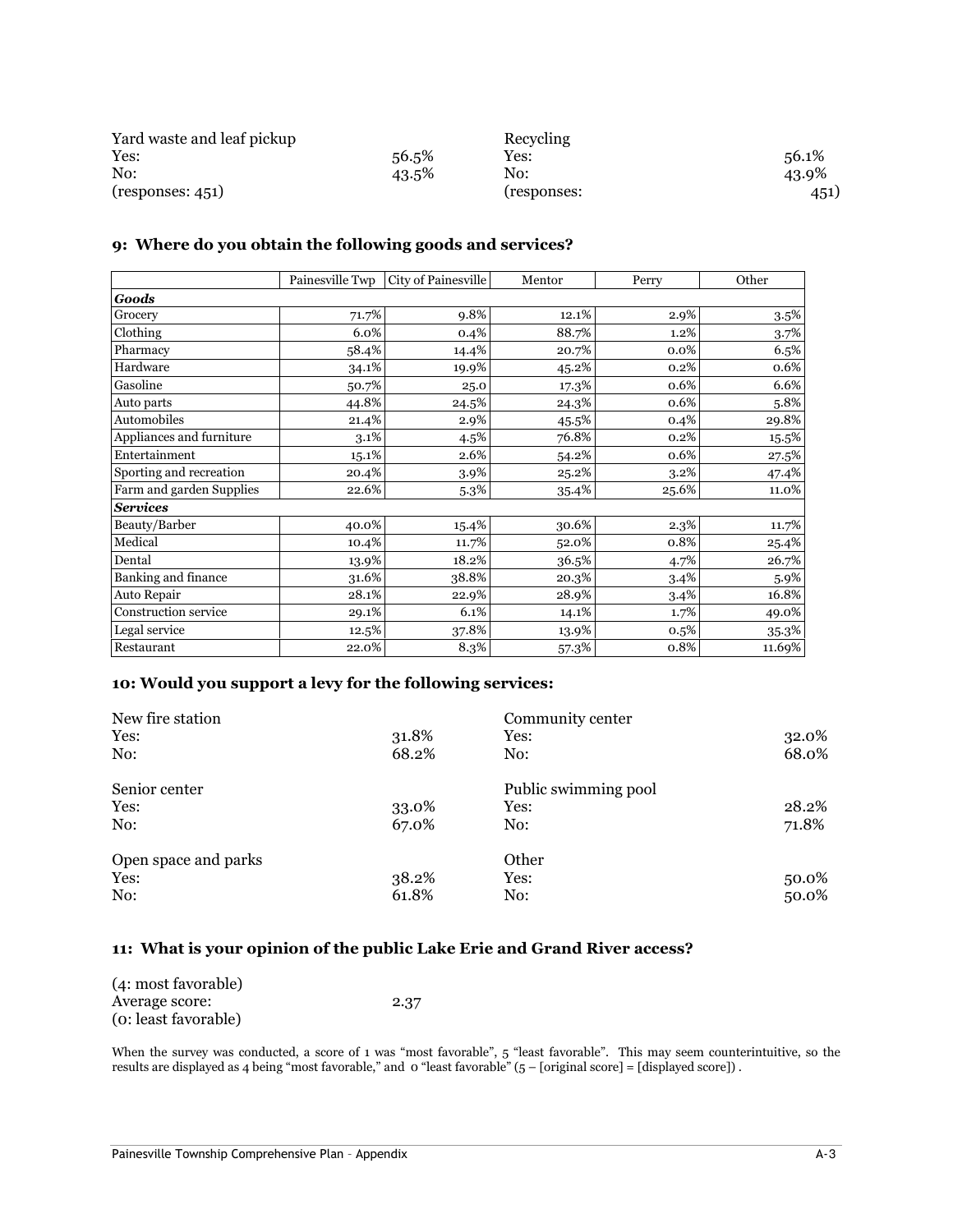| Yard waste and leaf pickup | | Recycling | |
|---|---|---|---|
| Yes: | 56.5% | Yes: | 56.1% |
| No: | 43.5% | No: | 43.9% |
| (responses: 451) | | (responses: | 451) |

### 9: Where do you obtain the following goods and services?

| | Painesville Twp | City of Painesville | Mentor | Perry | Other |
|---|---|---|---|---|---|
| ***Goods*** | | | | | |
| Grocery | 71.7% | 9.8% | 12.1% | 2.9% | 3.5% |
| Clothing | 6.0% | 0.4% | 88.7% | 1.2% | 3.7% |
| Pharmacy | 58.4% | 14.4% | 20.7% | 0.0% | 6.5% |
| Hardware | 34.1% | 19.9% | 45.2% | 0.2% | 0.6% |
| Gasoline | 50.7% | 25.0 | 17.3% | 0.6% | 6.6% |
| Auto parts | 44.8% | 24.5% | 24.3% | 0.6% | 5.8% |
| Automobiles | 21.4% | 2.9% | 45.5% | 0.4% | 29.8% |
| Appliances and furniture | 3.1% | 4.5% | 76.8% | 0.2% | 15.5% |
| Entertainment | 15.1% | 2.6% | 54.2% | 0.6% | 27.5% |
| Sporting and recreation | 20.4% | 3.9% | 25.2% | 3.2% | 47.4% |
| Farm and garden Supplies | 22.6% | 5.3% | 35.4% | 25.6% | 11.0% |
| ***Services*** | | | | | |
| Beauty/Barber | 40.0% | 15.4% | 30.6% | 2.3% | 11.7% |
| Medical | 10.4% | 11.7% | 52.0% | 0.8% | 25.4% |
| Dental | 13.9% | 18.2% | 36.5% | 4.7% | 26.7% |
| Banking and finance | 31.6% | 38.8% | 20.3% | 3.4% | 5.9% |
| Auto Repair | 28.1% | 22.9% | 28.9% | 3.4% | 16.8% |
| Construction service | 29.1% | 6.1% | 14.1% | 1.7% | 49.0% |
| Legal service | 12.5% | 37.8% | 13.9% | 0.5% | 35.3% |
| Restaurant | 22.0% | 8.3% | 57.3% | 0.8% | 11.69% |

### 10: Would you support a levy for the following services:

| New fire station | | Community center | |
|---|---|---|---|
| Yes: | 31.8% | Yes: | 32.0% |
| No: | 68.2% | No: | 68.0% |
| **Senior center** | | **Public swimming pool** | |
| Yes: | 33.0% | Yes: | 28.2% |
| No: | 67.0% | No: | 71.8% |
| **Open space and parks** | | **Other** | |
| Yes: | 38.2% | Yes: | 50.0% |
| No: | 61.8% | No: | 50.0% |

### 11: What is your opinion of the public Lake Erie and Grand River access?

(4: most favorable)
Average score: 2.37
(0: least favorable)

When the survey was conducted, a score of 1 was "most favorable", 5 "least favorable". This may seem counterintuitive, so the results are displayed as 4 being "most favorable," and 0 "least favorable" (5 – [original score] = [displayed score]) .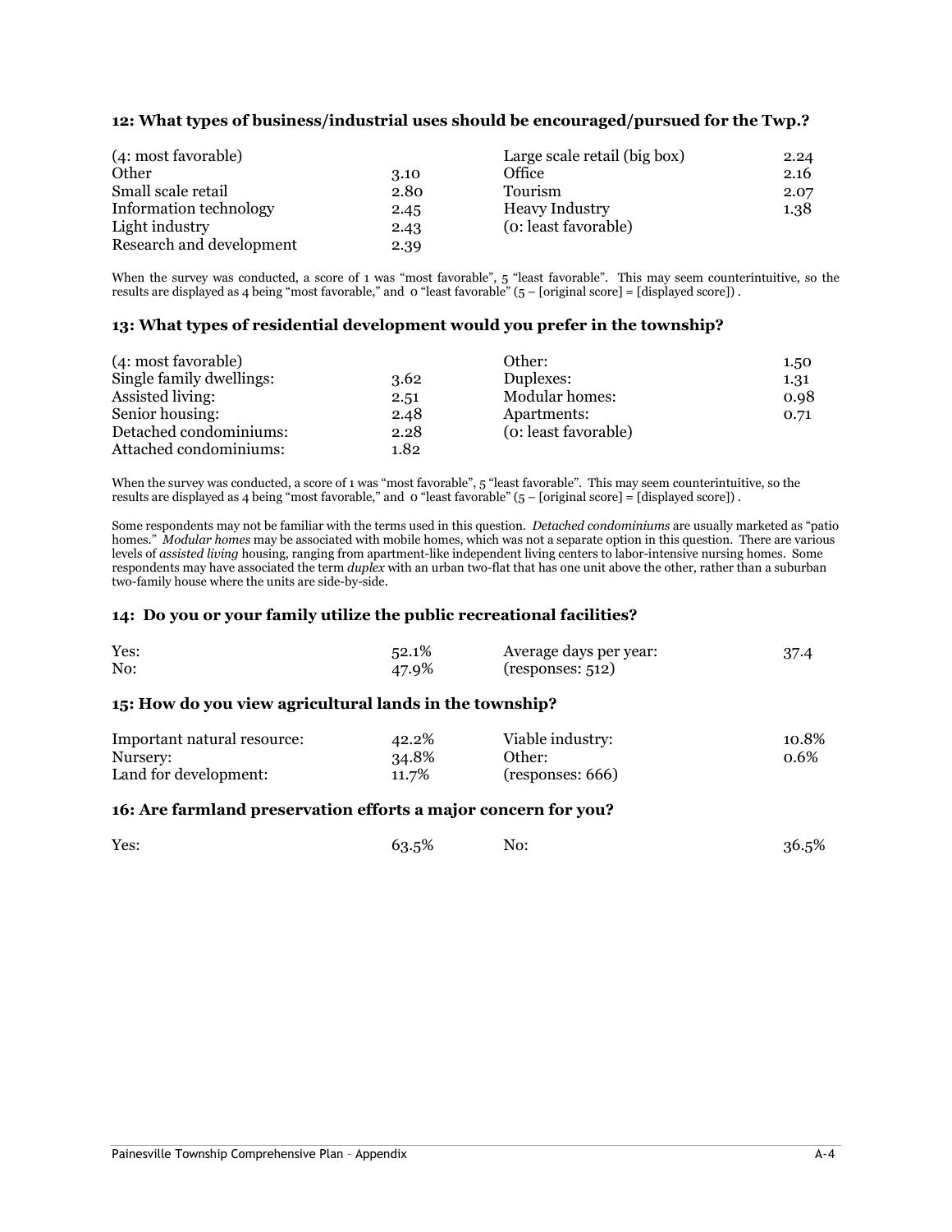**12: What types of business/industrial uses should be encouraged/pursued for the Twp.?**

| | | | |
|---|---|---|---|
| (4: most favorable) | | Large scale retail (big box) | 2.24 |
| Other | 3.10 | Office | 2.16 |
| Small scale retail | 2.80 | Tourism | 2.07 |
| Information technology | 2.45 | Heavy Industry | 1.38 |
| Light industry | 2.43 | (0: least favorable) | |
| Research and development | 2.39 | | |

When the survey was conducted, a score of 1 was "most favorable", 5 "least favorable". This may seem counterintuitive, so the results are displayed as 4 being "most favorable," and 0 "least favorable" (5 – [original score] = [displayed score]) .

**13: What types of residential development would you prefer in the township?**

| | | | |
|---|---|---|---|
| (4: most favorable) | | Other: | 1.50 |
| Single family dwellings: | 3.62 | Duplexes: | 1.31 |
| Assisted living: | 2.51 | Modular homes: | 0.98 |
| Senior housing: | 2.48 | Apartments: | 0.71 |
| Detached condominiums: | 2.28 | (0: least favorable) | |
| Attached condominiums: | 1.82 | | |

When the survey was conducted, a score of 1 was "most favorable", 5 "least favorable". This may seem counterintuitive, so the results are displayed as 4 being "most favorable," and 0 "least favorable" (5 – [original score] = [displayed score]) .

Some respondents may not be familiar with the terms used in this question. *Detached condominiums* are usually marketed as "patio homes." *Modular homes* may be associated with mobile homes, which was not a separate option in this question. There are various levels of *assisted living* housing, ranging from apartment-like independent living centers to labor-intensive nursing homes. Some respondents may have associated the term *duplex* with an urban two-flat that has one unit above the other, rather than a suburban two-family house where the units are side-by-side.

**14: Do you or your family utilize the public recreational facilities?**

| | | | |
|---|---|---|---|
| Yes: | 52.1% | Average days per year: | 37.4 |
| No: | 47.9% | (responses: 512) | |

**15: How do you view agricultural lands in the township?**

| | | | |
|---|---|---|---|
| Important natural resource: | 42.2% | Viable industry: | 10.8% |
| Nursery: | 34.8% | Other: | 0.6% |
| Land for development: | 11.7% | (responses: 666) | |

**16: Are farmland preservation efforts a major concern for you?**

| | | | |
|---|---|---|---|
| Yes: | 63.5% | No: | 36.5% |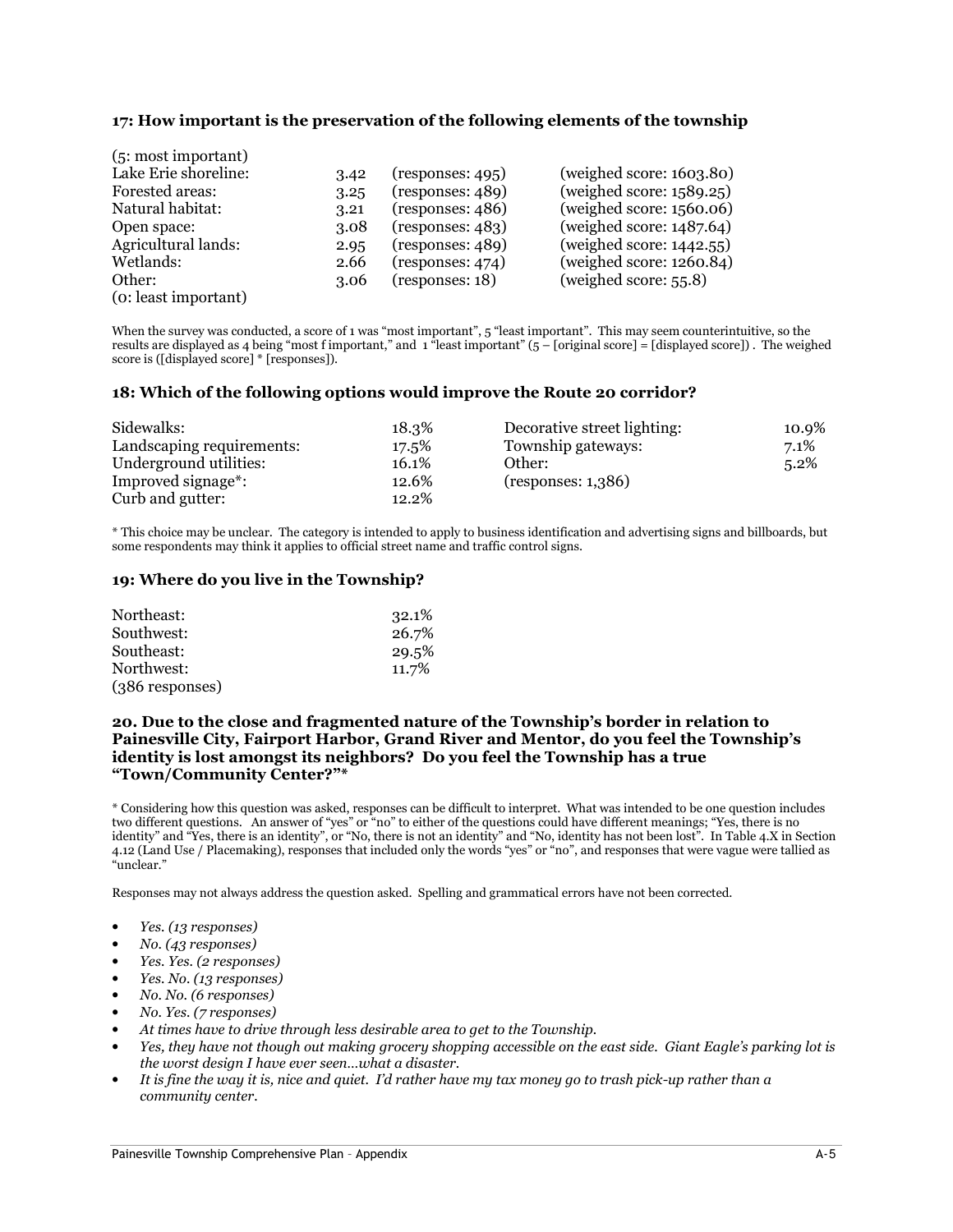### 17: How important is the preservation of the following elements of the township

| (5: most important) | | | |
|---|---|---|---|
| Lake Erie shoreline: | 3.42 | (responses: 495) | (weighed score: 1603.80) |
| Forested areas: | 3.25 | (responses: 489) | (weighed score: 1589.25) |
| Natural habitat: | 3.21 | (responses: 486) | (weighed score: 1560.06) |
| Open space: | 3.08 | (responses: 483) | (weighed score: 1487.64) |
| Agricultural lands: | 2.95 | (responses: 489) | (weighed score: 1442.55) |
| Wetlands: | 2.66 | (responses: 474) | (weighed score: 1260.84) |
| Other: | 3.06 | (responses: 18) | (weighed score: 55.8) |
| (0: least important) | | | |

When the survey was conducted, a score of 1 was "most important", 5 "least important". This may seem counterintuitive, so the results are displayed as 4 being "most f important," and 1 "least important" (5 – [original score] = [displayed score]) . The weighed score is ([displayed score] * [responses]).

### 18: Which of the following options would improve the Route 20 corridor?

| | | | |
|---|---|---|---|
| Sidewalks: | 18.3% | Decorative street lighting: | 10.9% |
| Landscaping requirements: | 17.5% | Township gateways: | 7.1% |
| Underground utilities: | 16.1% | Other: | 5.2% |
| Improved signage*: | 12.6% | (responses: 1,386) | |
| Curb and gutter: | 12.2% | | |

* This choice may be unclear. The category is intended to apply to business identification and advertising signs and billboards, but some respondents may think it applies to official street name and traffic control signs.

### 19: Where do you live in the Township?

| | |
|---|---|
| Northeast: | 32.1% |
| Southwest: | 26.7% |
| Southeast: | 29.5% |
| Northwest: | 11.7% |
| (386 responses) | |

### 20. Due to the close and fragmented nature of the Township's border in relation to Painesville City, Fairport Harbor, Grand River and Mentor, do you feel the Township's identity is lost amongst its neighbors? Do you feel the Township has a true "Town/Community Center?"*

* Considering how this question was asked, responses can be difficult to interpret. What was intended to be one question includes two different questions. An answer of "yes" or "no" to either of the questions could have different meanings; "Yes, there is no identity" and "Yes, there is an identity", or "No, there is not an identity" and "No, identity has not been lost". In Table 4.X in Section 4.12 (Land Use / Placemaking), responses that included only the words "yes" or "no", and responses that were vague were tallied as "unclear."

Responses may not always address the question asked. Spelling and grammatical errors have not been corrected.

- *Yes. (13 responses)*
- *No. (43 responses)*
- *Yes. Yes. (2 responses)*
- *Yes. No. (13 responses)*
- *No. No. (6 responses)*
- *No. Yes. (7 responses)*
- *At times have to drive through less desirable area to get to the Township.*
- *Yes, they have not though out making grocery shopping accessible on the east side. Giant Eagle's parking lot is the worst design I have ever seen…what a disaster.*
- *It is fine the way it is, nice and quiet. I'd rather have my tax money go to trash pick-up rather than a community center.*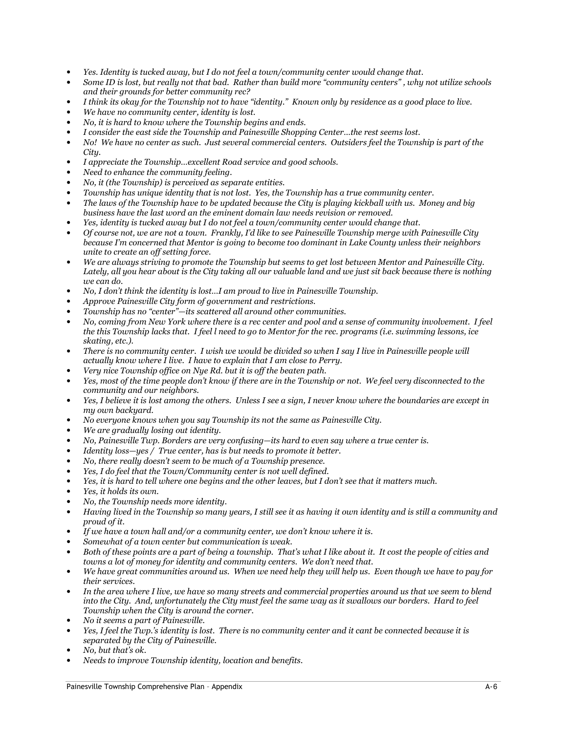- *Yes. Identity is tucked away, but I do not feel a town/community center would change that.*
- *Some ID is lost, but really not that bad. Rather than build more "community centers" , why not utilize schools and their grounds for better community rec?*
- *I think its okay for the Township not to have "identity." Known only by residence as a good place to live.*
- *We have no community center, identity is lost.*
- *No, it is hard to know where the Township begins and ends.*
- *I consider the east side the Township and Painesville Shopping Center…the rest seems lost.*
- *No! We have no center as such. Just several commercial centers. Outsiders feel the Township is part of the City.*
- *I appreciate the Township…excellent Road service and good schools.*
- *Need to enhance the community feeling.*
- *No, it (the Township) is perceived as separate entities.*
- *Township has unique identity that is not lost. Yes, the Township has a true community center.*
- *The laws of the Township have to be updated because the City is playing kickball with us. Money and big business have the last word an the eminent domain law needs revision or removed.*
- *Yes, identity is tucked away but I do not feel a town/community center would change that.*
- *Of course not, we are not a town. Frankly, I'd like to see Painesville Township merge with Painesville City because I'm concerned that Mentor is going to become too dominant in Lake County unless their neighbors unite to create an off setting force.*
- *We are always striving to promote the Township but seems to get lost between Mentor and Painesville City. Lately, all you hear about is the City taking all our valuable land and we just sit back because there is nothing we can do.*
- *No, I don't think the identity is lost…I am proud to live in Painesville Township.*
- *Approve Painesville City form of government and restrictions.*
- *Township has no "center"—its scattered all around other communities.*
- *No, coming from New York where there is a rec center and pool and a sense of community involvement. I feel the this Township lacks that. I feel l need to go to Mentor for the rec. programs (i.e. swimming lessons, ice skating, etc.).*
- *There is no community center. I wish we would be divided so when I say I live in Painesville people will actually know where I live. I have to explain that I am close to Perry.*
- *Very nice Township office on Nye Rd. but it is off the beaten path.*
- *Yes, most of the time people don't know if there are in the Township or not. We feel very disconnected to the community and our neighbors.*
- *Yes, I believe it is lost among the others. Unless I see a sign, I never know where the boundaries are except in my own backyard.*
- *No everyone knows when you say Township its not the same as Painesville City.*
- *We are gradually losing out identity.*
- *No, Painesville Twp. Borders are very confusing—its hard to even say where a true center is.*
- *Identity loss—yes / True center, has is but needs to promote it better.*
- *No, there really doesn't seem to be much of a Township presence.*
- *Yes, I do feel that the Town/Community center is not well defined.*
- *Yes, it is hard to tell where one begins and the other leaves, but I don't see that it matters much.*
- *Yes, it holds its own.*
- *No, the Township needs more identity.*
- *Having lived in the Township so many years, I still see it as having it own identity and is still a community and proud of it.*
- *If we have a town hall and/or a community center, we don't know where it is.*
- *Somewhat of a town center but communication is weak.*
- *Both of these points are a part of being a township. That's what I like about it. It cost the people of cities and towns a lot of money for identity and community centers. We don't need that.*
- *We have great communities around us. When we need help they will help us. Even though we have to pay for their services.*
- *In the area where I live, we have so many streets and commercial properties around us that we seem to blend into the City. And, unfortunately the City must feel the same way as it swallows our borders. Hard to feel Township when the City is around the corner.*
- *No it seems a part of Painesville.*
- *Yes, I feel the Twp.'s identity is lost. There is no community center and it cant be connected because it is separated by the City of Painesville.*
- *No, but that's ok.*
- *Needs to improve Township identity, location and benefits.*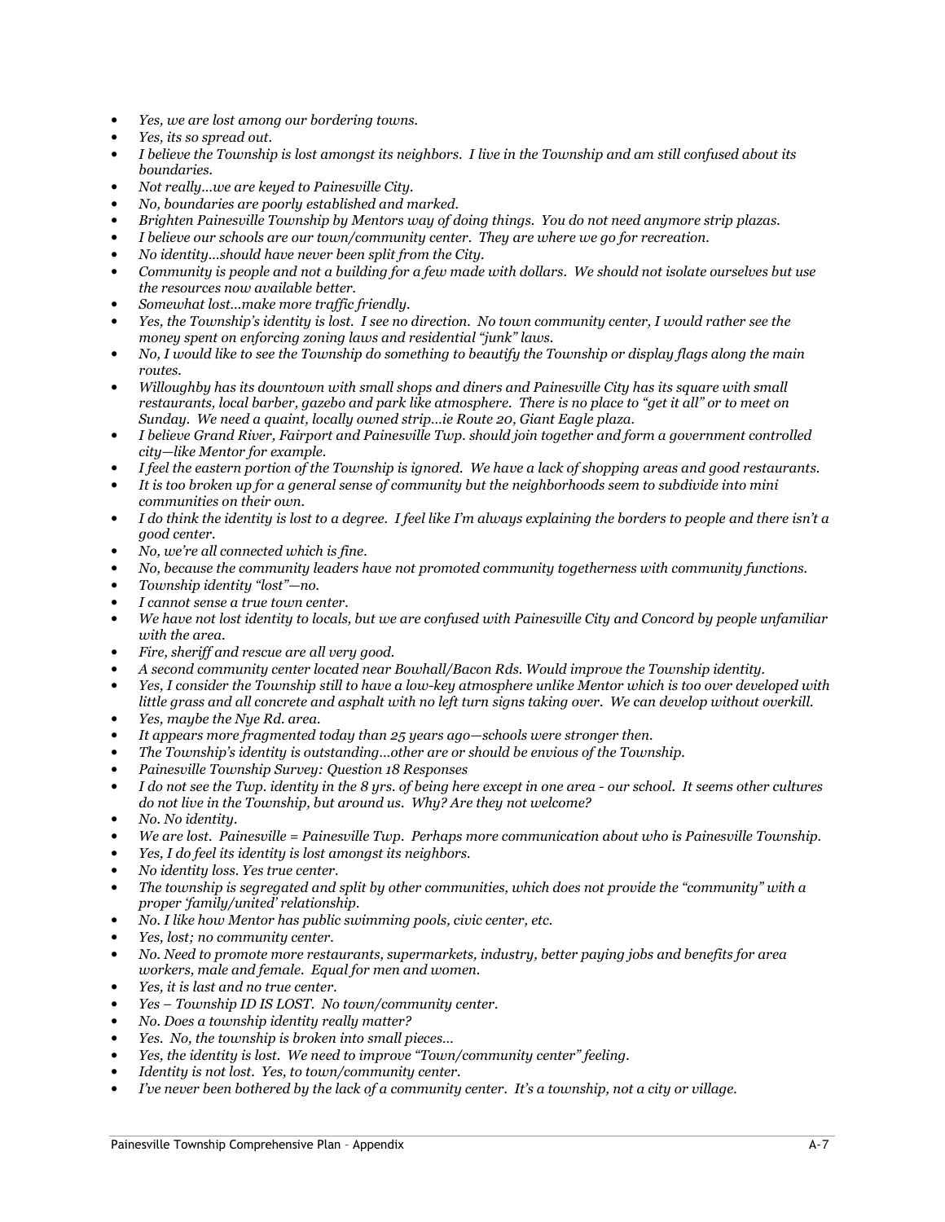- *Yes, we are lost among our bordering towns.*
- *Yes, its so spread out.*
- *I believe the Township is lost amongst its neighbors. I live in the Township and am still confused about its boundaries.*
- *Not really…we are keyed to Painesville City.*
- *No, boundaries are poorly established and marked.*
- *Brighten Painesville Township by Mentors way of doing things. You do not need anymore strip plazas.*
- *I believe our schools are our town/community center. They are where we go for recreation.*
- *No identity…should have never been split from the City.*
- *Community is people and not a building for a few made with dollars. We should not isolate ourselves but use the resources now available better.*
- *Somewhat lost…make more traffic friendly.*
- *Yes, the Township's identity is lost. I see no direction. No town community center, I would rather see the money spent on enforcing zoning laws and residential "junk" laws.*
- *No, I would like to see the Township do something to beautify the Township or display flags along the main routes.*
- *Willoughby has its downtown with small shops and diners and Painesville City has its square with small restaurants, local barber, gazebo and park like atmosphere. There is no place to "get it all" or to meet on Sunday. We need a quaint, locally owned strip…ie Route 20, Giant Eagle plaza.*
- *I believe Grand River, Fairport and Painesville Twp. should join together and form a government controlled city—like Mentor for example.*
- *I feel the eastern portion of the Township is ignored. We have a lack of shopping areas and good restaurants.*
- *It is too broken up for a general sense of community but the neighborhoods seem to subdivide into mini communities on their own.*
- *I do think the identity is lost to a degree. I feel like I'm always explaining the borders to people and there isn't a good center.*
- *No, we're all connected which is fine.*
- *No, because the community leaders have not promoted community togetherness with community functions.*
- *Township identity "lost"—no.*
- *I cannot sense a true town center.*
- *We have not lost identity to locals, but we are confused with Painesville City and Concord by people unfamiliar with the area.*
- *Fire, sheriff and rescue are all very good.*
- *A second community center located near Bowhall/Bacon Rds. Would improve the Township identity.*
- *Yes, I consider the Township still to have a low-key atmosphere unlike Mentor which is too over developed with little grass and all concrete and asphalt with no left turn signs taking over. We can develop without overkill.*
- *Yes, maybe the Nye Rd. area.*
- *It appears more fragmented today than 25 years ago—schools were stronger then.*
- *The Township's identity is outstanding…other are or should be envious of the Township.*
- *Painesville Township Survey: Question 18 Responses*
- *I do not see the Twp. identity in the 8 yrs. of being here except in one area - our school. It seems other cultures do not live in the Township, but around us. Why? Are they not welcome?*
- *No. No identity.*
- *We are lost. Painesville = Painesville Twp. Perhaps more communication about who is Painesville Township.*
- *Yes, I do feel its identity is lost amongst its neighbors.*
- *No identity loss. Yes true center.*
- *The township is segregated and split by other communities, which does not provide the "community" with a proper 'family/united' relationship.*
- *No. I like how Mentor has public swimming pools, civic center, etc.*
- *Yes, lost; no community center.*
- *No. Need to promote more restaurants, supermarkets, industry, better paying jobs and benefits for area workers, male and female. Equal for men and women.*
- *Yes, it is last and no true center.*
- *Yes – Township ID IS LOST. No town/community center.*
- *No. Does a township identity really matter?*
- *Yes. No, the township is broken into small pieces…*
- *Yes, the identity is lost. We need to improve "Town/community center" feeling.*
- *Identity is not lost. Yes, to town/community center.*
- *I've never been bothered by the lack of a community center. It's a township, not a city or village.*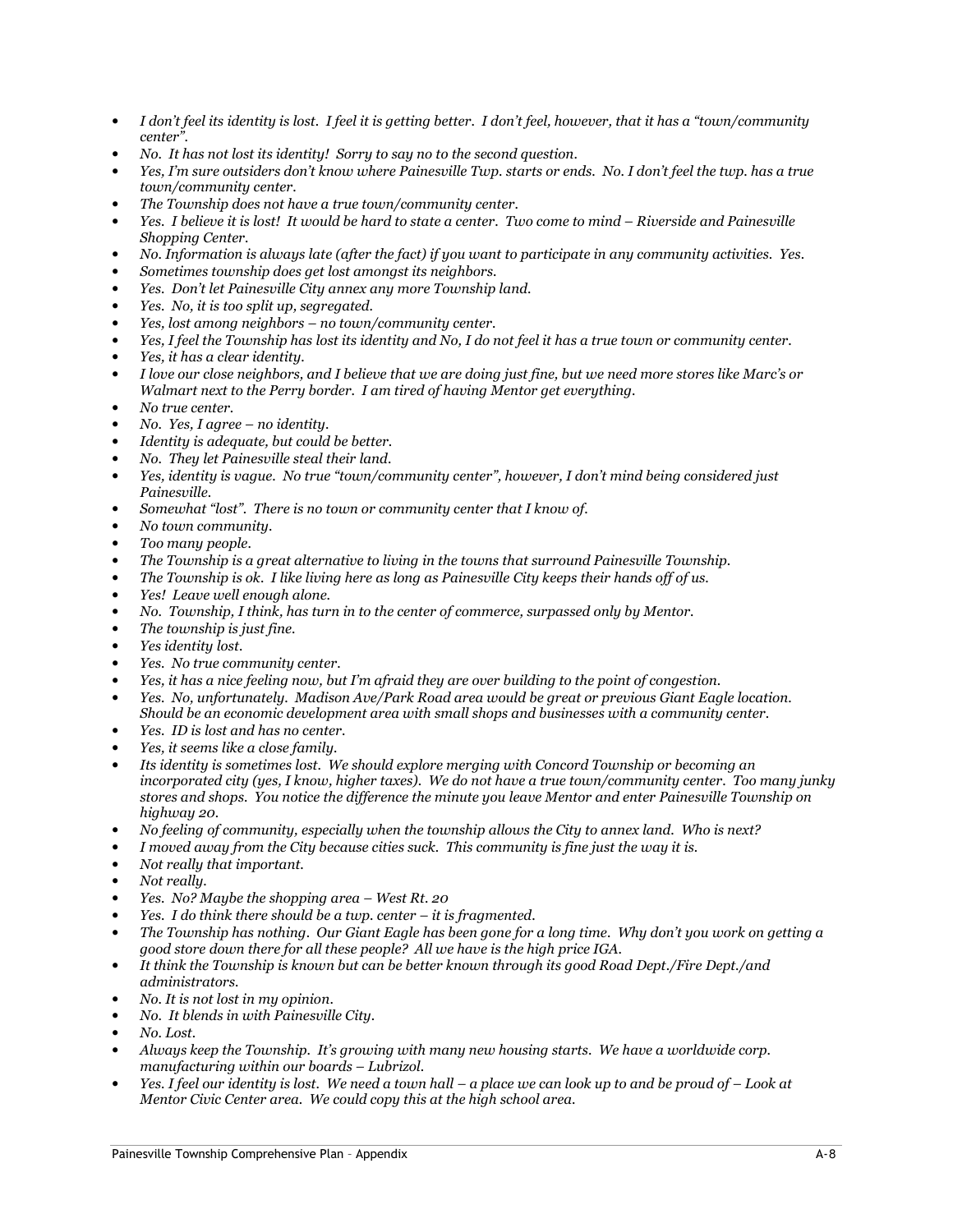- *I don't feel its identity is lost. I feel it is getting better. I don't feel, however, that it has a "town/community center".*
- *No. It has not lost its identity! Sorry to say no to the second question.*
- *Yes, I'm sure outsiders don't know where Painesville Twp. starts or ends. No. I don't feel the twp. has a true town/community center.*
- *The Township does not have a true town/community center.*
- *Yes. I believe it is lost! It would be hard to state a center. Two come to mind – Riverside and Painesville Shopping Center.*
- *No. Information is always late (after the fact) if you want to participate in any community activities. Yes.*
- *Sometimes township does get lost amongst its neighbors.*
- *Yes. Don't let Painesville City annex any more Township land.*
- *Yes. No, it is too split up, segregated.*
- *Yes, lost among neighbors – no town/community center.*
- *Yes, I feel the Township has lost its identity and No, I do not feel it has a true town or community center.*
- *Yes, it has a clear identity.*
- *I love our close neighbors, and I believe that we are doing just fine, but we need more stores like Marc's or Walmart next to the Perry border. I am tired of having Mentor get everything.*
- *No true center.*
- *No. Yes, I agree – no identity.*
- *Identity is adequate, but could be better.*
- *No. They let Painesville steal their land.*
- *Yes, identity is vague. No true "town/community center", however, I don't mind being considered just Painesville.*
- *Somewhat "lost". There is no town or community center that I know of.*
- *No town community.*
- *Too many people.*
- *The Township is a great alternative to living in the towns that surround Painesville Township.*
- *The Township is ok. I like living here as long as Painesville City keeps their hands off of us.*
- *Yes! Leave well enough alone.*
- *No. Township, I think, has turn in to the center of commerce, surpassed only by Mentor.*
- *The township is just fine.*
- *Yes identity lost.*
- *Yes. No true community center.*
- *Yes, it has a nice feeling now, but I'm afraid they are over building to the point of congestion.*
- *Yes. No, unfortunately. Madison Ave/Park Road area would be great or previous Giant Eagle location. Should be an economic development area with small shops and businesses with a community center.*
- *Yes. ID is lost and has no center.*
- *Yes, it seems like a close family.*
- *Its identity is sometimes lost. We should explore merging with Concord Township or becoming an incorporated city (yes, I know, higher taxes). We do not have a true town/community center. Too many junky stores and shops. You notice the difference the minute you leave Mentor and enter Painesville Township on highway 20.*
- *No feeling of community, especially when the township allows the City to annex land. Who is next?*
- *I moved away from the City because cities suck. This community is fine just the way it is.*
- *Not really that important.*
- *Not really.*
- *Yes. No? Maybe the shopping area – West Rt. 20*
- *Yes. I do think there should be a twp. center – it is fragmented.*
- *The Township has nothing. Our Giant Eagle has been gone for a long time. Why don't you work on getting a good store down there for all these people? All we have is the high price IGA.*
- *It think the Township is known but can be better known through its good Road Dept./Fire Dept./and administrators.*
- *No. It is not lost in my opinion.*
- *No. It blends in with Painesville City.*
- *No. Lost.*
- *Always keep the Township. It's growing with many new housing starts. We have a worldwide corp. manufacturing within our boards – Lubrizol.*
- *Yes. I feel our identity is lost. We need a town hall – a place we can look up to and be proud of – Look at Mentor Civic Center area. We could copy this at the high school area.*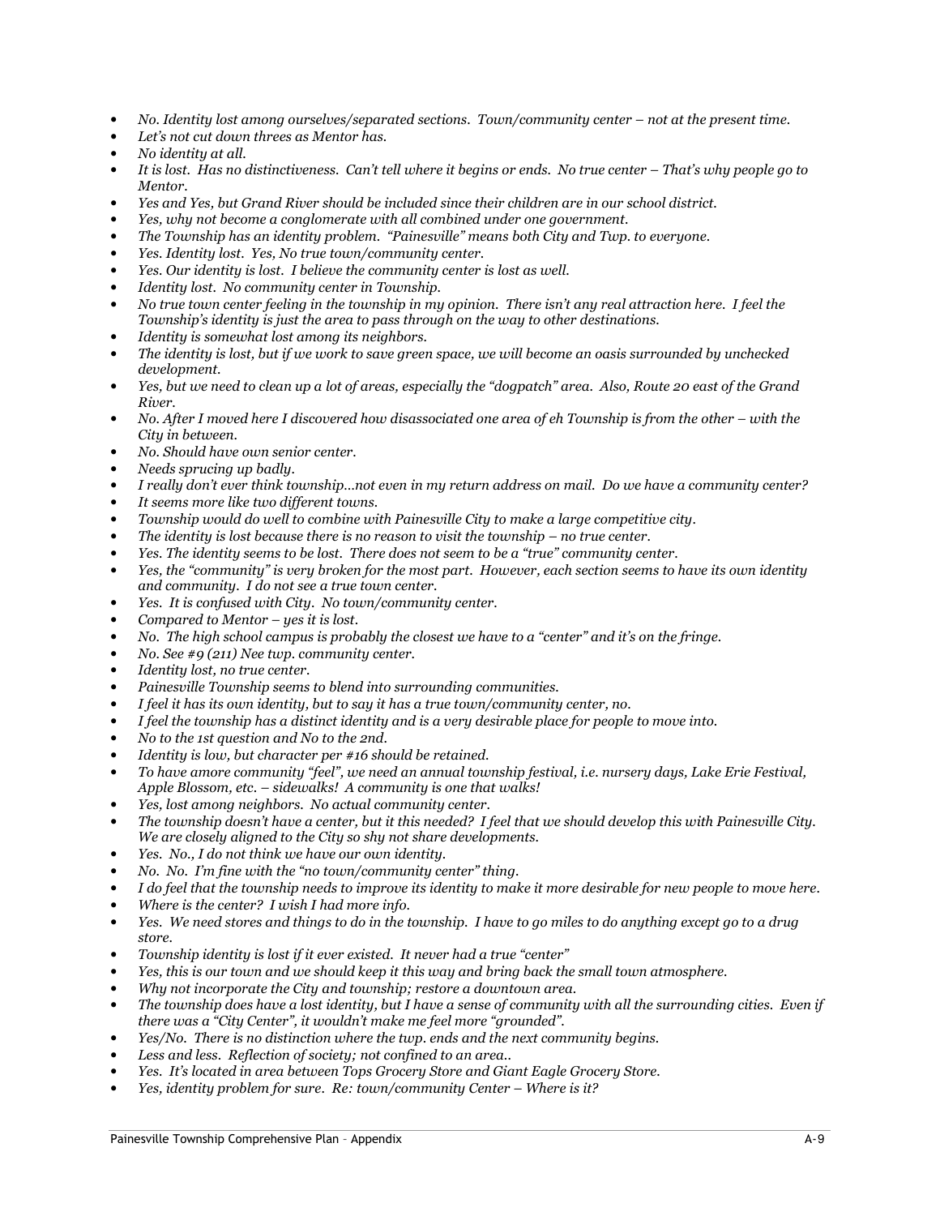- *No. Identity lost among ourselves/separated sections. Town/community center – not at the present time.*
- *Let's not cut down threes as Mentor has.*
- *No identity at all.*
- *It is lost. Has no distinctiveness. Can't tell where it begins or ends. No true center – That's why people go to Mentor.*
- *Yes and Yes, but Grand River should be included since their children are in our school district.*
- *Yes, why not become a conglomerate with all combined under one government.*
- *The Township has an identity problem. "Painesville" means both City and Twp. to everyone.*
- *Yes. Identity lost. Yes, No true town/community center.*
- *Yes. Our identity is lost. I believe the community center is lost as well.*
- *Identity lost. No community center in Township.*
- *No true town center feeling in the township in my opinion. There isn't any real attraction here. I feel the Township's identity is just the area to pass through on the way to other destinations.*
- *Identity is somewhat lost among its neighbors.*
- *The identity is lost, but if we work to save green space, we will become an oasis surrounded by unchecked development.*
- *Yes, but we need to clean up a lot of areas, especially the "dogpatch" area. Also, Route 20 east of the Grand River.*
- *No. After I moved here I discovered how disassociated one area of eh Township is from the other – with the City in between.*
- *No. Should have own senior center.*
- *Needs sprucing up badly.*
- *I really don't ever think township…not even in my return address on mail. Do we have a community center?*
- *It seems more like two different towns.*
- *Township would do well to combine with Painesville City to make a large competitive city.*
- *The identity is lost because there is no reason to visit the township – no true center.*
- *Yes. The identity seems to be lost. There does not seem to be a "true" community center.*
- *Yes, the "community" is very broken for the most part. However, each section seems to have its own identity and community. I do not see a true town center.*
- *Yes. It is confused with City. No town/community center.*
- *Compared to Mentor – yes it is lost.*
- *No. The high school campus is probably the closest we have to a "center" and it's on the fringe.*
- *No. See #9 (211) Nee twp. community center.*
- *Identity lost, no true center.*
- *Painesville Township seems to blend into surrounding communities.*
- *I feel it has its own identity, but to say it has a true town/community center, no.*
- *I feel the township has a distinct identity and is a very desirable place for people to move into.*
- *No to the 1st question and No to the 2nd.*
- *Identity is low, but character per #16 should be retained.*
- *To have amore community "feel", we need an annual township festival, i.e. nursery days, Lake Erie Festival, Apple Blossom, etc. – sidewalks! A community is one that walks!*
- *Yes, lost among neighbors. No actual community center.*
- *The township doesn't have a center, but it this needed? I feel that we should develop this with Painesville City. We are closely aligned to the City so shy not share developments.*
- *Yes. No., I do not think we have our own identity.*
- *No. No. I'm fine with the "no town/community center" thing.*
- *I do feel that the township needs to improve its identity to make it more desirable for new people to move here.*
- *Where is the center? I wish I had more info.*
- *Yes. We need stores and things to do in the township. I have to go miles to do anything except go to a drug store.*
- *Township identity is lost if it ever existed. It never had a true "center"*
- *Yes, this is our town and we should keep it this way and bring back the small town atmosphere.*
- *Why not incorporate the City and township; restore a downtown area.*
- *The township does have a lost identity, but I have a sense of community with all the surrounding cities. Even if there was a "City Center", it wouldn't make me feel more "grounded".*
- *Yes/No. There is no distinction where the twp. ends and the next community begins.*
- *Less and less. Reflection of society; not confined to an area..*
- *Yes. It's located in area between Tops Grocery Store and Giant Eagle Grocery Store.*
- *Yes, identity problem for sure. Re: town/community Center – Where is it?*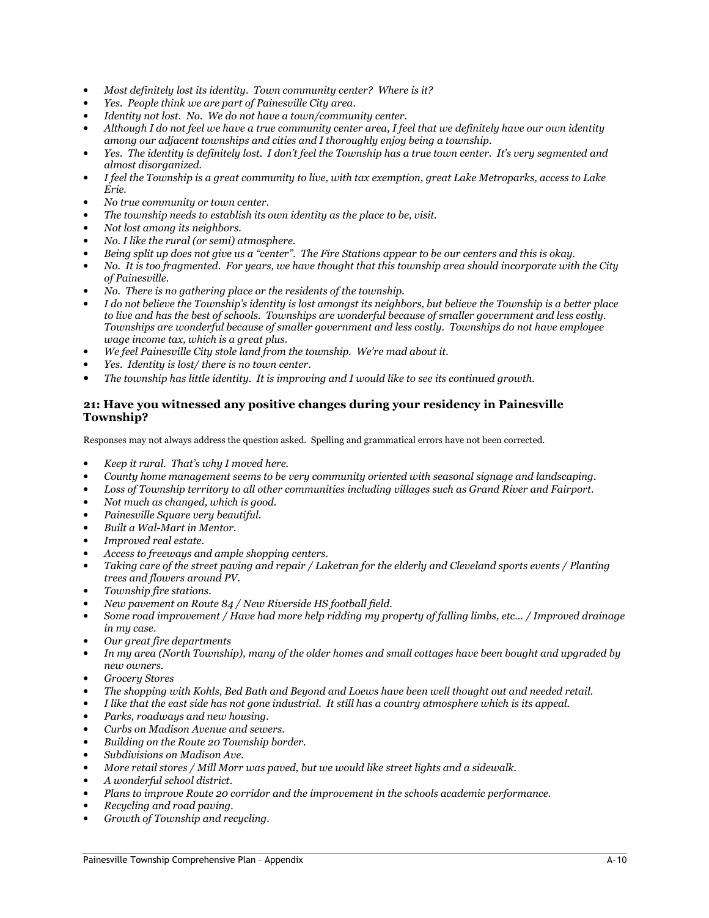- *Most definitely lost its identity. Town community center? Where is it?*
- *Yes. People think we are part of Painesville City area.*
- *Identity not lost. No. We do not have a town/community center.*
- *Although I do not feel we have a true community center area, I feel that we definitely have our own identity among our adjacent townships and cities and I thoroughly enjoy being a township.*
- *Yes. The identity is definitely lost. I don't feel the Township has a true town center. It's very segmented and almost disorganized.*
- *I feel the Township is a great community to live, with tax exemption, great Lake Metroparks, access to Lake Erie.*
- *No true community or town center.*
- *The township needs to establish its own identity as the place to be, visit.*
- *Not lost among its neighbors.*
- *No. I like the rural (or semi) atmosphere.*
- *Being split up does not give us a "center". The Fire Stations appear to be our centers and this is okay.*
- *No. It is too fragmented. For years, we have thought that this township area should incorporate with the City of Painesville.*
- *No. There is no gathering place or the residents of the township.*
- *I do not believe the Township's identity is lost amongst its neighbors, but believe the Township is a better place to live and has the best of schools. Townships are wonderful because of smaller government and less costly. Townships are wonderful because of smaller government and less costly. Townships do not have employee wage income tax, which is a great plus.*
- *We feel Painesville City stole land from the township. We're mad about it.*
- *Yes. Identity is lost/ there is no town center.*
- *The township has little identity. It is improving and I would like to see its continued growth.*

### 21: Have you witnessed any positive changes during your residency in Painesville Township?

Responses may not always address the question asked. Spelling and grammatical errors have not been corrected.

- *Keep it rural. That's why I moved here.*
- *County home management seems to be very community oriented with seasonal signage and landscaping.*
- *Loss of Township territory to all other communities including villages such as Grand River and Fairport.*
- *Not much as changed, which is good.*
- *Painesville Square very beautiful.*
- *Built a Wal-Mart in Mentor.*
- *Improved real estate.*
- *Access to freeways and ample shopping centers.*
- *Taking care of the street paving and repair / Laketran for the elderly and Cleveland sports events / Planting trees and flowers around PV.*
- *Township fire stations.*
- *New pavement on Route 84 / New Riverside HS football field.*
- *Some road improvement / Have had more help ridding my property of falling limbs, etc... / Improved drainage in my case.*
- *Our great fire departments*
- *In my area (North Township), many of the older homes and small cottages have been bought and upgraded by new owners.*
- *Grocery Stores*
- *The shopping with Kohls, Bed Bath and Beyond and Loews have been well thought out and needed retail.*
- *I like that the east side has not gone industrial. It still has a country atmosphere which is its appeal.*
- *Parks, roadways and new housing.*
- *Curbs on Madison Avenue and sewers.*
- *Building on the Route 20 Township border.*
- *Subdivisions on Madison Ave.*
- *More retail stores / Mill Morr was paved, but we would like street lights and a sidewalk.*
- *A wonderful school district.*
- *Plans to improve Route 20 corridor and the improvement in the schools academic performance.*
- *Recycling and road paving.*
- *Growth of Township and recycling.*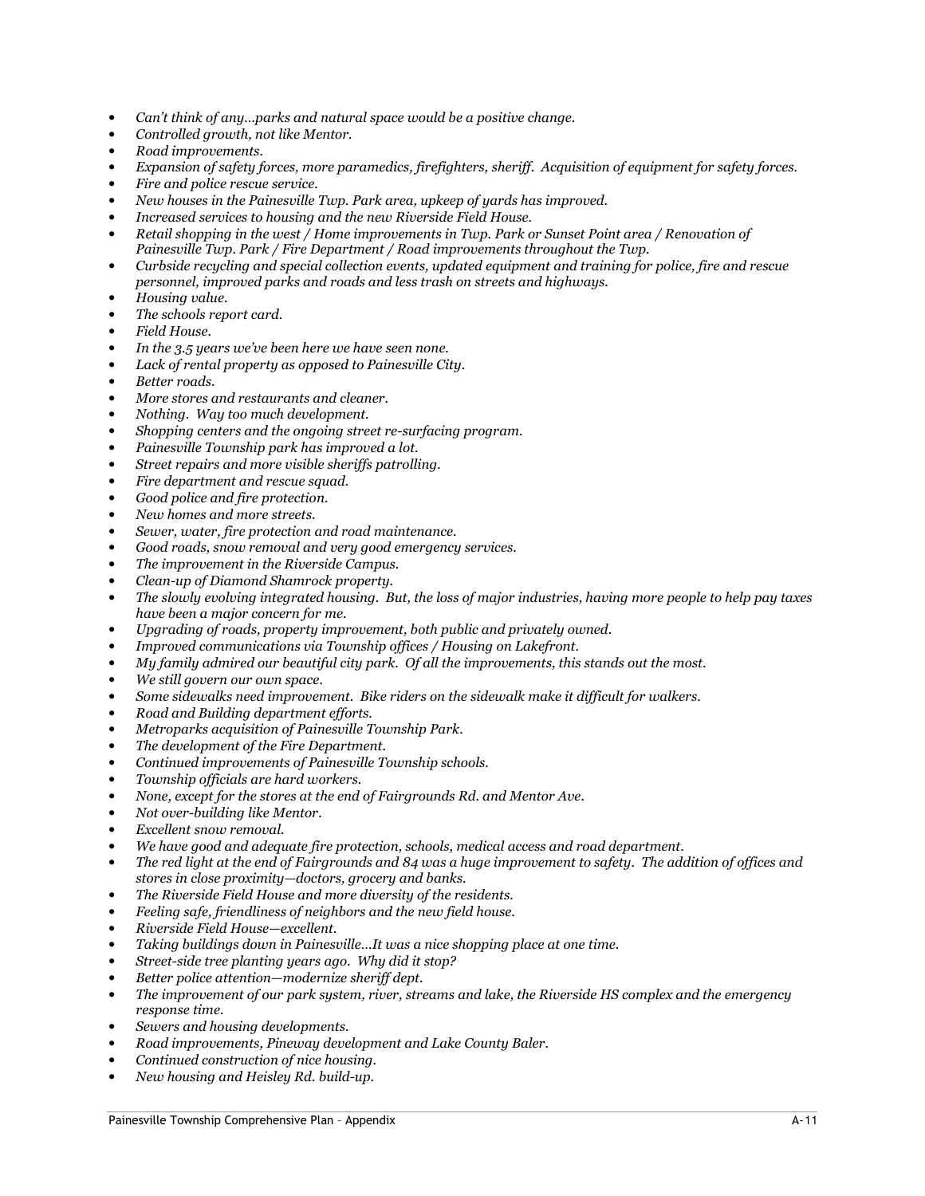- *Can't think of any…parks and natural space would be a positive change.*
- *Controlled growth, not like Mentor.*
- *Road improvements.*
- *Expansion of safety forces, more paramedics, firefighters, sheriff. Acquisition of equipment for safety forces.*
- *Fire and police rescue service.*
- *New houses in the Painesville Twp. Park area, upkeep of yards has improved.*
- *Increased services to housing and the new Riverside Field House.*
- *Retail shopping in the west / Home improvements in Twp. Park or Sunset Point area / Renovation of Painesville Twp. Park / Fire Department / Road improvements throughout the Twp.*
- *Curbside recycling and special collection events, updated equipment and training for police, fire and rescue personnel, improved parks and roads and less trash on streets and highways.*
- *Housing value.*
- *The schools report card.*
- *Field House.*
- *In the 3.5 years we've been here we have seen none.*
- *Lack of rental property as opposed to Painesville City.*
- *Better roads.*
- *More stores and restaurants and cleaner.*
- *Nothing. Way too much development.*
- *Shopping centers and the ongoing street re-surfacing program.*
- *Painesville Township park has improved a lot.*
- *Street repairs and more visible sheriffs patrolling.*
- *Fire department and rescue squad.*
- *Good police and fire protection.*
- *New homes and more streets.*
- *Sewer, water, fire protection and road maintenance.*
- *Good roads, snow removal and very good emergency services.*
- *The improvement in the Riverside Campus.*
- *Clean-up of Diamond Shamrock property.*
- *The slowly evolving integrated housing. But, the loss of major industries, having more people to help pay taxes have been a major concern for me.*
- *Upgrading of roads, property improvement, both public and privately owned.*
- *Improved communications via Township offices / Housing on Lakefront.*
- *My family admired our beautiful city park. Of all the improvements, this stands out the most.*
- *We still govern our own space.*
- *Some sidewalks need improvement. Bike riders on the sidewalk make it difficult for walkers.*
- *Road and Building department efforts.*
- *Metroparks acquisition of Painesville Township Park.*
- *The development of the Fire Department.*
- *Continued improvements of Painesville Township schools.*
- *Township officials are hard workers.*
- *None, except for the stores at the end of Fairgrounds Rd. and Mentor Ave.*
- *Not over-building like Mentor.*
- *Excellent snow removal.*
- *We have good and adequate fire protection, schools, medical access and road department.*
- *The red light at the end of Fairgrounds and 84 was a huge improvement to safety. The addition of offices and stores in close proximity—doctors, grocery and banks.*
- *The Riverside Field House and more diversity of the residents.*
- *Feeling safe, friendliness of neighbors and the new field house.*
- *Riverside Field House—excellent.*
- *Taking buildings down in Painesville…It was a nice shopping place at one time.*
- *Street-side tree planting years ago. Why did it stop?*
- *Better police attention—modernize sheriff dept.*
- *The improvement of our park system, river, streams and lake, the Riverside HS complex and the emergency response time.*
- *Sewers and housing developments.*
- *Road improvements, Pineway development and Lake County Baler.*
- *Continued construction of nice housing.*
- *New housing and Heisley Rd. build-up.*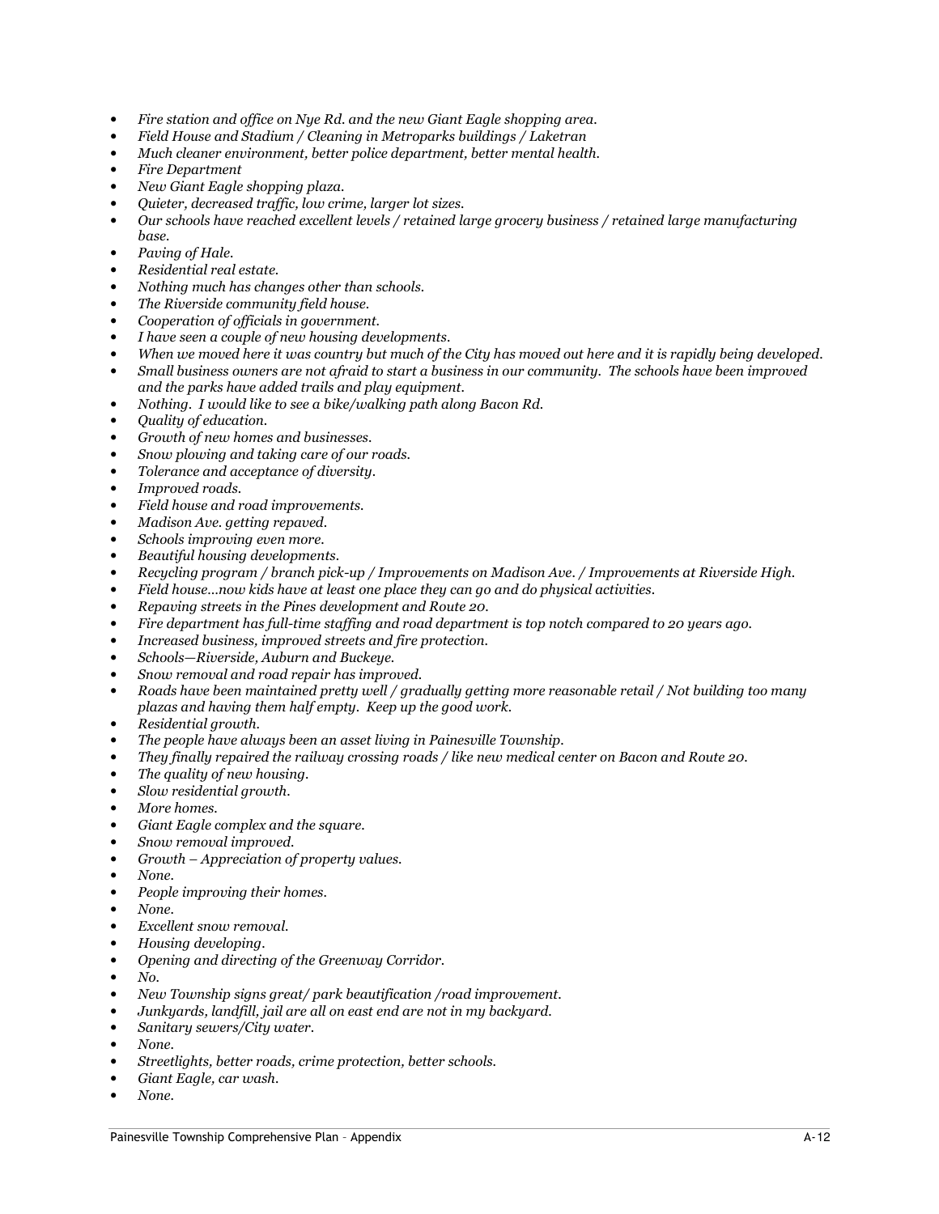- *Fire station and office on Nye Rd. and the new Giant Eagle shopping area.*
- *Field House and Stadium / Cleaning in Metroparks buildings / Laketran*
- *Much cleaner environment, better police department, better mental health.*
- *Fire Department*
- *New Giant Eagle shopping plaza.*
- *Quieter, decreased traffic, low crime, larger lot sizes.*
- *Our schools have reached excellent levels / retained large grocery business / retained large manufacturing base.*
- *Paving of Hale.*
- *Residential real estate.*
- *Nothing much has changes other than schools.*
- *The Riverside community field house.*
- *Cooperation of officials in government.*
- *I have seen a couple of new housing developments.*
- *When we moved here it was country but much of the City has moved out here and it is rapidly being developed.*
- *Small business owners are not afraid to start a business in our community. The schools have been improved and the parks have added trails and play equipment.*
- *Nothing. I would like to see a bike/walking path along Bacon Rd.*
- *Quality of education.*
- *Growth of new homes and businesses.*
- *Snow plowing and taking care of our roads.*
- *Tolerance and acceptance of diversity.*
- *Improved roads.*
- *Field house and road improvements.*
- *Madison Ave. getting repaved.*
- *Schools improving even more.*
- *Beautiful housing developments.*
- *Recycling program / branch pick-up / Improvements on Madison Ave. / Improvements at Riverside High.*
- *Field house…now kids have at least one place they can go and do physical activities.*
- *Repaving streets in the Pines development and Route 20.*
- *Fire department has full-time staffing and road department is top notch compared to 20 years ago.*
- *Increased business, improved streets and fire protection.*
- *Schools—Riverside, Auburn and Buckeye.*
- *Snow removal and road repair has improved.*
- *Roads have been maintained pretty well / gradually getting more reasonable retail / Not building too many plazas and having them half empty. Keep up the good work.*
- *Residential growth.*
- *The people have always been an asset living in Painesville Township.*
- *They finally repaired the railway crossing roads / like new medical center on Bacon and Route 20.*
- *The quality of new housing.*
- *Slow residential growth.*
- *More homes.*
- *Giant Eagle complex and the square.*
- *Snow removal improved.*
- *Growth – Appreciation of property values.*
- *None.*
- *People improving their homes.*
- *None.*
- *Excellent snow removal.*
- *Housing developing.*
- *Opening and directing of the Greenway Corridor.*
- *No.*
- *New Township signs great/ park beautification /road improvement.*
- *Junkyards, landfill, jail are all on east end are not in my backyard.*
- *Sanitary sewers/City water.*
- *None.*
- *Streetlights, better roads, crime protection, better schools.*
- *Giant Eagle, car wash.*
- *None.*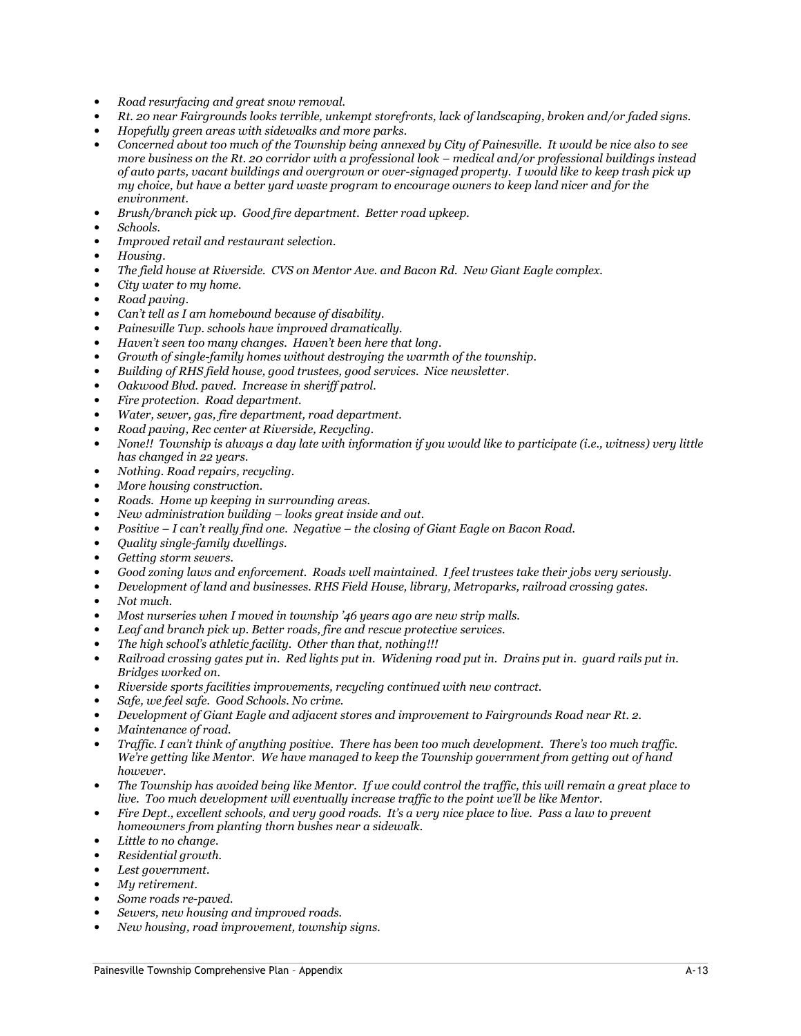- *Road resurfacing and great snow removal.*
- *Rt. 20 near Fairgrounds looks terrible, unkempt storefronts, lack of landscaping, broken and/or faded signs.*
- *Hopefully green areas with sidewalks and more parks.*
- *Concerned about too much of the Township being annexed by City of Painesville. It would be nice also to see more business on the Rt. 20 corridor with a professional look – medical and/or professional buildings instead of auto parts, vacant buildings and overgrown or over-signaged property. I would like to keep trash pick up my choice, but have a better yard waste program to encourage owners to keep land nicer and for the environment.*
- *Brush/branch pick up. Good fire department. Better road upkeep.*
- *Schools.*
- *Improved retail and restaurant selection.*
- *Housing.*
- *The field house at Riverside. CVS on Mentor Ave. and Bacon Rd. New Giant Eagle complex.*
- *City water to my home.*
- *Road paving.*
- *Can't tell as I am homebound because of disability.*
- *Painesville Twp. schools have improved dramatically.*
- *Haven't seen too many changes. Haven't been here that long.*
- *Growth of single-family homes without destroying the warmth of the township.*
- *Building of RHS field house, good trustees, good services. Nice newsletter.*
- *Oakwood Blvd. paved. Increase in sheriff patrol.*
- *Fire protection. Road department.*
- *Water, sewer, gas, fire department, road department.*
- *Road paving, Rec center at Riverside, Recycling.*
- *None!! Township is always a day late with information if you would like to participate (i.e., witness) very little has changed in 22 years.*
- *Nothing. Road repairs, recycling.*
- *More housing construction.*
- *Roads. Home up keeping in surrounding areas.*
- *New administration building – looks great inside and out.*
- *Positive – I can't really find one. Negative – the closing of Giant Eagle on Bacon Road.*
- *Quality single-family dwellings.*
- *Getting storm sewers.*
- *Good zoning laws and enforcement. Roads well maintained. I feel trustees take their jobs very seriously.*
- *Development of land and businesses. RHS Field House, library, Metroparks, railroad crossing gates.*
- *Not much.*
- *Most nurseries when I moved in township '46 years ago are new strip malls.*
- *Leaf and branch pick up. Better roads, fire and rescue protective services.*
- *The high school's athletic facility. Other than that, nothing!!!*
- *Railroad crossing gates put in. Red lights put in. Widening road put in. Drains put in. guard rails put in. Bridges worked on.*
- *Riverside sports facilities improvements, recycling continued with new contract.*
- *Safe, we feel safe. Good Schools. No crime.*
- *Development of Giant Eagle and adjacent stores and improvement to Fairgrounds Road near Rt. 2.*
- *Maintenance of road.*
- *Traffic. I can't think of anything positive. There has been too much development. There's too much traffic. We're getting like Mentor. We have managed to keep the Township government from getting out of hand however.*
- *The Township has avoided being like Mentor. If we could control the traffic, this will remain a great place to live. Too much development will eventually increase traffic to the point we'll be like Mentor.*
- *Fire Dept., excellent schools, and very good roads. It's a very nice place to live. Pass a law to prevent homeowners from planting thorn bushes near a sidewalk.*
- *Little to no change.*
- *Residential growth.*
- *Lest government.*
- *My retirement.*
- *Some roads re-paved.*
- *Sewers, new housing and improved roads.*
- *New housing, road improvement, township signs.*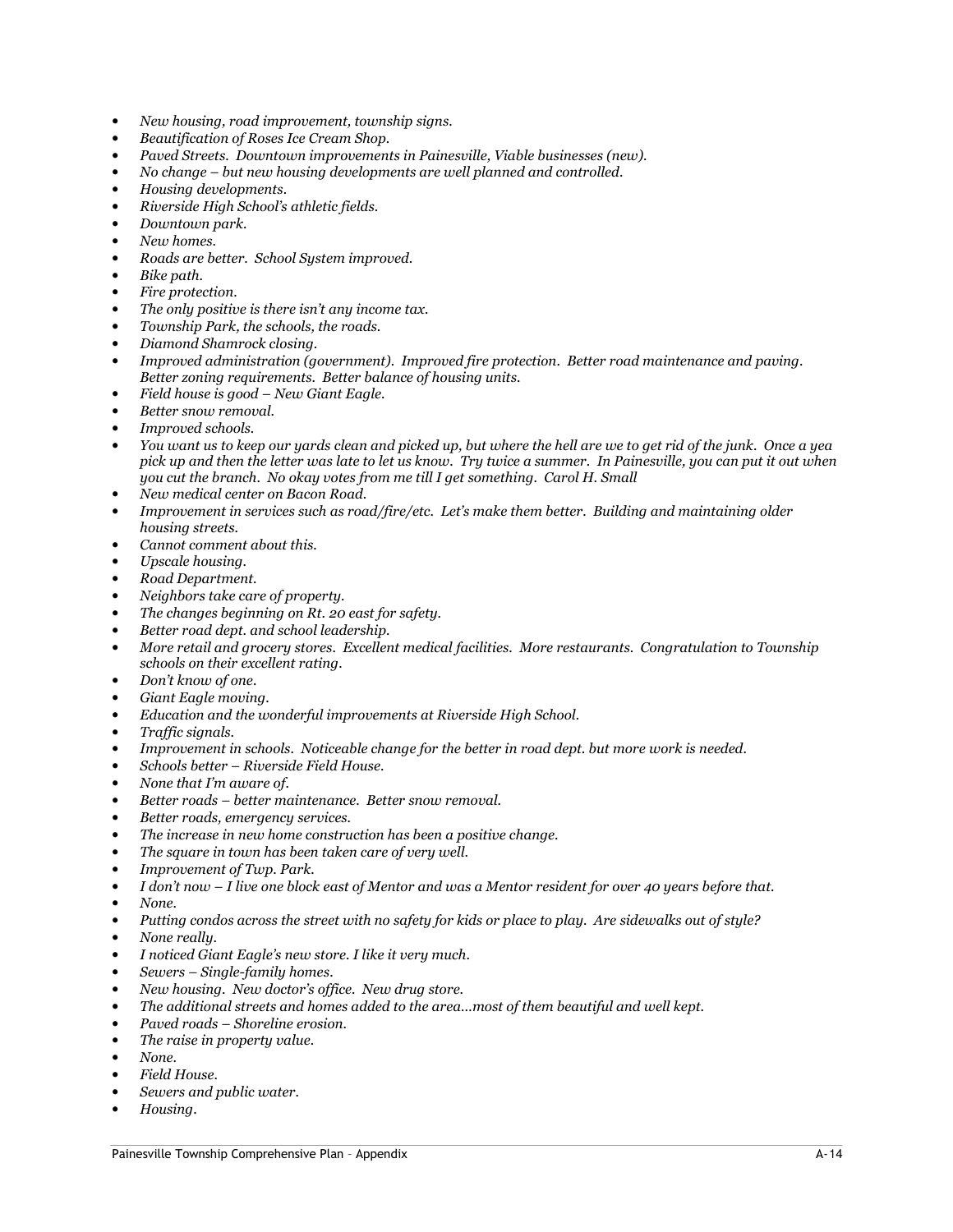- *New housing, road improvement, township signs.*
- *Beautification of Roses Ice Cream Shop.*
- *Paved Streets. Downtown improvements in Painesville, Viable businesses (new).*
- *No change – but new housing developments are well planned and controlled.*
- *Housing developments.*
- *Riverside High School's athletic fields.*
- *Downtown park.*
- *New homes.*
- *Roads are better. School System improved.*
- *Bike path.*
- *Fire protection.*
- *The only positive is there isn't any income tax.*
- *Township Park, the schools, the roads.*
- *Diamond Shamrock closing.*
- *Improved administration (government). Improved fire protection. Better road maintenance and paving. Better zoning requirements. Better balance of housing units.*
- *Field house is good – New Giant Eagle.*
- *Better snow removal.*
- *Improved schools.*
- *You want us to keep our yards clean and picked up, but where the hell are we to get rid of the junk. Once a yea pick up and then the letter was late to let us know. Try twice a summer. In Painesville, you can put it out when you cut the branch. No okay votes from me till I get something. Carol H. Small*
- *New medical center on Bacon Road.*
- *Improvement in services such as road/fire/etc. Let's make them better. Building and maintaining older housing streets.*
- *Cannot comment about this.*
- *Upscale housing.*
- *Road Department.*
- *Neighbors take care of property.*
- *The changes beginning on Rt. 20 east for safety.*
- *Better road dept. and school leadership.*
- *More retail and grocery stores. Excellent medical facilities. More restaurants. Congratulation to Township schools on their excellent rating.*
- *Don't know of one.*
- *Giant Eagle moving.*
- *Education and the wonderful improvements at Riverside High School.*
- *Traffic signals.*
- *Improvement in schools. Noticeable change for the better in road dept. but more work is needed.*
- *Schools better – Riverside Field House.*
- *None that I'm aware of.*
- *Better roads – better maintenance. Better snow removal.*
- *Better roads, emergency services.*
- *The increase in new home construction has been a positive change.*
- *The square in town has been taken care of very well.*
- *Improvement of Twp. Park.*
- *I don't now – I live one block east of Mentor and was a Mentor resident for over 40 years before that.*
- *None.*
- *Putting condos across the street with no safety for kids or place to play. Are sidewalks out of style?*
- *None really.*
- *I noticed Giant Eagle's new store. I like it very much.*
- *Sewers – Single-family homes.*
- *New housing. New doctor's office. New drug store.*
- *The additional streets and homes added to the area…most of them beautiful and well kept.*
- *Paved roads – Shoreline erosion.*
- *The raise in property value.*
- *None.*
- *Field House.*
- *Sewers and public water.*
- *Housing.*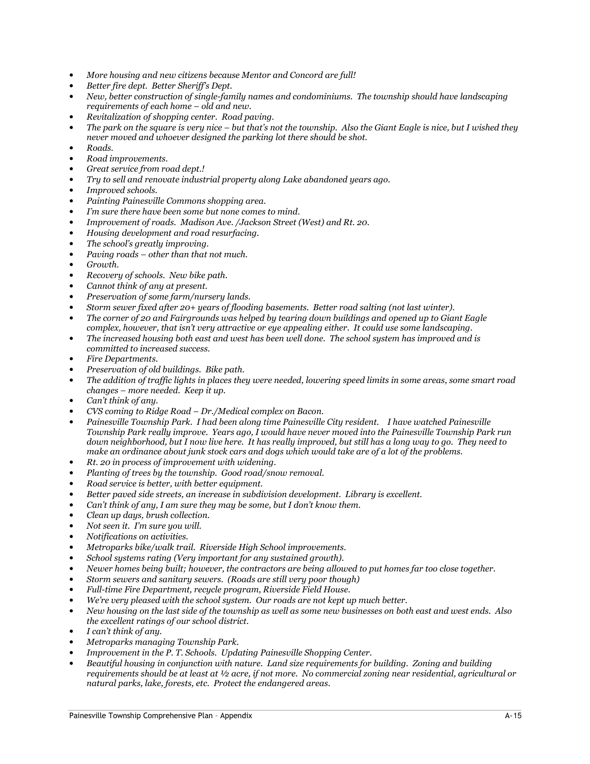- *More housing and new citizens because Mentor and Concord are full!*
- *Better fire dept. Better Sheriff's Dept.*
- *New, better construction of single-family names and condominiums. The township should have landscaping requirements of each home – old and new.*
- *Revitalization of shopping center. Road paving.*
- *The park on the square is very nice – but that's not the township. Also the Giant Eagle is nice, but I wished they never moved and whoever designed the parking lot there should be shot.*
- *Roads.*
- *Road improvements.*
- *Great service from road dept.!*
- *Try to sell and renovate industrial property along Lake abandoned years ago.*
- *Improved schools.*
- *Painting Painesville Commons shopping area.*
- *I'm sure there have been some but none comes to mind.*
- *Improvement of roads. Madison Ave. /Jackson Street (West) and Rt. 20.*
- *Housing development and road resurfacing.*
- *The school's greatly improving.*
- *Paving roads – other than that not much.*
- *Growth.*
- *Recovery of schools. New bike path.*
- *Cannot think of any at present.*
- *Preservation of some farm/nursery lands.*
- *Storm sewer fixed after 20+ years of flooding basements. Better road salting (not last winter).*
- *The corner of 20 and Fairgrounds was helped by tearing down buildings and opened up to Giant Eagle complex, however, that isn't very attractive or eye appealing either. It could use some landscaping.*
- *The increased housing both east and west has been well done. The school system has improved and is committed to increased success.*
- *Fire Departments.*
- *Preservation of old buildings. Bike path.*
- *The addition of traffic lights in places they were needed, lowering speed limits in some areas, some smart road changes – more needed. Keep it up.*
- *Can't think of any.*
- *CVS coming to Ridge Road – Dr./Medical complex on Bacon.*
- *Painesville Township Park. I had been along time Painesville City resident. I have watched Painesville Township Park really improve. Years ago, I would have never moved into the Painesville Township Park run down neighborhood, but I now live here. It has really improved, but still has a long way to go. They need to make an ordinance about junk stock cars and dogs which would take are of a lot of the problems.*
- *Rt. 20 in process of improvement with widening.*
- *Planting of trees by the township. Good road/snow removal.*
- *Road service is better, with better equipment.*
- *Better paved side streets, an increase in subdivision development. Library is excellent.*
- *Can't think of any, I am sure they may be some, but I don't know them.*
- *Clean up days, brush collection.*
- *Not seen it. I'm sure you will.*
- *Notifications on activities.*
- *Metroparks bike/walk trail. Riverside High School improvements.*
- *School systems rating (Very important for any sustained growth).*
- *Newer homes being built; however, the contractors are being allowed to put homes far too close together.*
- *Storm sewers and sanitary sewers. (Roads are still very poor though)*
- *Full-time Fire Department, recycle program, Riverside Field House.*
- *We're very pleased with the school system. Our roads are not kept up much better.*
- *New housing on the last side of the township as well as some new businesses on both east and west ends. Also the excellent ratings of our school district.*
- *I can't think of any.*
- *Metroparks managing Township Park.*
- *Improvement in the P. T. Schools. Updating Painesville Shopping Center.*
- *Beautiful housing in conjunction with nature. Land size requirements for building. Zoning and building requirements should be at least at ½ acre, if not more. No commercial zoning near residential, agricultural or natural parks, lake, forests, etc. Protect the endangered areas.*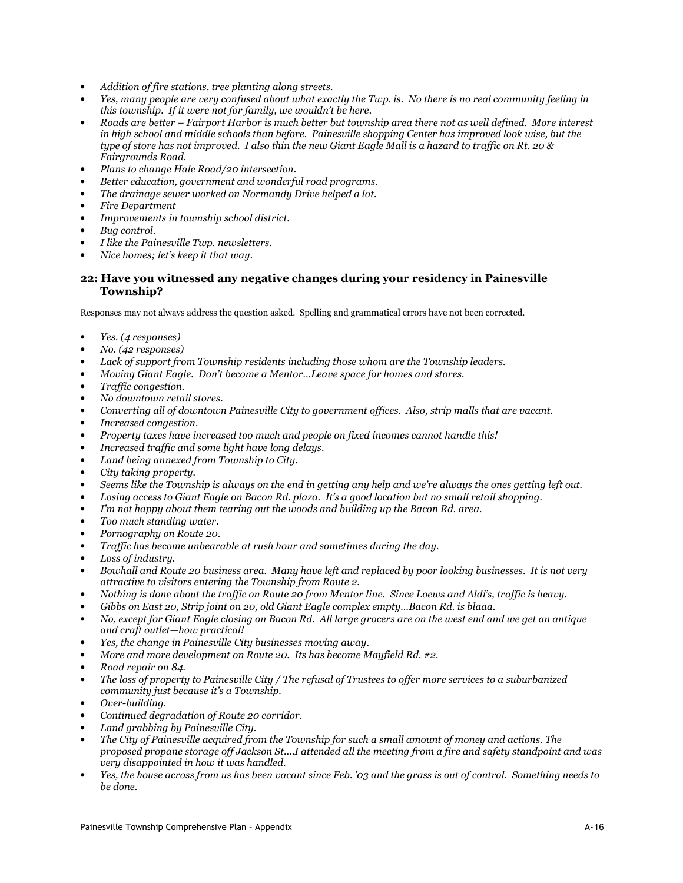- *Addition of fire stations, tree planting along streets.*
- *Yes, many people are very confused about what exactly the Twp. is. No there is no real community feeling in this township. If it were not for family, we wouldn't be here.*
- *Roads are better – Fairport Harbor is much better but township area there not as well defined. More interest in high school and middle schools than before. Painesville shopping Center has improved look wise, but the type of store has not improved. I also thin the new Giant Eagle Mall is a hazard to traffic on Rt. 20 & Fairgrounds Road.*
- *Plans to change Hale Road/20 intersection.*
- *Better education, government and wonderful road programs.*
- *The drainage sewer worked on Normandy Drive helped a lot.*
- *Fire Department*
- *Improvements in township school district.*
- *Bug control.*
- *I like the Painesville Twp. newsletters.*
- *Nice homes; let's keep it that way.*

### 22: Have you witnessed any negative changes during your residency in Painesville Township?

Responses may not always address the question asked. Spelling and grammatical errors have not been corrected.

- *Yes. (4 responses)*
- *No. (42 responses)*
- *Lack of support from Township residents including those whom are the Township leaders.*
- *Moving Giant Eagle. Don't become a Mentor…Leave space for homes and stores.*
- *Traffic congestion.*
- *No downtown retail stores.*
- *Converting all of downtown Painesville City to government offices. Also, strip malls that are vacant.*
- *Increased congestion.*
- *Property taxes have increased too much and people on fixed incomes cannot handle this!*
- *Increased traffic and some light have long delays.*
- *Land being annexed from Township to City.*
- *City taking property.*
- *Seems like the Township is always on the end in getting any help and we're always the ones getting left out.*
- *Losing access to Giant Eagle on Bacon Rd. plaza. It's a good location but no small retail shopping.*
- *I'm not happy about them tearing out the woods and building up the Bacon Rd. area.*
- *Too much standing water.*
- *Pornography on Route 20.*
- *Traffic has become unbearable at rush hour and sometimes during the day.*
- *Loss of industry.*
- *Bowhall and Route 20 business area. Many have left and replaced by poor looking businesses. It is not very attractive to visitors entering the Township from Route 2.*
- *Nothing is done about the traffic on Route 20 from Mentor line. Since Loews and Aldi's, traffic is heavy.*
- *Gibbs on East 20, Strip joint on 20, old Giant Eagle complex empty…Bacon Rd. is blaaa.*
- *No, except for Giant Eagle closing on Bacon Rd. All large grocers are on the west end and we get an antique and craft outlet—how practical!*
- *Yes, the change in Painesville City businesses moving away.*
- *More and more development on Route 20. Its has become Mayfield Rd. #2.*
- *Road repair on 84.*
- *The loss of property to Painesville City / The refusal of Trustees to offer more services to a suburbanized community just because it's a Township.*
- *Over-building.*
- *Continued degradation of Route 20 corridor.*
- *Land grabbing by Painesville City.*
- *The City of Painesville acquired from the Township for such a small amount of money and actions. The proposed propane storage off Jackson St….I attended all the meeting from a fire and safety standpoint and was very disappointed in how it was handled.*
- *Yes, the house across from us has been vacant since Feb. '03 and the grass is out of control. Something needs to be done.*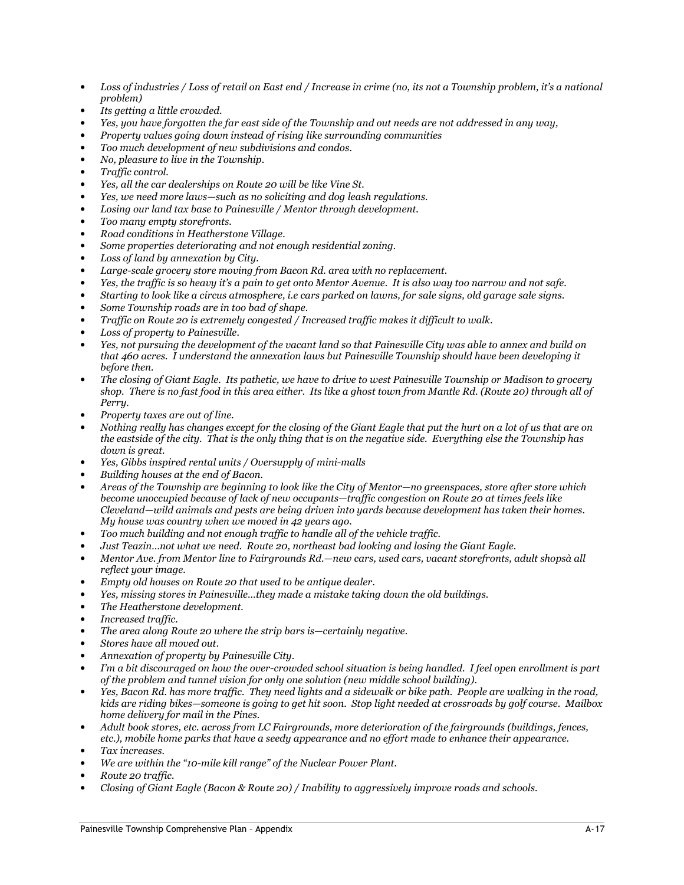- *Loss of industries / Loss of retail on East end / Increase in crime (no, its not a Township problem, it's a national problem)*
- *Its getting a little crowded.*
- *Yes, you have forgotten the far east side of the Township and out needs are not addressed in any way,*
- *Property values going down instead of rising like surrounding communities*
- *Too much development of new subdivisions and condos.*
- *No, pleasure to live in the Township.*
- *Traffic control.*
- *Yes, all the car dealerships on Route 20 will be like Vine St.*
- *Yes, we need more laws—such as no soliciting and dog leash regulations.*
- *Losing our land tax base to Painesville / Mentor through development.*
- *Too many empty storefronts.*
- *Road conditions in Heatherstone Village.*
- *Some properties deteriorating and not enough residential zoning.*
- *Loss of land by annexation by City.*
- *Large-scale grocery store moving from Bacon Rd. area with no replacement.*
- *Yes, the traffic is so heavy it's a pain to get onto Mentor Avenue. It is also way too narrow and not safe.*
- *Starting to look like a circus atmosphere, i.e cars parked on lawns, for sale signs, old garage sale signs.*
- *Some Township roads are in too bad of shape.*
- *Traffic on Route 20 is extremely congested / Increased traffic makes it difficult to walk.*
- *Loss of property to Painesville.*
- *Yes, not pursuing the development of the vacant land so that Painesville City was able to annex and build on that 460 acres. I understand the annexation laws but Painesville Township should have been developing it before then.*
- *The closing of Giant Eagle. Its pathetic, we have to drive to west Painesville Township or Madison to grocery shop. There is no fast food in this area either. Its like a ghost town from Mantle Rd. (Route 20) through all of Perry.*
- *Property taxes are out of line.*
- *Nothing really has changes except for the closing of the Giant Eagle that put the hurt on a lot of us that are on the eastside of the city. That is the only thing that is on the negative side. Everything else the Township has down is great.*
- *Yes, Gibbs inspired rental units / Oversupply of mini-malls*
- *Building houses at the end of Bacon.*
- *Areas of the Township are beginning to look like the City of Mentor—no greenspaces, store after store which become unoccupied because of lack of new occupants—traffic congestion on Route 20 at times feels like Cleveland—wild animals and pests are being driven into yards because development has taken their homes. My house was country when we moved in 42 years ago.*
- *Too much building and not enough traffic to handle all of the vehicle traffic.*
- *Just Teazin…not what we need. Route 20, northeast bad looking and losing the Giant Eagle.*
- *Mentor Ave. from Mentor line to Fairgrounds Rd.—new cars, used cars, vacant storefronts, adult shopsà all reflect your image.*
- *Empty old houses on Route 20 that used to be antique dealer.*
- *Yes, missing stores in Painesville…they made a mistake taking down the old buildings.*
- *The Heatherstone development.*
- *Increased traffic.*
- *The area along Route 20 where the strip bars is—certainly negative.*
- *Stores have all moved out.*
- *Annexation of property by Painesville City.*
- *I'm a bit discouraged on how the over-crowded school situation is being handled. I feel open enrollment is part of the problem and tunnel vision for only one solution (new middle school building).*
- *Yes, Bacon Rd. has more traffic. They need lights and a sidewalk or bike path. People are walking in the road, kids are riding bikes—someone is going to get hit soon. Stop light needed at crossroads by golf course. Mailbox home delivery for mail in the Pines.*
- *Adult book stores, etc. across from LC Fairgrounds, more deterioration of the fairgrounds (buildings, fences, etc.), mobile home parks that have a seedy appearance and no effort made to enhance their appearance.*
- *Tax increases.*
- *We are within the "10-mile kill range" of the Nuclear Power Plant.*
- *Route 20 traffic.*
- *Closing of Giant Eagle (Bacon & Route 20) / Inability to aggressively improve roads and schools.*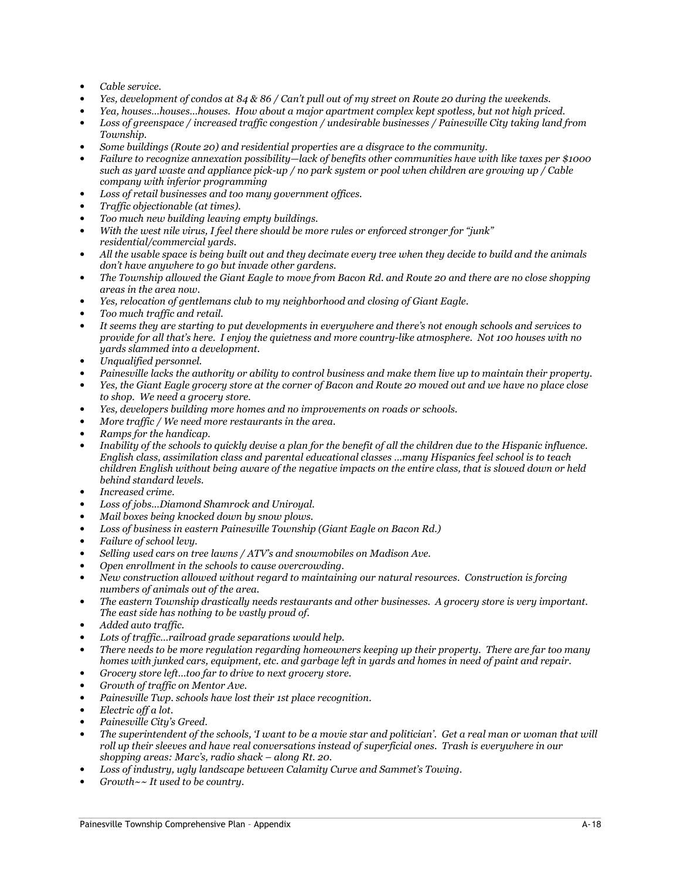- *Cable service.*
- *Yes, development of condos at 84 & 86 / Can't pull out of my street on Route 20 during the weekends.*
- *Yea, houses…houses…houses. How about a major apartment complex kept spotless, but not high priced.*
- *Loss of greenspace / increased traffic congestion / undesirable businesses / Painesville City taking land from Township.*
- *Some buildings (Route 20) and residential properties are a disgrace to the community.*
- *Failure to recognize annexation possibility—lack of benefits other communities have with like taxes per $1000 such as yard waste and appliance pick-up / no park system or pool when children are growing up / Cable company with inferior programming*
- *Loss of retail businesses and too many government offices.*
- *Traffic objectionable (at times).*
- *Too much new building leaving empty buildings.*
- *With the west nile virus, I feel there should be more rules or enforced stronger for "junk" residential/commercial yards.*
- *All the usable space is being built out and they decimate every tree when they decide to build and the animals don't have anywhere to go but invade other gardens.*
- *The Township allowed the Giant Eagle to move from Bacon Rd. and Route 20 and there are no close shopping areas in the area now.*
- *Yes, relocation of gentlemans club to my neighborhood and closing of Giant Eagle.*
- *Too much traffic and retail.*
- *It seems they are starting to put developments in everywhere and there's not enough schools and services to provide for all that's here. I enjoy the quietness and more country-like atmosphere. Not 100 houses with no yards slammed into a development.*
- *Unqualified personnel.*
- *Painesville lacks the authority or ability to control business and make them live up to maintain their property.*
- *Yes, the Giant Eagle grocery store at the corner of Bacon and Route 20 moved out and we have no place close to shop. We need a grocery store.*
- *Yes, developers building more homes and no improvements on roads or schools.*
- *More traffic / We need more restaurants in the area.*
- *Ramps for the handicap.*
- *Inability of the schools to quickly devise a plan for the benefit of all the children due to the Hispanic influence. English class, assimilation class and parental educational classes …many Hispanics feel school is to teach children English without being aware of the negative impacts on the entire class, that is slowed down or held behind standard levels.*
- *Increased crime.*
- *Loss of jobs…Diamond Shamrock and Uniroyal.*
- *Mail boxes being knocked down by snow plows.*
- *Loss of business in eastern Painesville Township (Giant Eagle on Bacon Rd.)*
- *Failure of school levy.*
- *Selling used cars on tree lawns / ATV's and snowmobiles on Madison Ave.*
- *Open enrollment in the schools to cause overcrowding.*
- *New construction allowed without regard to maintaining our natural resources. Construction is forcing numbers of animals out of the area.*
- *The eastern Township drastically needs restaurants and other businesses. A grocery store is very important. The east side has nothing to be vastly proud of.*
- *Added auto traffic.*
- *Lots of traffic…railroad grade separations would help.*
- *There needs to be more regulation regarding homeowners keeping up their property. There are far too many homes with junked cars, equipment, etc. and garbage left in yards and homes in need of paint and repair.*
- *Grocery store left…too far to drive to next grocery store.*
- *Growth of traffic on Mentor Ave.*
- *Painesville Twp. schools have lost their 1st place recognition.*
- *Electric off a lot.*
- *Painesville City's Greed.*
- *The superintendent of the schools, 'I want to be a movie star and politician'. Get a real man or woman that will roll up their sleeves and have real conversations instead of superficial ones. Trash is everywhere in our shopping areas: Marc's, radio shack – along Rt. 20.*
- *Loss of industry, ugly landscape between Calamity Curve and Sammet's Towing.*
- *Growth~~ It used to be country.*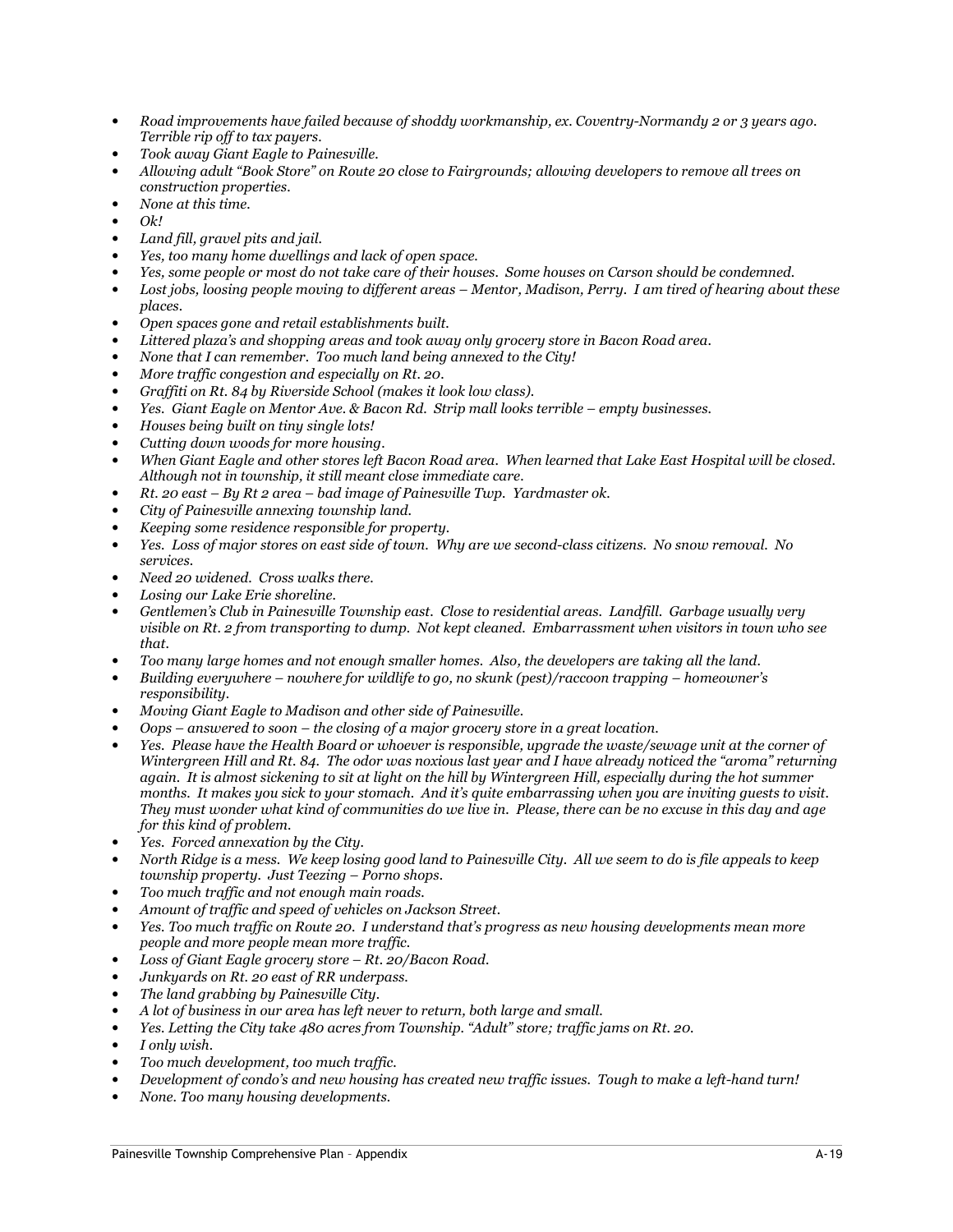- *Road improvements have failed because of shoddy workmanship, ex. Coventry-Normandy 2 or 3 years ago. Terrible rip off to tax payers.*
- *Took away Giant Eagle to Painesville.*
- *Allowing adult "Book Store" on Route 20 close to Fairgrounds; allowing developers to remove all trees on construction properties.*
- *None at this time.*
- *Ok!*
- *Land fill, gravel pits and jail.*
- *Yes, too many home dwellings and lack of open space.*
- *Yes, some people or most do not take care of their houses. Some houses on Carson should be condemned.*
- *Lost jobs, loosing people moving to different areas – Mentor, Madison, Perry. I am tired of hearing about these places.*
- *Open spaces gone and retail establishments built.*
- *Littered plaza's and shopping areas and took away only grocery store in Bacon Road area.*
- *None that I can remember. Too much land being annexed to the City!*
- *More traffic congestion and especially on Rt. 20.*
- *Graffiti on Rt. 84 by Riverside School (makes it look low class).*
- *Yes. Giant Eagle on Mentor Ave. & Bacon Rd. Strip mall looks terrible – empty businesses.*
- *Houses being built on tiny single lots!*
- *Cutting down woods for more housing.*
- *When Giant Eagle and other stores left Bacon Road area. When learned that Lake East Hospital will be closed. Although not in township, it still meant close immediate care.*
- *Rt. 20 east – By Rt 2 area – bad image of Painesville Twp. Yardmaster ok.*
- *City of Painesville annexing township land.*
- *Keeping some residence responsible for property.*
- *Yes. Loss of major stores on east side of town. Why are we second-class citizens. No snow removal. No services.*
- *Need 20 widened. Cross walks there.*
- *Losing our Lake Erie shoreline.*
- *Gentlemen's Club in Painesville Township east. Close to residential areas. Landfill. Garbage usually very visible on Rt. 2 from transporting to dump. Not kept cleaned. Embarrassment when visitors in town who see that.*
- *Too many large homes and not enough smaller homes. Also, the developers are taking all the land.*
- *Building everywhere – nowhere for wildlife to go, no skunk (pest)/raccoon trapping – homeowner's responsibility.*
- *Moving Giant Eagle to Madison and other side of Painesville.*
- *Oops – answered to soon – the closing of a major grocery store in a great location.*
- *Yes. Please have the Health Board or whoever is responsible, upgrade the waste/sewage unit at the corner of Wintergreen Hill and Rt. 84. The odor was noxious last year and I have already noticed the "aroma" returning again. It is almost sickening to sit at light on the hill by Wintergreen Hill, especially during the hot summer months. It makes you sick to your stomach. And it's quite embarrassing when you are inviting guests to visit. They must wonder what kind of communities do we live in. Please, there can be no excuse in this day and age for this kind of problem.*
- *Yes. Forced annexation by the City.*
- *North Ridge is a mess. We keep losing good land to Painesville City. All we seem to do is file appeals to keep township property. Just Teezing – Porno shops.*
- *Too much traffic and not enough main roads.*
- *Amount of traffic and speed of vehicles on Jackson Street.*
- *Yes. Too much traffic on Route 20. I understand that's progress as new housing developments mean more people and more people mean more traffic.*
- *Loss of Giant Eagle grocery store – Rt. 20/Bacon Road.*
- *Junkyards on Rt. 20 east of RR underpass.*
- *The land grabbing by Painesville City.*
- *A lot of business in our area has left never to return, both large and small.*
- *Yes. Letting the City take 480 acres from Township. "Adult" store; traffic jams on Rt. 20.*
- *I only wish.*
- *Too much development, too much traffic.*
- *Development of condo's and new housing has created new traffic issues. Tough to make a left-hand turn!*
- *None. Too many housing developments.*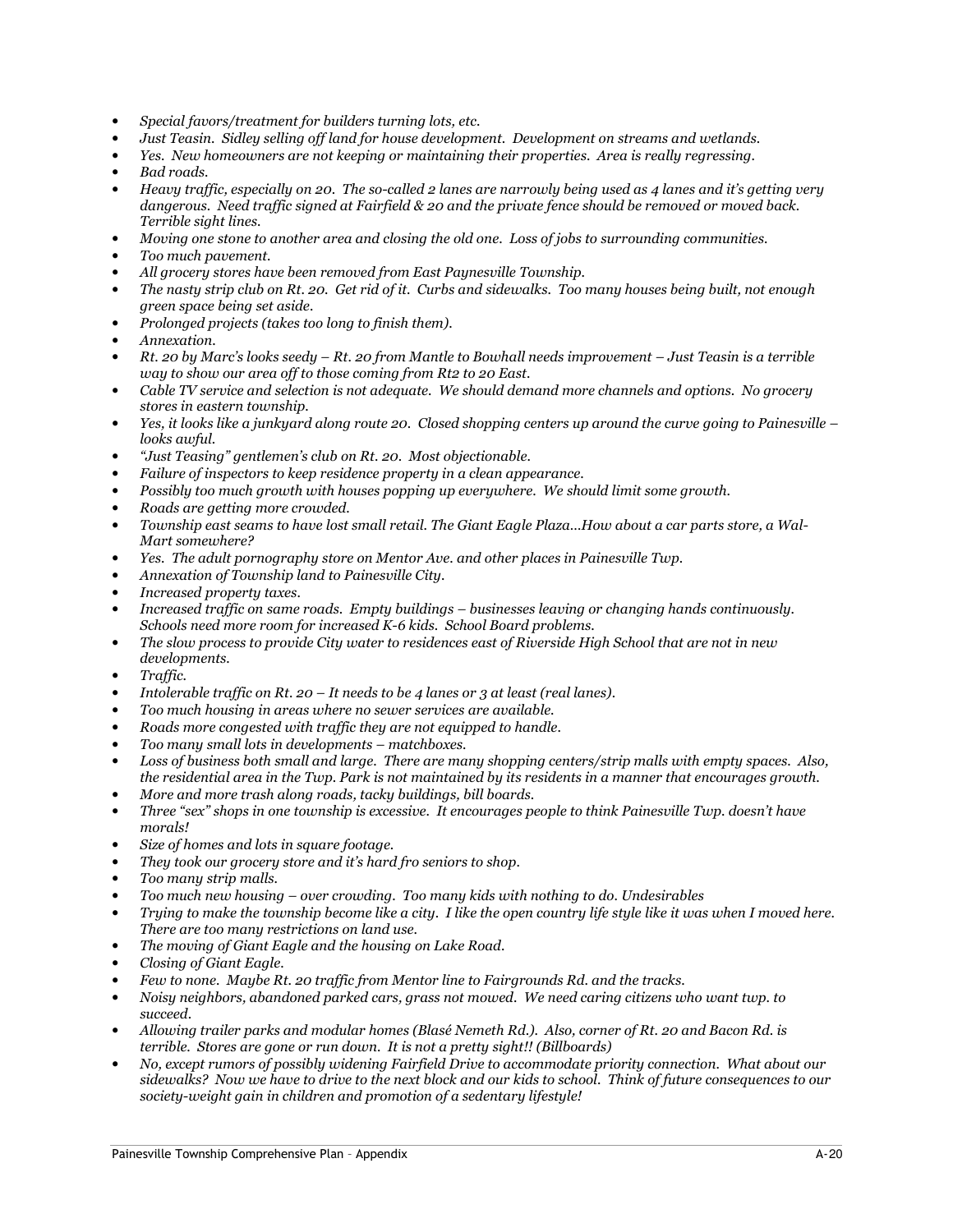- *Special favors/treatment for builders turning lots, etc.*
- *Just Teasin. Sidley selling off land for house development. Development on streams and wetlands.*
- *Yes. New homeowners are not keeping or maintaining their properties. Area is really regressing.*
- *Bad roads.*
- *Heavy traffic, especially on 20. The so-called 2 lanes are narrowly being used as 4 lanes and it's getting very dangerous. Need traffic signed at Fairfield & 20 and the private fence should be removed or moved back. Terrible sight lines.*
- *Moving one stone to another area and closing the old one. Loss of jobs to surrounding communities.*
- *Too much pavement.*
- *All grocery stores have been removed from East Paynesville Township.*
- *The nasty strip club on Rt. 20. Get rid of it. Curbs and sidewalks. Too many houses being built, not enough green space being set aside.*
- *Prolonged projects (takes too long to finish them).*
- *Annexation.*
- *Rt. 20 by Marc's looks seedy – Rt. 20 from Mantle to Bowhall needs improvement – Just Teasin is a terrible way to show our area off to those coming from Rt2 to 20 East.*
- *Cable TV service and selection is not adequate. We should demand more channels and options. No grocery stores in eastern township.*
- *Yes, it looks like a junkyard along route 20. Closed shopping centers up around the curve going to Painesville – looks awful.*
- *"Just Teasing" gentlemen's club on Rt. 20. Most objectionable.*
- *Failure of inspectors to keep residence property in a clean appearance.*
- *Possibly too much growth with houses popping up everywhere. We should limit some growth.*
- *Roads are getting more crowded.*
- *Township east seams to have lost small retail. The Giant Eagle Plaza…How about a car parts store, a Wal-Mart somewhere?*
- *Yes. The adult pornography store on Mentor Ave. and other places in Painesville Twp.*
- *Annexation of Township land to Painesville City.*
- *Increased property taxes.*
- *Increased traffic on same roads. Empty buildings – businesses leaving or changing hands continuously. Schools need more room for increased K-6 kids. School Board problems.*
- *The slow process to provide City water to residences east of Riverside High School that are not in new developments.*
- *Traffic.*
- *Intolerable traffic on Rt. 20 – It needs to be 4 lanes or 3 at least (real lanes).*
- *Too much housing in areas where no sewer services are available.*
- *Roads more congested with traffic they are not equipped to handle.*
- *Too many small lots in developments – matchboxes.*
- *Loss of business both small and large. There are many shopping centers/strip malls with empty spaces. Also, the residential area in the Twp. Park is not maintained by its residents in a manner that encourages growth.*
- *More and more trash along roads, tacky buildings, bill boards.*
- *Three "sex" shops in one township is excessive. It encourages people to think Painesville Twp. doesn't have morals!*
- *Size of homes and lots in square footage.*
- *They took our grocery store and it's hard fro seniors to shop.*
- *Too many strip malls.*
- *Too much new housing – over crowding. Too many kids with nothing to do. Undesirables*
- *Trying to make the township become like a city. I like the open country life style like it was when I moved here. There are too many restrictions on land use.*
- *The moving of Giant Eagle and the housing on Lake Road.*
- *Closing of Giant Eagle.*
- *Few to none. Maybe Rt. 20 traffic from Mentor line to Fairgrounds Rd. and the tracks.*
- *Noisy neighbors, abandoned parked cars, grass not mowed. We need caring citizens who want twp. to succeed.*
- *Allowing trailer parks and modular homes (Blasé Nemeth Rd.). Also, corner of Rt. 20 and Bacon Rd. is terrible. Stores are gone or run down. It is not a pretty sight!! (Billboards)*
- *No, except rumors of possibly widening Fairfield Drive to accommodate priority connection. What about our sidewalks? Now we have to drive to the next block and our kids to school. Think of future consequences to our society-weight gain in children and promotion of a sedentary lifestyle!*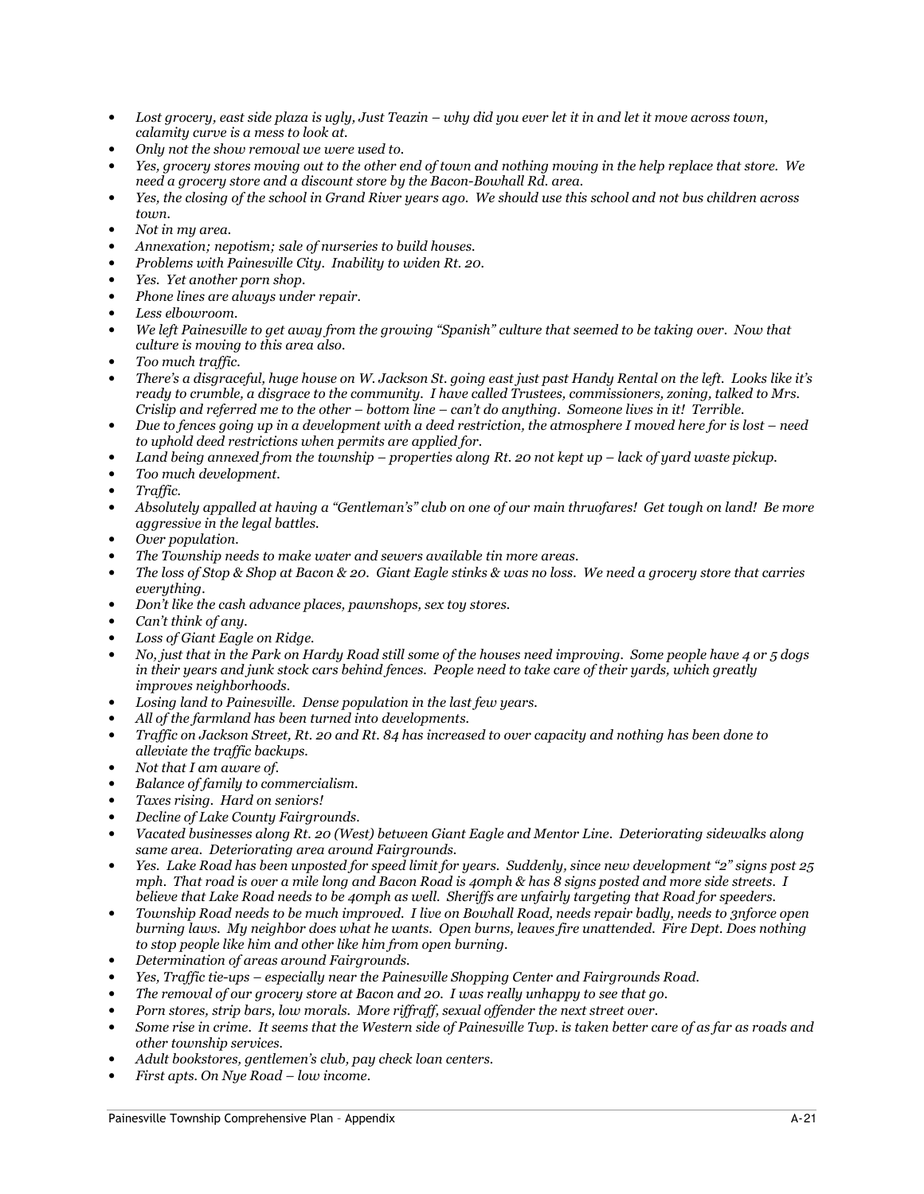- *Lost grocery, east side plaza is ugly, Just Teazin – why did you ever let it in and let it move across town, calamity curve is a mess to look at.*
- *Only not the show removal we were used to.*
- *Yes, grocery stores moving out to the other end of town and nothing moving in the help replace that store. We need a grocery store and a discount store by the Bacon-Bowhall Rd. area.*
- *Yes, the closing of the school in Grand River years ago. We should use this school and not bus children across town.*
- *Not in my area.*
- *Annexation; nepotism; sale of nurseries to build houses.*
- *Problems with Painesville City. Inability to widen Rt. 20.*
- *Yes. Yet another porn shop.*
- *Phone lines are always under repair.*
- *Less elbowroom.*
- *We left Painesville to get away from the growing "Spanish" culture that seemed to be taking over. Now that culture is moving to this area also.*
- *Too much traffic.*
- *There's a disgraceful, huge house on W. Jackson St. going east just past Handy Rental on the left. Looks like it's ready to crumble, a disgrace to the community. I have called Trustees, commissioners, zoning, talked to Mrs. Crislip and referred me to the other – bottom line – can't do anything. Someone lives in it! Terrible.*
- *Due to fences going up in a development with a deed restriction, the atmosphere I moved here for is lost – need to uphold deed restrictions when permits are applied for.*
- *Land being annexed from the township – properties along Rt. 20 not kept up – lack of yard waste pickup.*
- *Too much development.*
- *Traffic.*
- *Absolutely appalled at having a "Gentleman's" club on one of our main thruofares! Get tough on land! Be more aggressive in the legal battles.*
- *Over population.*
- *The Township needs to make water and sewers available tin more areas.*
- *The loss of Stop & Shop at Bacon & 20. Giant Eagle stinks & was no loss. We need a grocery store that carries everything.*
- *Don't like the cash advance places, pawnshops, sex toy stores.*
- *Can't think of any.*
- *Loss of Giant Eagle on Ridge.*
- *No, just that in the Park on Hardy Road still some of the houses need improving. Some people have 4 or 5 dogs in their years and junk stock cars behind fences. People need to take care of their yards, which greatly improves neighborhoods.*
- *Losing land to Painesville. Dense population in the last few years.*
- *All of the farmland has been turned into developments.*
- *Traffic on Jackson Street, Rt. 20 and Rt. 84 has increased to over capacity and nothing has been done to alleviate the traffic backups.*
- *Not that I am aware of.*
- *Balance of family to commercialism.*
- *Taxes rising. Hard on seniors!*
- *Decline of Lake County Fairgrounds.*
- *Vacated businesses along Rt. 20 (West) between Giant Eagle and Mentor Line. Deteriorating sidewalks along same area. Deteriorating area around Fairgrounds.*
- *Yes. Lake Road has been unposted for speed limit for years. Suddenly, since new development "2" signs post 25 mph. That road is over a mile long and Bacon Road is 40mph & has 8 signs posted and more side streets. I believe that Lake Road needs to be 40mph as well. Sheriffs are unfairly targeting that Road for speeders.*
- *Township Road needs to be much improved. I live on Bowhall Road, needs repair badly, needs to 3nforce open burning laws. My neighbor does what he wants. Open burns, leaves fire unattended. Fire Dept. Does nothing to stop people like him and other like him from open burning.*
- *Determination of areas around Fairgrounds.*
- *Yes, Traffic tie-ups – especially near the Painesville Shopping Center and Fairgrounds Road.*
- *The removal of our grocery store at Bacon and 20. I was really unhappy to see that go.*
- *Porn stores, strip bars, low morals. More riffraff, sexual offender the next street over.*
- *Some rise in crime. It seems that the Western side of Painesville Twp. is taken better care of as far as roads and other township services.*
- *Adult bookstores, gentlemen's club, pay check loan centers.*
- *First apts. On Nye Road – low income.*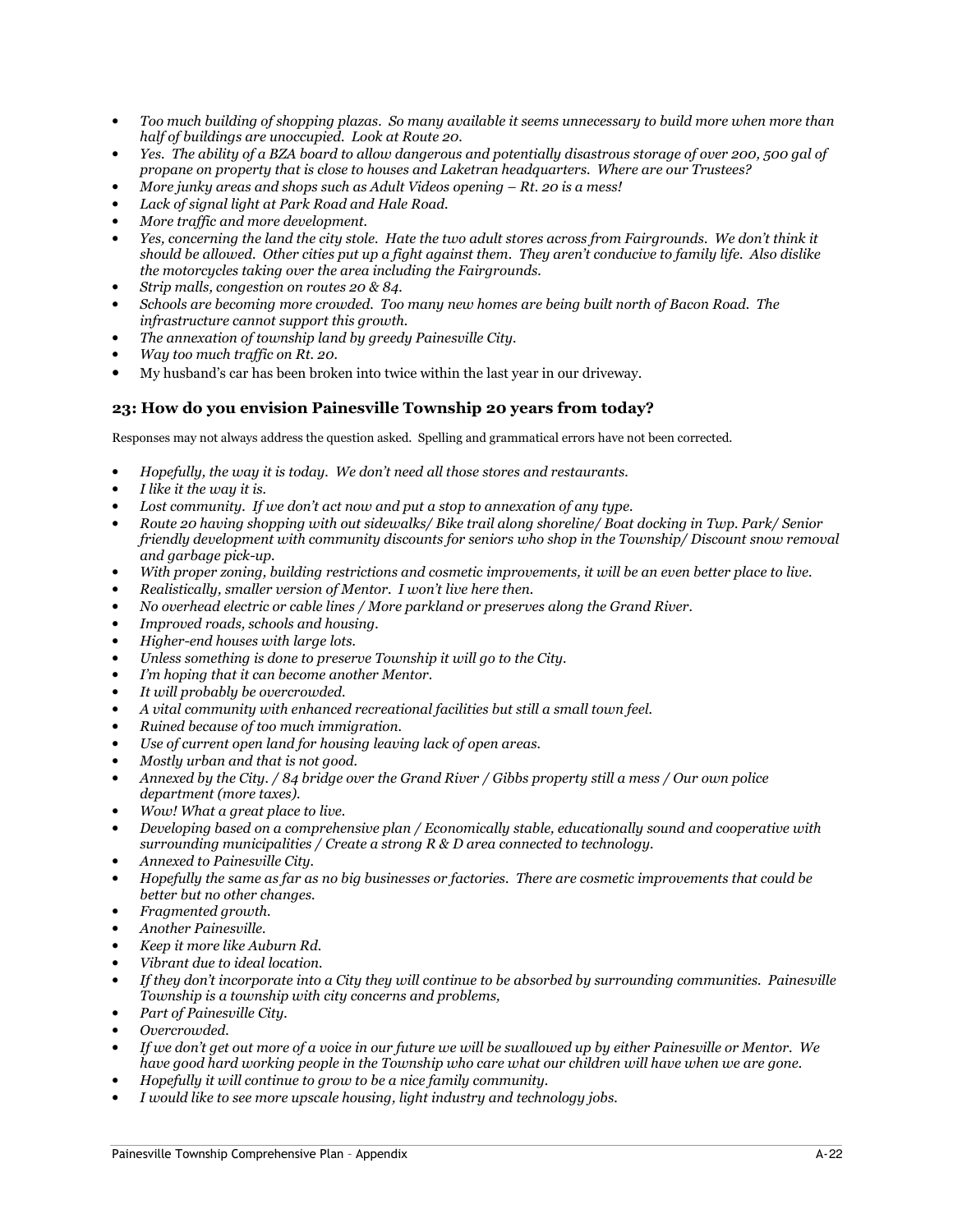- *Too much building of shopping plazas. So many available it seems unnecessary to build more when more than half of buildings are unoccupied. Look at Route 20.*
- *Yes. The ability of a BZA board to allow dangerous and potentially disastrous storage of over 200, 500 gal of propane on property that is close to houses and Laketran headquarters. Where are our Trustees?*
- *More junky areas and shops such as Adult Videos opening – Rt. 20 is a mess!*
- *Lack of signal light at Park Road and Hale Road.*
- *More traffic and more development.*
- *Yes, concerning the land the city stole. Hate the two adult stores across from Fairgrounds. We don't think it should be allowed. Other cities put up a fight against them. They aren't conducive to family life. Also dislike the motorcycles taking over the area including the Fairgrounds.*
- *Strip malls, congestion on routes 20 & 84.*
- *Schools are becoming more crowded. Too many new homes are being built north of Bacon Road. The infrastructure cannot support this growth.*
- *The annexation of township land by greedy Painesville City.*
- *Way too much traffic on Rt. 20.*
- My husband's car has been broken into twice within the last year in our driveway.

### 23: How do you envision Painesville Township 20 years from today?

Responses may not always address the question asked. Spelling and grammatical errors have not been corrected.

- *Hopefully, the way it is today. We don't need all those stores and restaurants.*
- *I like it the way it is.*
- *Lost community. If we don't act now and put a stop to annexation of any type.*
- *Route 20 having shopping with out sidewalks/ Bike trail along shoreline/ Boat docking in Twp. Park/ Senior friendly development with community discounts for seniors who shop in the Township/ Discount snow removal and garbage pick-up.*
- *With proper zoning, building restrictions and cosmetic improvements, it will be an even better place to live.*
- *Realistically, smaller version of Mentor. I won't live here then.*
- *No overhead electric or cable lines / More parkland or preserves along the Grand River.*
- *Improved roads, schools and housing.*
- *Higher-end houses with large lots.*
- *Unless something is done to preserve Township it will go to the City.*
- *I'm hoping that it can become another Mentor.*
- *It will probably be overcrowded.*
- *A vital community with enhanced recreational facilities but still a small town feel.*
- *Ruined because of too much immigration.*
- *Use of current open land for housing leaving lack of open areas.*
- *Mostly urban and that is not good.*
- *Annexed by the City. / 84 bridge over the Grand River / Gibbs property still a mess / Our own police department (more taxes).*
- *Wow! What a great place to live.*
- *Developing based on a comprehensive plan / Economically stable, educationally sound and cooperative with surrounding municipalities / Create a strong R & D area connected to technology.*
- *Annexed to Painesville City.*
- *Hopefully the same as far as no big businesses or factories. There are cosmetic improvements that could be better but no other changes.*
- *Fragmented growth.*
- *Another Painesville.*
- *Keep it more like Auburn Rd.*
- *Vibrant due to ideal location.*
- *If they don't incorporate into a City they will continue to be absorbed by surrounding communities. Painesville Township is a township with city concerns and problems,*
- *Part of Painesville City.*
- *Overcrowded.*
- *If we don't get out more of a voice in our future we will be swallowed up by either Painesville or Mentor. We have good hard working people in the Township who care what our children will have when we are gone.*
- *Hopefully it will continue to grow to be a nice family community.*
- *I would like to see more upscale housing, light industry and technology jobs.*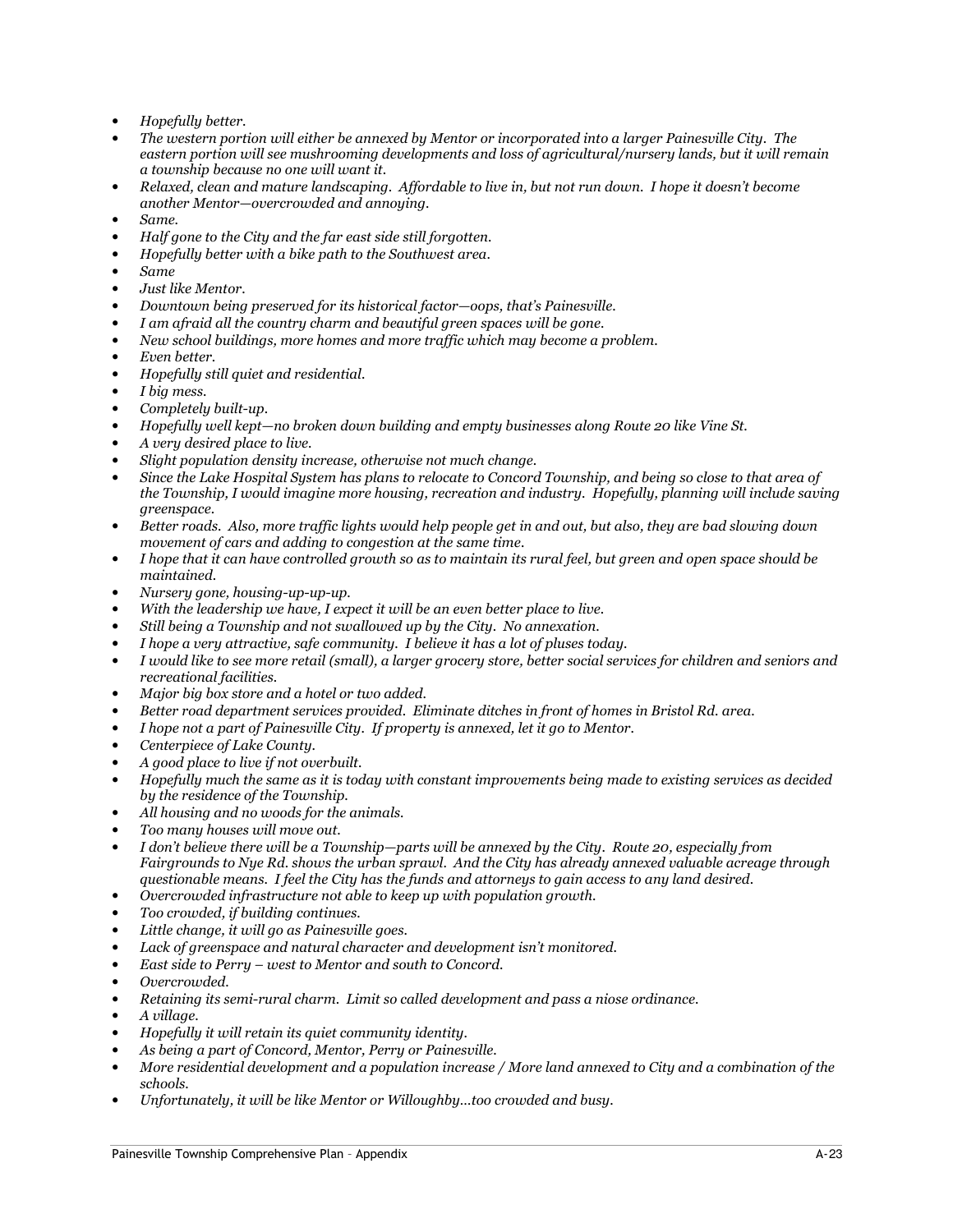- *Hopefully better.*
- *The western portion will either be annexed by Mentor or incorporated into a larger Painesville City. The eastern portion will see mushrooming developments and loss of agricultural/nursery lands, but it will remain a township because no one will want it.*
- *Relaxed, clean and mature landscaping. Affordable to live in, but not run down. I hope it doesn't become another Mentor—overcrowded and annoying.*
- *Same.*
- *Half gone to the City and the far east side still forgotten.*
- *Hopefully better with a bike path to the Southwest area.*
- *Same*
- *Just like Mentor.*
- *Downtown being preserved for its historical factor—oops, that's Painesville.*
- *I am afraid all the country charm and beautiful green spaces will be gone.*
- *New school buildings, more homes and more traffic which may become a problem.*
- *Even better.*
- *Hopefully still quiet and residential.*
- *I big mess.*
- *Completely built-up.*
- *Hopefully well kept—no broken down building and empty businesses along Route 20 like Vine St.*
- *A very desired place to live.*
- *Slight population density increase, otherwise not much change.*
- *Since the Lake Hospital System has plans to relocate to Concord Township, and being so close to that area of the Township, I would imagine more housing, recreation and industry. Hopefully, planning will include saving greenspace.*
- *Better roads. Also, more traffic lights would help people get in and out, but also, they are bad slowing down movement of cars and adding to congestion at the same time.*
- *I hope that it can have controlled growth so as to maintain its rural feel, but green and open space should be maintained.*
- *Nursery gone, housing-up-up-up.*
- *With the leadership we have, I expect it will be an even better place to live.*
- *Still being a Township and not swallowed up by the City. No annexation.*
- *I hope a very attractive, safe community. I believe it has a lot of pluses today.*
- *I would like to see more retail (small), a larger grocery store, better social services for children and seniors and recreational facilities.*
- *Major big box store and a hotel or two added.*
- *Better road department services provided. Eliminate ditches in front of homes in Bristol Rd. area.*
- *I hope not a part of Painesville City. If property is annexed, let it go to Mentor.*
- *Centerpiece of Lake County.*
- *A good place to live if not overbuilt.*
- *Hopefully much the same as it is today with constant improvements being made to existing services as decided by the residence of the Township.*
- *All housing and no woods for the animals.*
- *Too many houses will move out.*
- *I don't believe there will be a Township—parts will be annexed by the City. Route 20, especially from Fairgrounds to Nye Rd. shows the urban sprawl. And the City has already annexed valuable acreage through questionable means. I feel the City has the funds and attorneys to gain access to any land desired.*
- *Overcrowded infrastructure not able to keep up with population growth.*
- *Too crowded, if building continues.*
- *Little change, it will go as Painesville goes.*
- *Lack of greenspace and natural character and development isn't monitored.*
- *East side to Perry – west to Mentor and south to Concord.*
- *Overcrowded.*
- *Retaining its semi-rural charm. Limit so called development and pass a niose ordinance.*
- *A village.*
- *Hopefully it will retain its quiet community identity.*
- *As being a part of Concord, Mentor, Perry or Painesville.*
- *More residential development and a population increase / More land annexed to City and a combination of the schools.*
- *Unfortunately, it will be like Mentor or Willoughby…too crowded and busy.*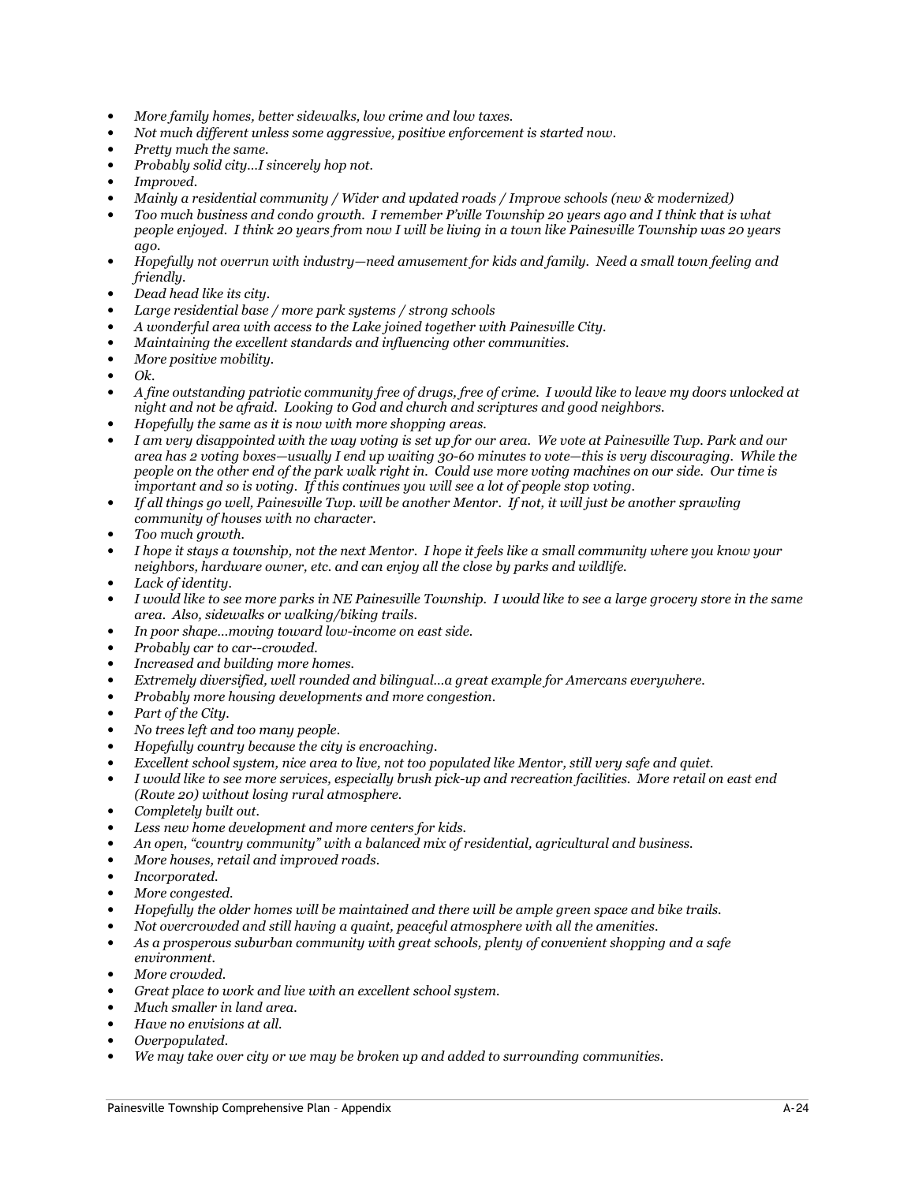- *More family homes, better sidewalks, low crime and low taxes.*
- *Not much different unless some aggressive, positive enforcement is started now.*
- *Pretty much the same.*
- *Probably solid city…I sincerely hop not.*
- *Improved.*
- *Mainly a residential community / Wider and updated roads / Improve schools (new & modernized)*
- *Too much business and condo growth. I remember P'ville Township 20 years ago and I think that is what people enjoyed. I think 20 years from now I will be living in a town like Painesville Township was 20 years ago.*
- *Hopefully not overrun with industry—need amusement for kids and family. Need a small town feeling and friendly.*
- *Dead head like its city.*
- *Large residential base / more park systems / strong schools*
- *A wonderful area with access to the Lake joined together with Painesville City.*
- *Maintaining the excellent standards and influencing other communities.*
- *More positive mobility.*
- *Ok.*
- *A fine outstanding patriotic community free of drugs, free of crime. I would like to leave my doors unlocked at night and not be afraid. Looking to God and church and scriptures and good neighbors.*
- *Hopefully the same as it is now with more shopping areas.*
- *I am very disappointed with the way voting is set up for our area. We vote at Painesville Twp. Park and our area has 2 voting boxes—usually I end up waiting 30-60 minutes to vote—this is very discouraging. While the people on the other end of the park walk right in. Could use more voting machines on our side. Our time is important and so is voting. If this continues you will see a lot of people stop voting.*
- *If all things go well, Painesville Twp. will be another Mentor. If not, it will just be another sprawling community of houses with no character.*
- *Too much growth.*
- *I hope it stays a township, not the next Mentor. I hope it feels like a small community where you know your neighbors, hardware owner, etc. and can enjoy all the close by parks and wildlife.*
- *Lack of identity.*
- *I would like to see more parks in NE Painesville Township. I would like to see a large grocery store in the same area. Also, sidewalks or walking/biking trails.*
- *In poor shape…moving toward low-income on east side.*
- *Probably car to car--crowded.*
- *Increased and building more homes.*
- *Extremely diversified, well rounded and bilingual…a great example for Amercans everywhere.*
- *Probably more housing developments and more congestion.*
- *Part of the City.*
- *No trees left and too many people.*
- *Hopefully country because the city is encroaching.*
- *Excellent school system, nice area to live, not too populated like Mentor, still very safe and quiet.*
- *I would like to see more services, especially brush pick-up and recreation facilities. More retail on east end (Route 20) without losing rural atmosphere.*
- *Completely built out.*
- *Less new home development and more centers for kids.*
- *An open, "country community" with a balanced mix of residential, agricultural and business.*
- *More houses, retail and improved roads.*
- *Incorporated.*
- *More congested.*
- *Hopefully the older homes will be maintained and there will be ample green space and bike trails.*
- *Not overcrowded and still having a quaint, peaceful atmosphere with all the amenities.*
- *As a prosperous suburban community with great schools, plenty of convenient shopping and a safe environment.*
- *More crowded.*
- *Great place to work and live with an excellent school system.*
- *Much smaller in land area.*
- *Have no envisions at all.*
- *Overpopulated.*
- *We may take over city or we may be broken up and added to surrounding communities.*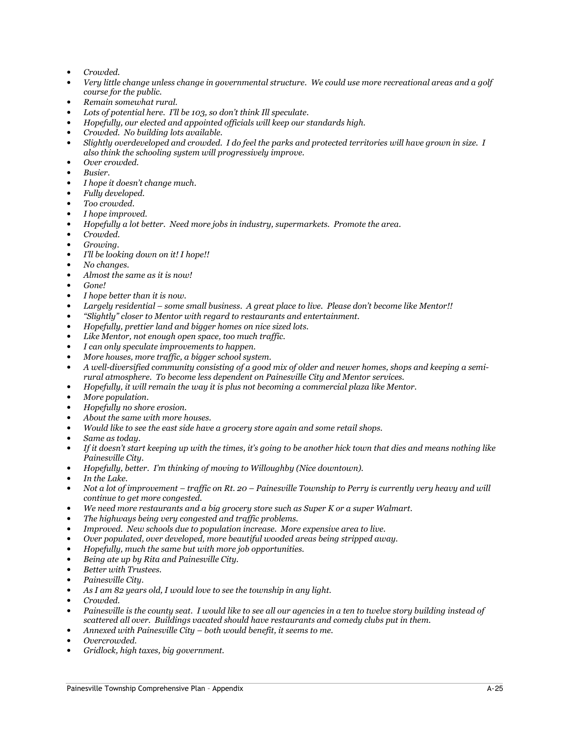- *Crowded.*
- *Very little change unless change in governmental structure. We could use more recreational areas and a golf course for the public.*
- *Remain somewhat rural.*
- *Lots of potential here. I'll be 103, so don't think Ill speculate.*
- *Hopefully, our elected and appointed officials will keep our standards high.*
- *Crowded. No building lots available.*
- *Slightly overdeveloped and crowded. I do feel the parks and protected territories will have grown in size. I also think the schooling system will progressively improve.*
- *Over crowded.*
- *Busier.*
- *I hope it doesn't change much.*
- *Fully developed.*
- *Too crowded.*
- *I hope improved.*
- *Hopefully a lot better. Need more jobs in industry, supermarkets. Promote the area.*
- *Crowded.*
- *Growing.*
- *I'll be looking down on it! I hope!!*
- *No changes.*
- *Almost the same as it is now!*
- *Gone!*
- *I hope better than it is now.*
- *Largely residential – some small business. A great place to live. Please don't become like Mentor!!*
- *"Slightly" closer to Mentor with regard to restaurants and entertainment.*
- *Hopefully, prettier land and bigger homes on nice sized lots.*
- *Like Mentor, not enough open space, too much traffic.*
- *I can only speculate improvements to happen.*
- *More houses, more traffic, a bigger school system.*
- *A well-diversified community consisting of a good mix of older and newer homes, shops and keeping a semi-rural atmosphere. To become less dependent on Painesville City and Mentor services.*
- *Hopefully, it will remain the way it is plus not becoming a commercial plaza like Mentor.*
- *More population.*
- *Hopefully no shore erosion.*
- *About the same with more houses.*
- *Would like to see the east side have a grocery store again and some retail shops.*
- *Same as today.*
- *If it doesn't start keeping up with the times, it's going to be another hick town that dies and means nothing like Painesville City.*
- *Hopefully, better. I'm thinking of moving to Willoughby (Nice downtown).*
- *In the Lake.*
- *Not a lot of improvement – traffic on Rt. 20 – Painesville Township to Perry is currently very heavy and will continue to get more congested.*
- *We need more restaurants and a big grocery store such as Super K or a super Walmart.*
- *The highways being very congested and traffic problems.*
- *Improved. New schools due to population increase. More expensive area to live.*
- *Over populated, over developed, more beautiful wooded areas being stripped away.*
- *Hopefully, much the same but with more job opportunities.*
- *Being ate up by Rita and Painesville City.*
- *Better with Trustees.*
- *Painesville City.*
- *As I am 82 years old, I would love to see the township in any light.*
- *Crowded.*
- *Painesville is the county seat. I would like to see all our agencies in a ten to twelve story building instead of scattered all over. Buildings vacated should have restaurants and comedy clubs put in them.*
- *Annexed with Painesville City – both would benefit, it seems to me.*
- *Overcrowded.*
- *Gridlock, high taxes, big government.*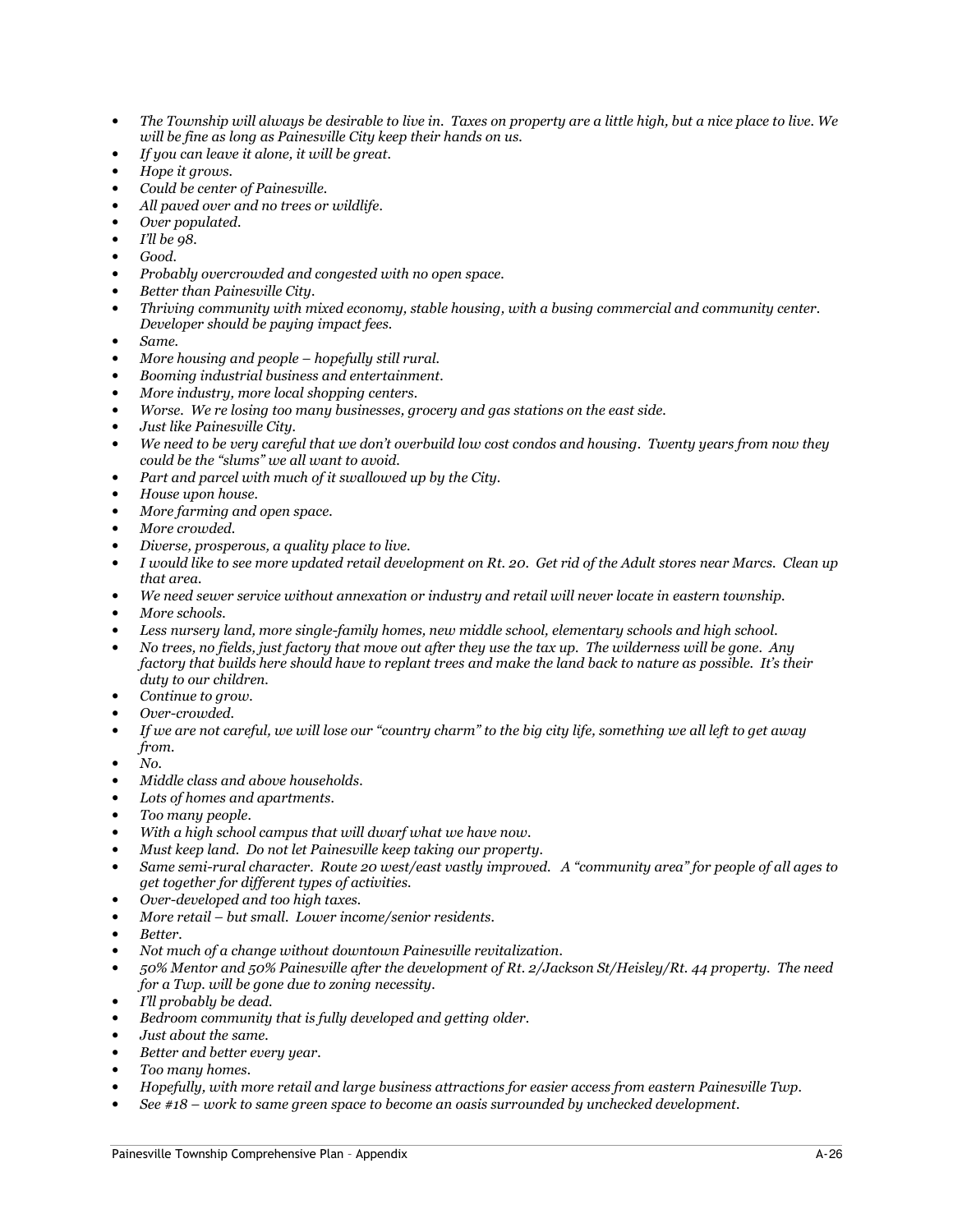- *The Township will always be desirable to live in. Taxes on property are a little high, but a nice place to live. We will be fine as long as Painesville City keep their hands on us.*
- *If you can leave it alone, it will be great.*
- *Hope it grows.*
- *Could be center of Painesville.*
- *All paved over and no trees or wildlife.*
- *Over populated.*
- *I'll be 98.*
- *Good.*
- *Probably overcrowded and congested with no open space.*
- *Better than Painesville City.*
- *Thriving community with mixed economy, stable housing, with a busing commercial and community center. Developer should be paying impact fees.*
- *Same.*
- *More housing and people – hopefully still rural.*
- *Booming industrial business and entertainment.*
- *More industry, more local shopping centers.*
- *Worse. We re losing too many businesses, grocery and gas stations on the east side.*
- *Just like Painesville City.*
- *We need to be very careful that we don't overbuild low cost condos and housing. Twenty years from now they could be the "slums" we all want to avoid.*
- *Part and parcel with much of it swallowed up by the City.*
- *House upon house.*
- *More farming and open space.*
- *More crowded.*
- *Diverse, prosperous, a quality place to live.*
- *I would like to see more updated retail development on Rt. 20. Get rid of the Adult stores near Marcs. Clean up that area.*
- *We need sewer service without annexation or industry and retail will never locate in eastern township.*
- *More schools.*
- *Less nursery land, more single-family homes, new middle school, elementary schools and high school.*
- *No trees, no fields, just factory that move out after they use the tax up. The wilderness will be gone. Any factory that builds here should have to replant trees and make the land back to nature as possible. It's their duty to our children.*
- *Continue to grow.*
- *Over-crowded.*
- *If we are not careful, we will lose our "country charm" to the big city life, something we all left to get away from.*
- *No.*
- *Middle class and above households.*
- *Lots of homes and apartments.*
- *Too many people.*
- *With a high school campus that will dwarf what we have now.*
- *Must keep land. Do not let Painesville keep taking our property.*
- *Same semi-rural character. Route 20 west/east vastly improved. A "community area" for people of all ages to get together for different types of activities.*
- *Over-developed and too high taxes.*
- *More retail – but small. Lower income/senior residents.*
- *Better.*
- *Not much of a change without downtown Painesville revitalization.*
- *50% Mentor and 50% Painesville after the development of Rt. 2/Jackson St/Heisley/Rt. 44 property. The need for a Twp. will be gone due to zoning necessity.*
- *I'll probably be dead.*
- *Bedroom community that is fully developed and getting older.*
- *Just about the same.*
- *Better and better every year.*
- *Too many homes.*
- *Hopefully, with more retail and large business attractions for easier access from eastern Painesville Twp.*
- *See #18 – work to same green space to become an oasis surrounded by unchecked development.*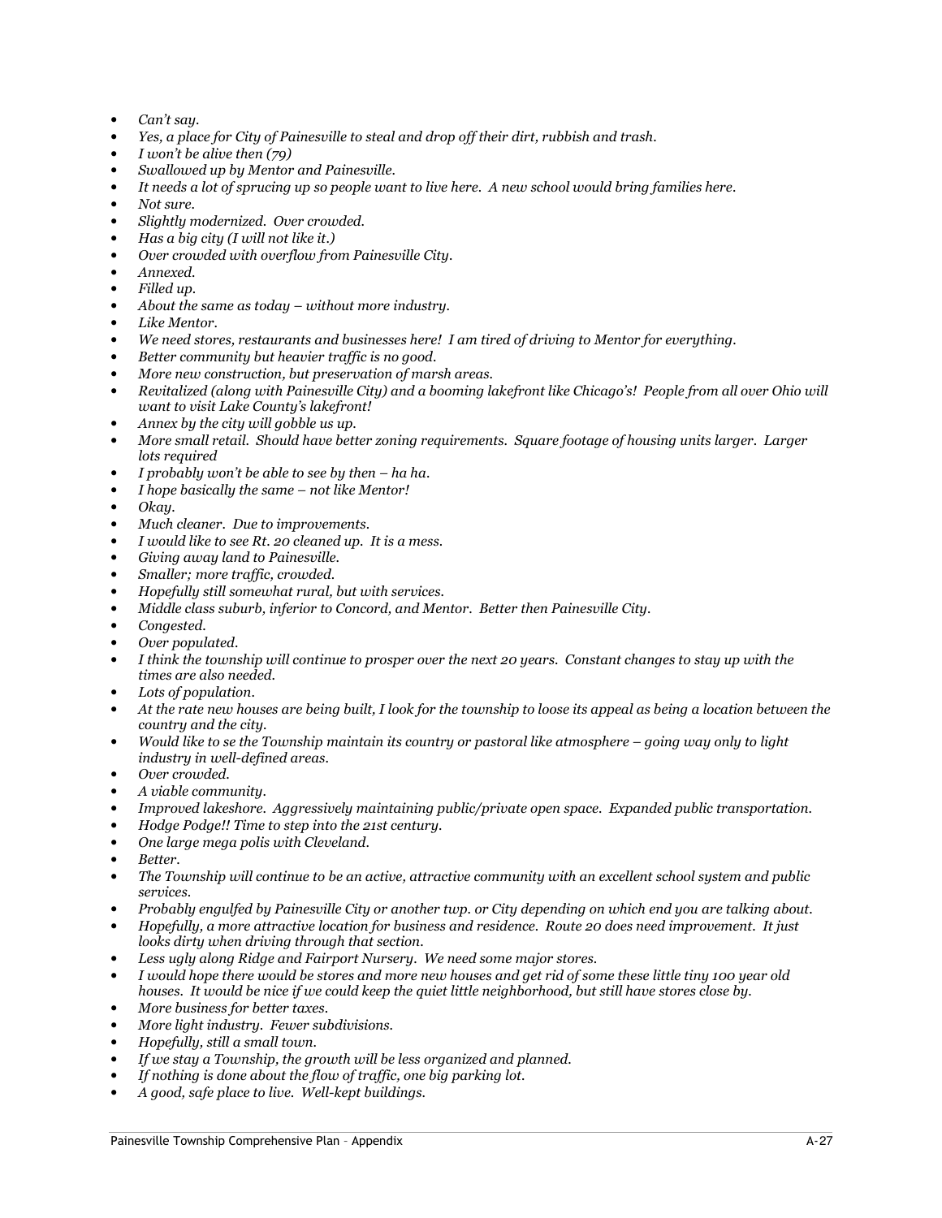- *Can't say.*
- *Yes, a place for City of Painesville to steal and drop off their dirt, rubbish and trash.*
- *I won't be alive then (79)*
- *Swallowed up by Mentor and Painesville.*
- *It needs a lot of sprucing up so people want to live here. A new school would bring families here.*
- *Not sure.*
- *Slightly modernized. Over crowded.*
- *Has a big city (I will not like it.)*
- *Over crowded with overflow from Painesville City.*
- *Annexed.*
- *Filled up.*
- *About the same as today – without more industry.*
- *Like Mentor.*
- *We need stores, restaurants and businesses here! I am tired of driving to Mentor for everything.*
- *Better community but heavier traffic is no good.*
- *More new construction, but preservation of marsh areas.*
- *Revitalized (along with Painesville City) and a booming lakefront like Chicago's! People from all over Ohio will want to visit Lake County's lakefront!*
- *Annex by the city will gobble us up.*
- *More small retail. Should have better zoning requirements. Square footage of housing units larger. Larger lots required*
- *I probably won't be able to see by then – ha ha.*
- *I hope basically the same – not like Mentor!*
- *Okay.*
- *Much cleaner. Due to improvements.*
- *I would like to see Rt. 20 cleaned up. It is a mess.*
- *Giving away land to Painesville.*
- *Smaller; more traffic, crowded.*
- *Hopefully still somewhat rural, but with services.*
- *Middle class suburb, inferior to Concord, and Mentor. Better then Painesville City.*
- *Congested.*
- *Over populated.*
- *I think the township will continue to prosper over the next 20 years. Constant changes to stay up with the times are also needed.*
- *Lots of population.*
- *At the rate new houses are being built, I look for the township to loose its appeal as being a location between the country and the city.*
- *Would like to se the Township maintain its country or pastoral like atmosphere – going way only to light industry in well-defined areas.*
- *Over crowded.*
- *A viable community.*
- *Improved lakeshore. Aggressively maintaining public/private open space. Expanded public transportation.*
- *Hodge Podge!! Time to step into the 21st century.*
- *One large mega polis with Cleveland.*
- *Better.*
- *The Township will continue to be an active, attractive community with an excellent school system and public services.*
- *Probably engulfed by Painesville City or another twp. or City depending on which end you are talking about.*
- *Hopefully, a more attractive location for business and residence. Route 20 does need improvement. It just looks dirty when driving through that section.*
- *Less ugly along Ridge and Fairport Nursery. We need some major stores.*
- *I would hope there would be stores and more new houses and get rid of some these little tiny 100 year old houses. It would be nice if we could keep the quiet little neighborhood, but still have stores close by.*
- *More business for better taxes.*
- *More light industry. Fewer subdivisions.*
- *Hopefully, still a small town.*
- *If we stay a Township, the growth will be less organized and planned.*
- *If nothing is done about the flow of traffic, one big parking lot.*
- *A good, safe place to live. Well-kept buildings.*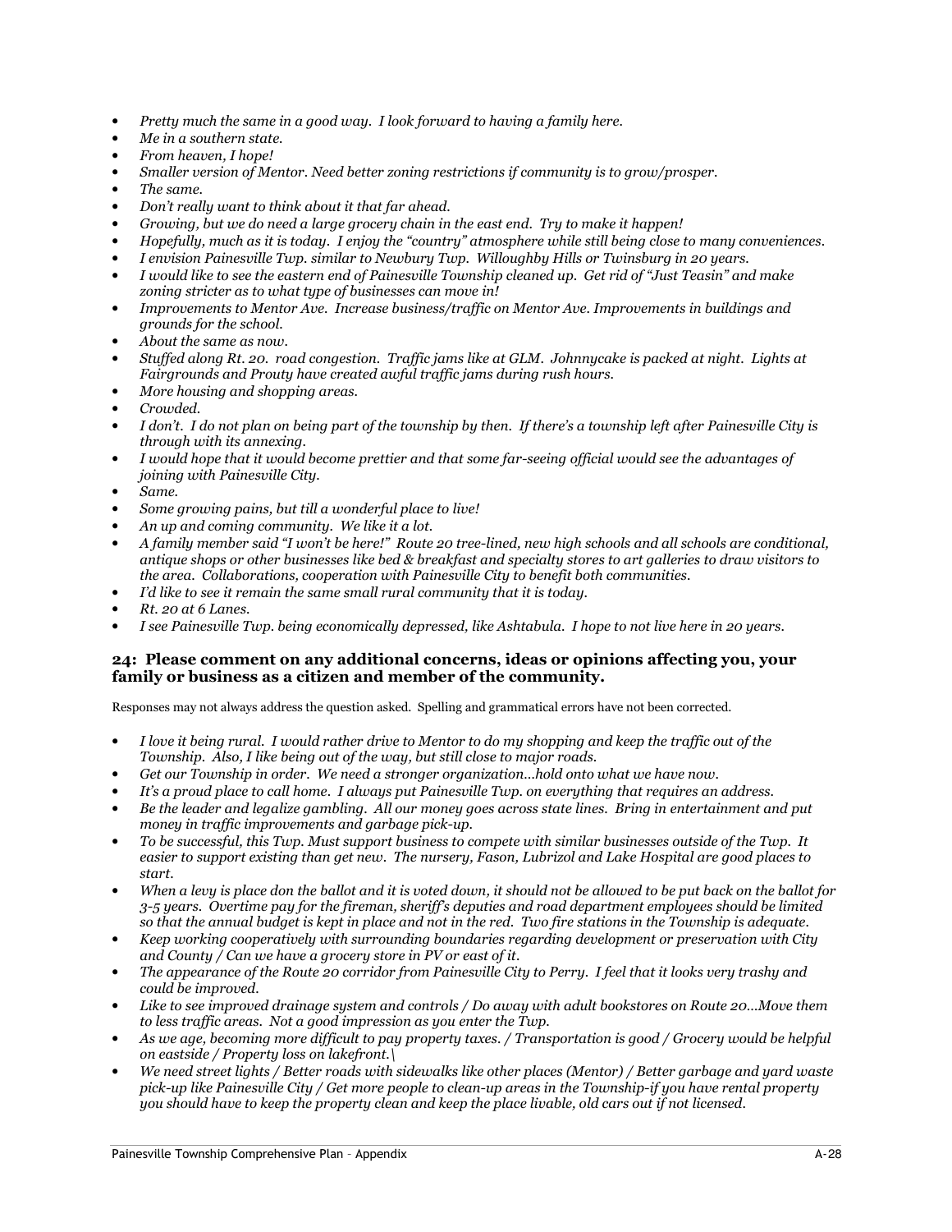- *Pretty much the same in a good way. I look forward to having a family here.*
- *Me in a southern state.*
- *From heaven, I hope!*
- *Smaller version of Mentor. Need better zoning restrictions if community is to grow/prosper.*
- *The same.*
- *Don't really want to think about it that far ahead.*
- *Growing, but we do need a large grocery chain in the east end. Try to make it happen!*
- *Hopefully, much as it is today. I enjoy the "country" atmosphere while still being close to many conveniences.*
- *I envision Painesville Twp. similar to Newbury Twp. Willoughby Hills or Twinsburg in 20 years.*
- *I would like to see the eastern end of Painesville Township cleaned up. Get rid of "Just Teasin" and make zoning stricter as to what type of businesses can move in!*
- *Improvements to Mentor Ave. Increase business/traffic on Mentor Ave. Improvements in buildings and grounds for the school.*
- *About the same as now.*
- *Stuffed along Rt. 20. road congestion. Traffic jams like at GLM. Johnnycake is packed at night. Lights at Fairgrounds and Prouty have created awful traffic jams during rush hours.*
- *More housing and shopping areas.*
- *Crowded.*
- *I don't. I do not plan on being part of the township by then. If there's a township left after Painesville City is through with its annexing.*
- *I would hope that it would become prettier and that some far-seeing official would see the advantages of joining with Painesville City.*
- *Same.*
- *Some growing pains, but till a wonderful place to live!*
- *An up and coming community. We like it a lot.*
- *A family member said "I won't be here!" Route 20 tree-lined, new high schools and all schools are conditional, antique shops or other businesses like bed & breakfast and specialty stores to art galleries to draw visitors to the area. Collaborations, cooperation with Painesville City to benefit both communities.*
- *I'd like to see it remain the same small rural community that it is today.*
- *Rt. 20 at 6 Lanes.*
- *I see Painesville Twp. being economically depressed, like Ashtabula. I hope to not live here in 20 years.*

### 24: Please comment on any additional concerns, ideas or opinions affecting you, your family or business as a citizen and member of the community.

Responses may not always address the question asked. Spelling and grammatical errors have not been corrected.

- *I love it being rural. I would rather drive to Mentor to do my shopping and keep the traffic out of the Township. Also, I like being out of the way, but still close to major roads.*
- *Get our Township in order. We need a stronger organization…hold onto what we have now.*
- *It's a proud place to call home. I always put Painesville Twp. on everything that requires an address.*
- *Be the leader and legalize gambling. All our money goes across state lines. Bring in entertainment and put money in traffic improvements and garbage pick-up.*
- *To be successful, this Twp. Must support business to compete with similar businesses outside of the Twp. It easier to support existing than get new. The nursery, Fason, Lubrizol and Lake Hospital are good places to start.*
- *When a levy is place don the ballot and it is voted down, it should not be allowed to be put back on the ballot for 3-5 years. Overtime pay for the fireman, sheriff's deputies and road department employees should be limited so that the annual budget is kept in place and not in the red. Two fire stations in the Township is adequate.*
- *Keep working cooperatively with surrounding boundaries regarding development or preservation with City and County / Can we have a grocery store in PV or east of it.*
- *The appearance of the Route 20 corridor from Painesville City to Perry. I feel that it looks very trashy and could be improved.*
- *Like to see improved drainage system and controls / Do away with adult bookstores on Route 20…Move them to less traffic areas. Not a good impression as you enter the Twp.*
- *As we age, becoming more difficult to pay property taxes. / Transportation is good / Grocery would be helpful on eastside / Property loss on lakefront.\*
- *We need street lights / Better roads with sidewalks like other places (Mentor) / Better garbage and yard waste pick-up like Painesville City / Get more people to clean-up areas in the Township-if you have rental property you should have to keep the property clean and keep the place livable, old cars out if not licensed.*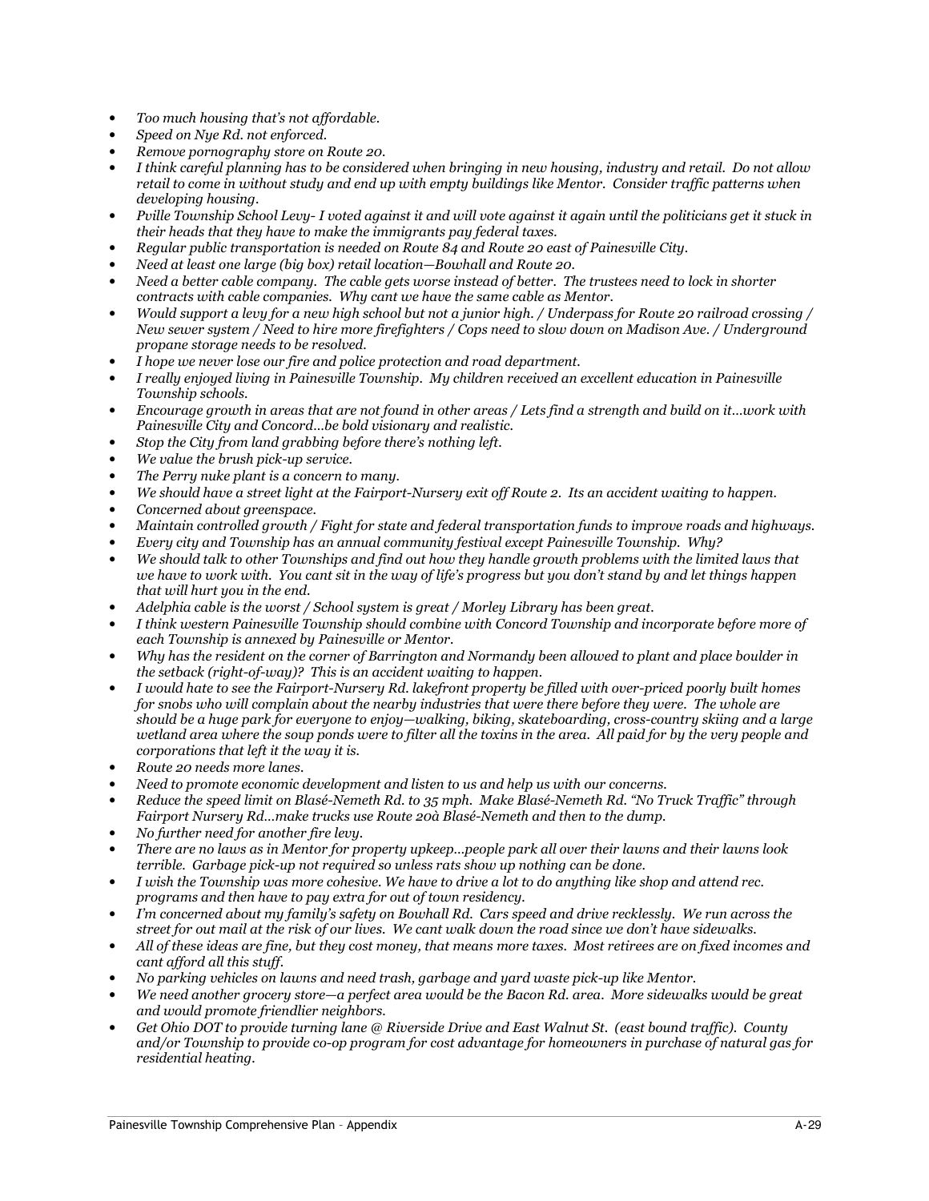- *Too much housing that's not affordable.*
- *Speed on Nye Rd. not enforced.*
- *Remove pornography store on Route 20.*
- *I think careful planning has to be considered when bringing in new housing, industry and retail. Do not allow retail to come in without study and end up with empty buildings like Mentor. Consider traffic patterns when developing housing.*
- *Pville Township School Levy- I voted against it and will vote against it again until the politicians get it stuck in their heads that they have to make the immigrants pay federal taxes.*
- *Regular public transportation is needed on Route 84 and Route 20 east of Painesville City.*
- *Need at least one large (big box) retail location—Bowhall and Route 20.*
- *Need a better cable company. The cable gets worse instead of better. The trustees need to lock in shorter contracts with cable companies. Why cant we have the same cable as Mentor.*
- *Would support a levy for a new high school but not a junior high. / Underpass for Route 20 railroad crossing / New sewer system / Need to hire more firefighters / Cops need to slow down on Madison Ave. / Underground propane storage needs to be resolved.*
- *I hope we never lose our fire and police protection and road department.*
- *I really enjoyed living in Painesville Township. My children received an excellent education in Painesville Township schools.*
- *Encourage growth in areas that are not found in other areas / Lets find a strength and build on it…work with Painesville City and Concord…be bold visionary and realistic.*
- *Stop the City from land grabbing before there's nothing left.*
- *We value the brush pick-up service.*
- *The Perry nuke plant is a concern to many.*
- *We should have a street light at the Fairport-Nursery exit off Route 2. Its an accident waiting to happen.*
- *Concerned about greenspace.*
- *Maintain controlled growth / Fight for state and federal transportation funds to improve roads and highways.*
- *Every city and Township has an annual community festival except Painesville Township. Why?*
- *We should talk to other Townships and find out how they handle growth problems with the limited laws that we have to work with. You cant sit in the way of life's progress but you don't stand by and let things happen that will hurt you in the end.*
- *Adelphia cable is the worst / School system is great / Morley Library has been great.*
- *I think western Painesville Township should combine with Concord Township and incorporate before more of each Township is annexed by Painesville or Mentor.*
- *Why has the resident on the corner of Barrington and Normandy been allowed to plant and place boulder in the setback (right-of-way)? This is an accident waiting to happen.*
- *I would hate to see the Fairport-Nursery Rd. lakefront property be filled with over-priced poorly built homes for snobs who will complain about the nearby industries that were there before they were. The whole are should be a huge park for everyone to enjoy—walking, biking, skateboarding, cross-country skiing and a large wetland area where the soup ponds were to filter all the toxins in the area. All paid for by the very people and corporations that left it the way it is.*
- *Route 20 needs more lanes.*
- *Need to promote economic development and listen to us and help us with our concerns.*
- *Reduce the speed limit on Blasé-Nemeth Rd. to 35 mph. Make Blasé-Nemeth Rd. "No Truck Traffic" through Fairport Nursery Rd…make trucks use Route 20à Blasé-Nemeth and then to the dump.*
- *No further need for another fire levy.*
- *There are no laws as in Mentor for property upkeep…people park all over their lawns and their lawns look terrible. Garbage pick-up not required so unless rats show up nothing can be done.*
- *I wish the Township was more cohesive. We have to drive a lot to do anything like shop and attend rec. programs and then have to pay extra for out of town residency.*
- *I'm concerned about my family's safety on Bowhall Rd. Cars speed and drive recklessly. We run across the street for out mail at the risk of our lives. We cant walk down the road since we don't have sidewalks.*
- *All of these ideas are fine, but they cost money, that means more taxes. Most retirees are on fixed incomes and cant afford all this stuff.*
- *No parking vehicles on lawns and need trash, garbage and yard waste pick-up like Mentor.*
- *We need another grocery store—a perfect area would be the Bacon Rd. area. More sidewalks would be great and would promote friendlier neighbors.*
- *Get Ohio DOT to provide turning lane @ Riverside Drive and East Walnut St. (east bound traffic). County and/or Township to provide co-op program for cost advantage for homeowners in purchase of natural gas for residential heating.*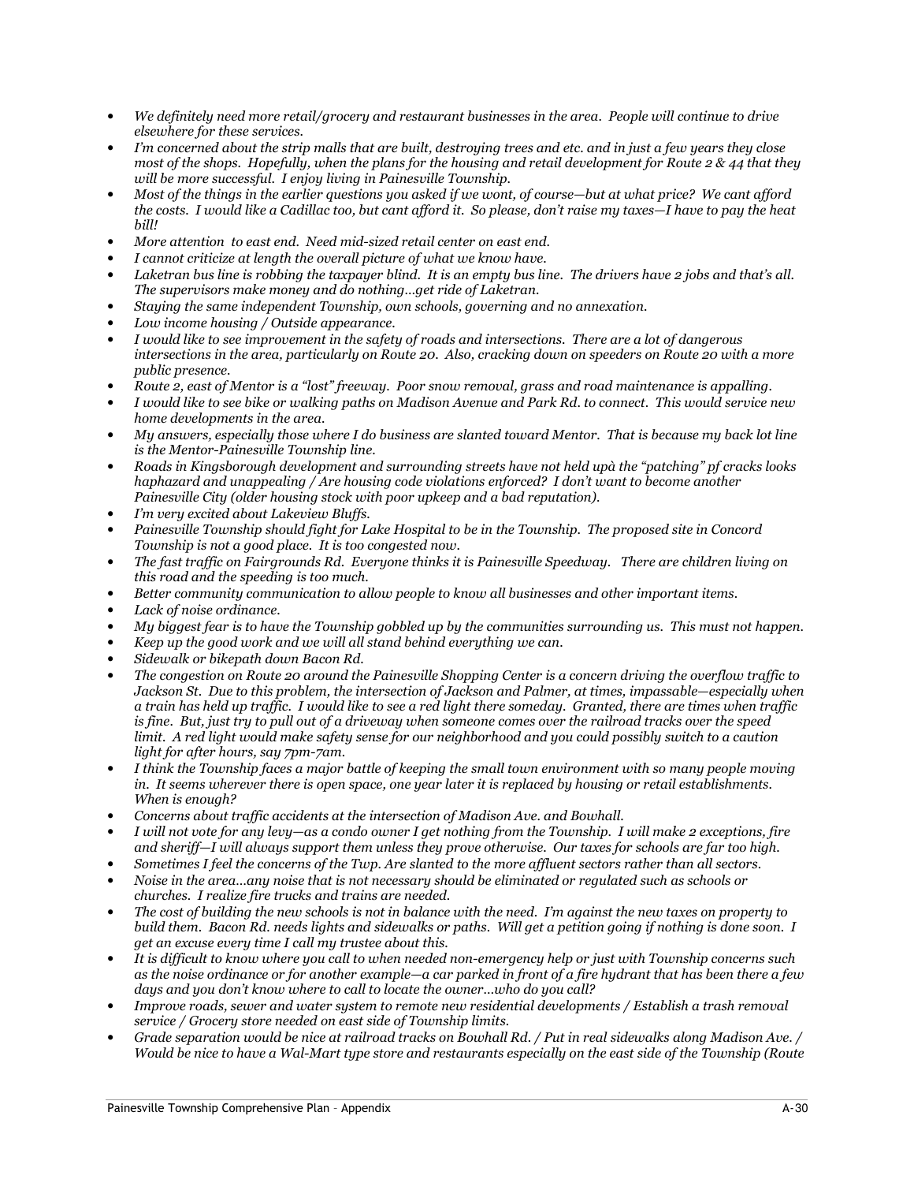- *We definitely need more retail/grocery and restaurant businesses in the area. People will continue to drive elsewhere for these services.*
- *I'm concerned about the strip malls that are built, destroying trees and etc. and in just a few years they close most of the shops. Hopefully, when the plans for the housing and retail development for Route 2 & 44 that they will be more successful. I enjoy living in Painesville Township.*
- *Most of the things in the earlier questions you asked if we wont, of course—but at what price? We cant afford the costs. I would like a Cadillac too, but cant afford it. So please, don't raise my taxes—I have to pay the heat bill!*
- *More attention to east end. Need mid-sized retail center on east end.*
- *I cannot criticize at length the overall picture of what we know have.*
- *Laketran bus line is robbing the taxpayer blind. It is an empty bus line. The drivers have 2 jobs and that's all. The supervisors make money and do nothing…get ride of Laketran.*
- *Staying the same independent Township, own schools, governing and no annexation.*
- *Low income housing / Outside appearance.*
- *I would like to see improvement in the safety of roads and intersections. There are a lot of dangerous intersections in the area, particularly on Route 20. Also, cracking down on speeders on Route 20 with a more public presence.*
- *Route 2, east of Mentor is a "lost" freeway. Poor snow removal, grass and road maintenance is appalling.*
- *I would like to see bike or walking paths on Madison Avenue and Park Rd. to connect. This would service new home developments in the area.*
- *My answers, especially those where I do business are slanted toward Mentor. That is because my back lot line is the Mentor-Painesville Township line.*
- *Roads in Kingsborough development and surrounding streets have not held upà the "patching" pf cracks looks haphazard and unappealing / Are housing code violations enforced? I don't want to become another Painesville City (older housing stock with poor upkeep and a bad reputation).*
- *I'm very excited about Lakeview Bluffs.*
- *Painesville Township should fight for Lake Hospital to be in the Township. The proposed site in Concord Township is not a good place. It is too congested now.*
- *The fast traffic on Fairgrounds Rd. Everyone thinks it is Painesville Speedway. There are children living on this road and the speeding is too much.*
- *Better community communication to allow people to know all businesses and other important items.*
- *Lack of noise ordinance.*
- *My biggest fear is to have the Township gobbled up by the communities surrounding us. This must not happen.*
- *Keep up the good work and we will all stand behind everything we can.*
- *Sidewalk or bikepath down Bacon Rd.*
- *The congestion on Route 20 around the Painesville Shopping Center is a concern driving the overflow traffic to Jackson St. Due to this problem, the intersection of Jackson and Palmer, at times, impassable—especially when a train has held up traffic. I would like to see a red light there someday. Granted, there are times when traffic is fine. But, just try to pull out of a driveway when someone comes over the railroad tracks over the speed limit. A red light would make safety sense for our neighborhood and you could possibly switch to a caution light for after hours, say 7pm-7am.*
- *I think the Township faces a major battle of keeping the small town environment with so many people moving in. It seems wherever there is open space, one year later it is replaced by housing or retail establishments. When is enough?*
- *Concerns about traffic accidents at the intersection of Madison Ave. and Bowhall.*
- *I will not vote for any levy—as a condo owner I get nothing from the Township. I will make 2 exceptions, fire and sheriff—I will always support them unless they prove otherwise. Our taxes for schools are far too high.*
- *Sometimes I feel the concerns of the Twp. Are slanted to the more affluent sectors rather than all sectors.*
- *Noise in the area…any noise that is not necessary should be eliminated or regulated such as schools or churches. I realize fire trucks and trains are needed.*
- *The cost of building the new schools is not in balance with the need. I'm against the new taxes on property to build them. Bacon Rd. needs lights and sidewalks or paths. Will get a petition going if nothing is done soon. I get an excuse every time I call my trustee about this.*
- *It is difficult to know where you call to when needed non-emergency help or just with Township concerns such as the noise ordinance or for another example—a car parked in front of a fire hydrant that has been there a few days and you don't know where to call to locate the owner…who do you call?*
- *Improve roads, sewer and water system to remote new residential developments / Establish a trash removal service / Grocery store needed on east side of Township limits.*
- *Grade separation would be nice at railroad tracks on Bowhall Rd. / Put in real sidewalks along Madison Ave. / Would be nice to have a Wal-Mart type store and restaurants especially on the east side of the Township (Route*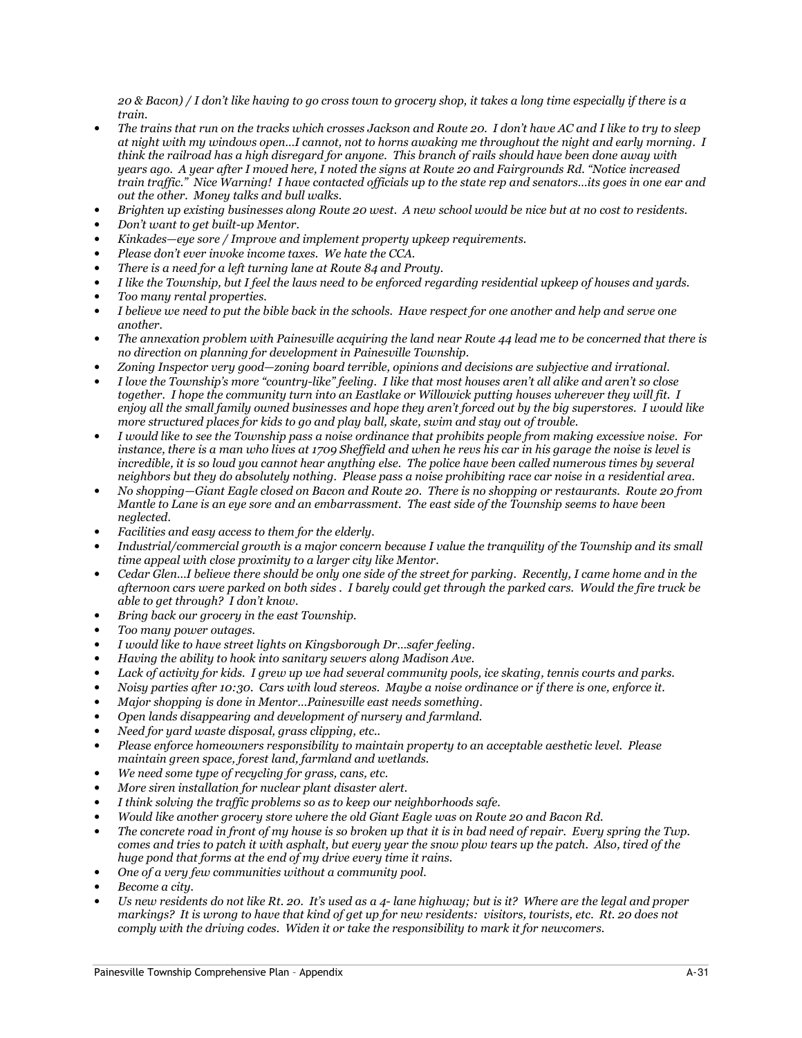*20 & Bacon) / I don't like having to go cross town to grocery shop, it takes a long time especially if there is a train.*

- *The trains that run on the tracks which crosses Jackson and Route 20. I don't have AC and I like to try to sleep at night with my windows open…I cannot, not to horns awaking me throughout the night and early morning. I think the railroad has a high disregard for anyone. This branch of rails should have been done away with years ago. A year after I moved here, I noted the signs at Route 20 and Fairgrounds Rd. "Notice increased train traffic." Nice Warning! I have contacted officials up to the state rep and senators…its goes in one ear and out the other. Money talks and bull walks.*
- *Brighten up existing businesses along Route 20 west. A new school would be nice but at no cost to residents.*
- *Don't want to get built-up Mentor.*
- *Kinkades—eye sore / Improve and implement property upkeep requirements.*
- *Please don't ever invoke income taxes. We hate the CCA.*
- *There is a need for a left turning lane at Route 84 and Prouty.*
- *I like the Township, but I feel the laws need to be enforced regarding residential upkeep of houses and yards.*
- *Too many rental properties.*
- *I believe we need to put the bible back in the schools. Have respect for one another and help and serve one another.*
- *The annexation problem with Painesville acquiring the land near Route 44 lead me to be concerned that there is no direction on planning for development in Painesville Township.*
- *Zoning Inspector very good—zoning board terrible, opinions and decisions are subjective and irrational.*
- *I love the Township's more "country-like" feeling. I like that most houses aren't all alike and aren't so close together. I hope the community turn into an Eastlake or Willowick putting houses wherever they will fit. I enjoy all the small family owned businesses and hope they aren't forced out by the big superstores. I would like more structured places for kids to go and play ball, skate, swim and stay out of trouble.*
- *I would like to see the Township pass a noise ordinance that prohibits people from making excessive noise. For instance, there is a man who lives at 1709 Sheffield and when he revs his car in his garage the noise is level is incredible, it is so loud you cannot hear anything else. The police have been called numerous times by several neighbors but they do absolutely nothing. Please pass a noise prohibiting race car noise in a residential area.*
- *No shopping—Giant Eagle closed on Bacon and Route 20. There is no shopping or restaurants. Route 20 from Mantle to Lane is an eye sore and an embarrassment. The east side of the Township seems to have been neglected.*
- *Facilities and easy access to them for the elderly.*
- *Industrial/commercial growth is a major concern because I value the tranquility of the Township and its small time appeal with close proximity to a larger city like Mentor.*
- *Cedar Glen…I believe there should be only one side of the street for parking. Recently, I came home and in the afternoon cars were parked on both sides . I barely could get through the parked cars. Would the fire truck be able to get through? I don't know.*
- *Bring back our grocery in the east Township.*
- *Too many power outages.*
- *I would like to have street lights on Kingsborough Dr…safer feeling.*
- *Having the ability to hook into sanitary sewers along Madison Ave.*
- *Lack of activity for kids. I grew up we had several community pools, ice skating, tennis courts and parks.*
- *Noisy parties after 10:30. Cars with loud stereos. Maybe a noise ordinance or if there is one, enforce it.*
- *Major shopping is done in Mentor…Painesville east needs something.*
- *Open lands disappearing and development of nursery and farmland.*
- *Need for yard waste disposal, grass clipping, etc..*
- *Please enforce homeowners responsibility to maintain property to an acceptable aesthetic level. Please maintain green space, forest land, farmland and wetlands.*
- *We need some type of recycling for grass, cans, etc.*
- *More siren installation for nuclear plant disaster alert.*
- *I think solving the traffic problems so as to keep our neighborhoods safe.*
- *Would like another grocery store where the old Giant Eagle was on Route 20 and Bacon Rd.*
- *The concrete road in front of my house is so broken up that it is in bad need of repair. Every spring the Twp. comes and tries to patch it with asphalt, but every year the snow plow tears up the patch. Also, tired of the huge pond that forms at the end of my drive every time it rains.*
- *One of a very few communities without a community pool.*
- *Become a city.*
- *Us new residents do not like Rt. 20. It's used as a 4- lane highway; but is it? Where are the legal and proper markings? It is wrong to have that kind of get up for new residents: visitors, tourists, etc. Rt. 20 does not comply with the driving codes. Widen it or take the responsibility to mark it for newcomers.*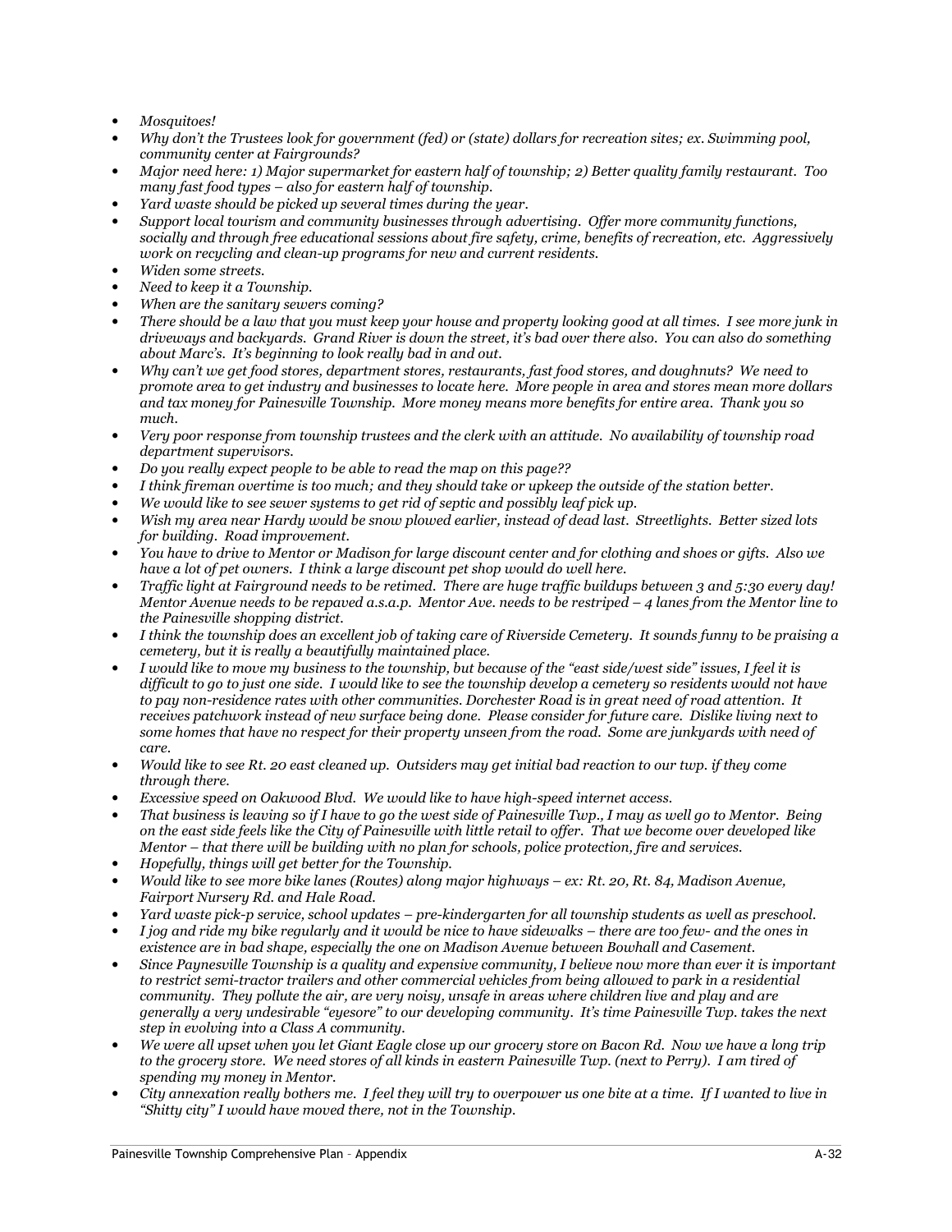- *Mosquitoes!*
- *Why don't the Trustees look for government (fed) or (state) dollars for recreation sites; ex. Swimming pool, community center at Fairgrounds?*
- *Major need here: 1) Major supermarket for eastern half of township; 2) Better quality family restaurant. Too many fast food types – also for eastern half of township.*
- *Yard waste should be picked up several times during the year.*
- *Support local tourism and community businesses through advertising. Offer more community functions, socially and through free educational sessions about fire safety, crime, benefits of recreation, etc. Aggressively work on recycling and clean-up programs for new and current residents.*
- *Widen some streets.*
- *Need to keep it a Township.*
- *When are the sanitary sewers coming?*
- *There should be a law that you must keep your house and property looking good at all times. I see more junk in driveways and backyards. Grand River is down the street, it's bad over there also. You can also do something about Marc's. It's beginning to look really bad in and out.*
- *Why can't we get food stores, department stores, restaurants, fast food stores, and doughnuts? We need to promote area to get industry and businesses to locate here. More people in area and stores mean more dollars and tax money for Painesville Township. More money means more benefits for entire area. Thank you so much.*
- *Very poor response from township trustees and the clerk with an attitude. No availability of township road department supervisors.*
- *Do you really expect people to be able to read the map on this page??*
- *I think fireman overtime is too much; and they should take or upkeep the outside of the station better.*
- *We would like to see sewer systems to get rid of septic and possibly leaf pick up.*
- *Wish my area near Hardy would be snow plowed earlier, instead of dead last. Streetlights. Better sized lots for building. Road improvement.*
- *You have to drive to Mentor or Madison for large discount center and for clothing and shoes or gifts. Also we have a lot of pet owners. I think a large discount pet shop would do well here.*
- *Traffic light at Fairground needs to be retimed. There are huge traffic buildups between 3 and 5:30 every day! Mentor Avenue needs to be repaved a.s.a.p. Mentor Ave. needs to be restriped – 4 lanes from the Mentor line to the Painesville shopping district.*
- *I think the township does an excellent job of taking care of Riverside Cemetery. It sounds funny to be praising a cemetery, but it is really a beautifully maintained place.*
- *I would like to move my business to the township, but because of the "east side/west side" issues, I feel it is difficult to go to just one side. I would like to see the township develop a cemetery so residents would not have to pay non-residence rates with other communities. Dorchester Road is in great need of road attention. It receives patchwork instead of new surface being done. Please consider for future care. Dislike living next to some homes that have no respect for their property unseen from the road. Some are junkyards with need of care.*
- *Would like to see Rt. 20 east cleaned up. Outsiders may get initial bad reaction to our twp. if they come through there.*
- *Excessive speed on Oakwood Blvd. We would like to have high-speed internet access.*
- *That business is leaving so if I have to go the west side of Painesville Twp., I may as well go to Mentor. Being on the east side feels like the City of Painesville with little retail to offer. That we become over developed like Mentor – that there will be building with no plan for schools, police protection, fire and services.*
- *Hopefully, things will get better for the Township.*
- *Would like to see more bike lanes (Routes) along major highways – ex: Rt. 20, Rt. 84, Madison Avenue, Fairport Nursery Rd. and Hale Road.*
- *Yard waste pick-p service, school updates – pre-kindergarten for all township students as well as preschool.*
- *I jog and ride my bike regularly and it would be nice to have sidewalks – there are too few- and the ones in existence are in bad shape, especially the one on Madison Avenue between Bowhall and Casement.*
- *Since Paynesville Township is a quality and expensive community, I believe now more than ever it is important to restrict semi-tractor trailers and other commercial vehicles from being allowed to park in a residential community. They pollute the air, are very noisy, unsafe in areas where children live and play and are generally a very undesirable "eyesore" to our developing community. It's time Painesville Twp. takes the next step in evolving into a Class A community.*
- *We were all upset when you let Giant Eagle close up our grocery store on Bacon Rd. Now we have a long trip to the grocery store. We need stores of all kinds in eastern Painesville Twp. (next to Perry). I am tired of spending my money in Mentor.*
- *City annexation really bothers me. I feel they will try to overpower us one bite at a time. If I wanted to live in "Shitty city" I would have moved there, not in the Township.*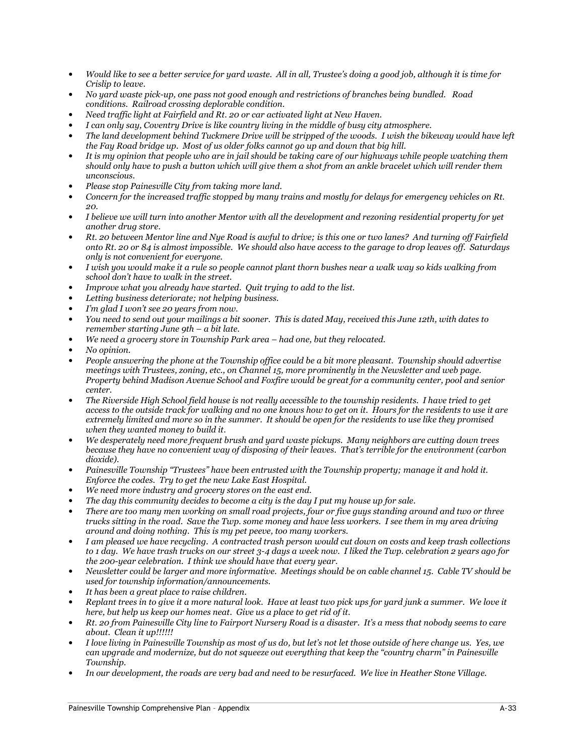- *Would like to see a better service for yard waste. All in all, Trustee's doing a good job, although it is time for Crislip to leave.*
- *No yard waste pick-up, one pass not good enough and restrictions of branches being bundled. Road conditions. Railroad crossing deplorable condition.*
- *Need traffic light at Fairfield and Rt. 20 or car activated light at New Haven.*
- *I can only say, Coventry Drive is like country living in the middle of busy city atmosphere.*
- *The land development behind Tuckmere Drive will be stripped of the woods. I wish the bikeway would have left the Fay Road bridge up. Most of us older folks cannot go up and down that big hill.*
- *It is my opinion that people who are in jail should be taking care of our highways while people watching them should only have to push a button which will give them a shot from an ankle bracelet which will render them unconscious.*
- *Please stop Painesville City from taking more land.*
- *Concern for the increased traffic stopped by many trains and mostly for delays for emergency vehicles on Rt. 20.*
- *I believe we will turn into another Mentor with all the development and rezoning residential property for yet another drug store.*
- *Rt. 20 between Mentor line and Nye Road is awful to drive; is this one or two lanes? And turning off Fairfield onto Rt. 20 or 84 is almost impossible. We should also have access to the garage to drop leaves off. Saturdays only is not convenient for everyone.*
- *I wish you would make it a rule so people cannot plant thorn bushes near a walk way so kids walking from school don't have to walk in the street.*
- *Improve what you already have started. Quit trying to add to the list.*
- *Letting business deteriorate; not helping business.*
- *I'm glad I won't see 20 years from now.*
- *You need to send out your mailings a bit sooner. This is dated May, received this June 12th, with dates to remember starting June 9th – a bit late.*
- *We need a grocery store in Township Park area – had one, but they relocated.*
- *No opinion.*
- *People answering the phone at the Township office could be a bit more pleasant. Township should advertise meetings with Trustees, zoning, etc., on Channel 15, more prominently in the Newsletter and web page. Property behind Madison Avenue School and Foxfire would be great for a community center, pool and senior center.*
- *The Riverside High School field house is not really accessible to the township residents. I have tried to get access to the outside track for walking and no one knows how to get on it. Hours for the residents to use it are extremely limited and more so in the summer. It should be open for the residents to use like they promised when they wanted money to build it.*
- *We desperately need more frequent brush and yard waste pickups. Many neighbors are cutting down trees because they have no convenient way of disposing of their leaves. That's terrible for the environment (carbon dioxide).*
- *Painesville Township "Trustees" have been entrusted with the Township property; manage it and hold it. Enforce the codes. Try to get the new Lake East Hospital.*
- *We need more industry and grocery stores on the east end.*
- *The day this community decides to become a city is the day I put my house up for sale.*
- *There are too many men working on small road projects, four or five guys standing around and two or three trucks sitting in the road. Save the Twp. some money and have less workers. I see them in my area driving around and doing nothing. This is my pet peeve, too many workers.*
- *I am pleased we have recycling. A contracted trash person would cut down on costs and keep trash collections to 1 day. We have trash trucks on our street 3-4 days a week now. I liked the Twp. celebration 2 years ago for the 200-year celebration. I think we should have that every year.*
- *Newsletter could be larger and more informative. Meetings should be on cable channel 15. Cable TV should be used for township information/announcements.*
- *It has been a great place to raise children.*
- *Replant trees in to give it a more natural look. Have at least two pick ups for yard junk a summer. We love it here, but help us keep our homes neat. Give us a place to get rid of it.*
- *Rt. 20 from Painesville City line to Fairport Nursery Road is a disaster. It's a mess that nobody seems to care about. Clean it up!!!!!!*
- *I love living in Painesville Township as most of us do, but let's not let those outside of here change us. Yes, we can upgrade and modernize, but do not squeeze out everything that keep the "country charm" in Painesville Township.*
- *In our development, the roads are very bad and need to be resurfaced. We live in Heather Stone Village.*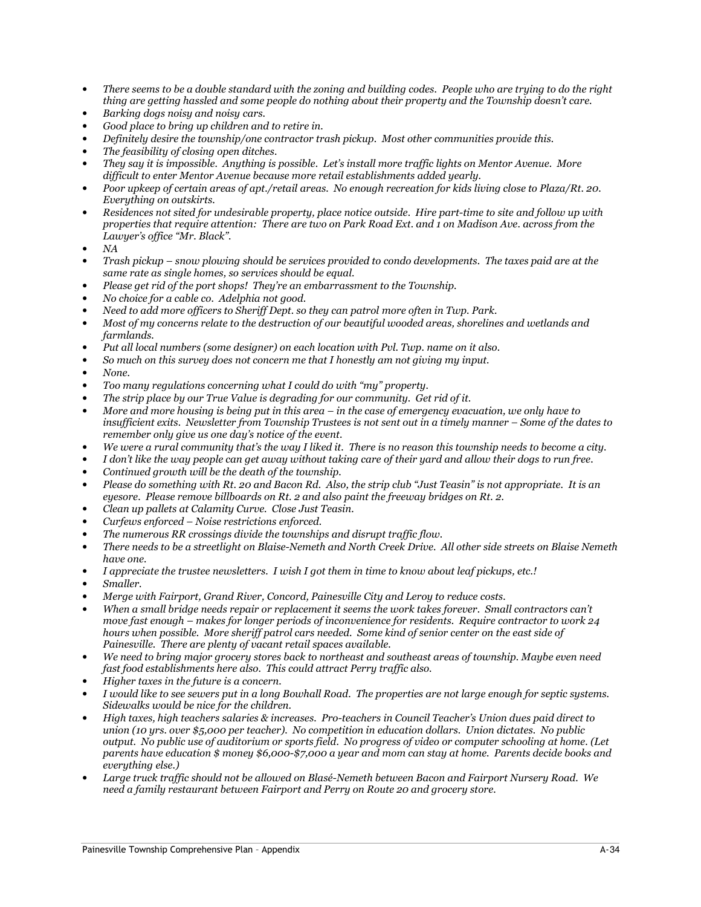- *There seems to be a double standard with the zoning and building codes. People who are trying to do the right thing are getting hassled and some people do nothing about their property and the Township doesn't care.*
- *Barking dogs noisy and noisy cars.*
- *Good place to bring up children and to retire in.*
- *Definitely desire the township/one contractor trash pickup. Most other communities provide this.*
- *The feasibility of closing open ditches.*
- *They say it is impossible. Anything is possible. Let's install more traffic lights on Mentor Avenue. More difficult to enter Mentor Avenue because more retail establishments added yearly.*
- *Poor upkeep of certain areas of apt./retail areas. No enough recreation for kids living close to Plaza/Rt. 20. Everything on outskirts.*
- *Residences not sited for undesirable property, place notice outside. Hire part-time to site and follow up with properties that require attention: There are two on Park Road Ext. and 1 on Madison Ave. across from the Lawyer's office "Mr. Black".*
- *NA*
- *Trash pickup – snow plowing should be services provided to condo developments. The taxes paid are at the same rate as single homes, so services should be equal.*
- *Please get rid of the port shops! They're an embarrassment to the Township.*
- *No choice for a cable co. Adelphia not good.*
- *Need to add more officers to Sheriff Dept. so they can patrol more often in Twp. Park.*
- *Most of my concerns relate to the destruction of our beautiful wooded areas, shorelines and wetlands and farmlands.*
- *Put all local numbers (some designer) on each location with Pvl. Twp. name on it also.*
- *So much on this survey does not concern me that I honestly am not giving my input.*
- *None.*
- *Too many regulations concerning what I could do with "my" property.*
- *The strip place by our True Value is degrading for our community. Get rid of it.*
- *More and more housing is being put in this area – in the case of emergency evacuation, we only have to insufficient exits. Newsletter from Township Trustees is not sent out in a timely manner – Some of the dates to remember only give us one day's notice of the event.*
- *We were a rural community that's the way I liked it. There is no reason this township needs to become a city.*
- *I don't like the way people can get away without taking care of their yard and allow their dogs to run free.*
- *Continued growth will be the death of the township.*
- *Please do something with Rt. 20 and Bacon Rd. Also, the strip club "Just Teasin" is not appropriate. It is an eyesore. Please remove billboards on Rt. 2 and also paint the freeway bridges on Rt. 2.*
- *Clean up pallets at Calamity Curve. Close Just Teasin.*
- *Curfews enforced – Noise restrictions enforced.*
- *The numerous RR crossings divide the townships and disrupt traffic flow.*
- *There needs to be a streetlight on Blaise-Nemeth and North Creek Drive. All other side streets on Blaise Nemeth have one.*
- *I appreciate the trustee newsletters. I wish I got them in time to know about leaf pickups, etc.!*
- *Smaller.*
- *Merge with Fairport, Grand River, Concord, Painesville City and Leroy to reduce costs.*
- *When a small bridge needs repair or replacement it seems the work takes forever. Small contractors can't move fast enough – makes for longer periods of inconvenience for residents. Require contractor to work 24 hours when possible. More sheriff patrol cars needed. Some kind of senior center on the east side of Painesville. There are plenty of vacant retail spaces available.*
- *We need to bring major grocery stores back to northeast and southeast areas of township. Maybe even need fast food establishments here also. This could attract Perry traffic also.*
- *Higher taxes in the future is a concern.*
- *I would like to see sewers put in a long Bowhall Road. The properties are not large enough for septic systems. Sidewalks would be nice for the children.*
- *High taxes, high teachers salaries & increases. Pro-teachers in Council Teacher's Union dues paid direct to union (10 yrs. over $5,000 per teacher). No competition in education dollars. Union dictates. No public output. No public use of auditorium or sports field. No progress of video or computer schooling at home. (Let parents have education $ money $6,000-$7,000 a year and mom can stay at home. Parents decide books and everything else.)*
- *Large truck traffic should not be allowed on Blasé-Nemeth between Bacon and Fairport Nursery Road. We need a family restaurant between Fairport and Perry on Route 20 and grocery store.*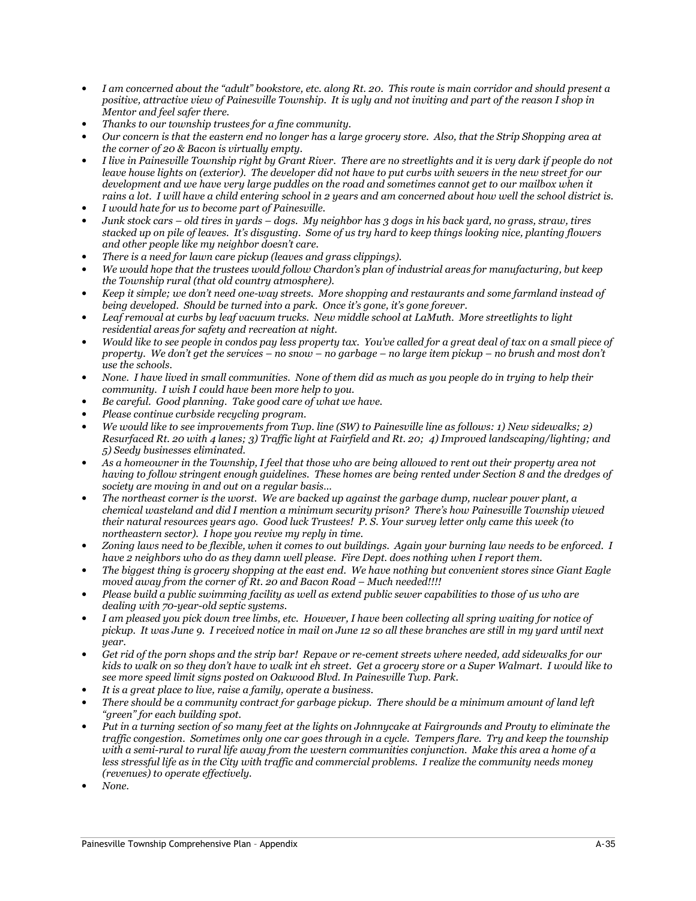- *I am concerned about the "adult" bookstore, etc. along Rt. 20. This route is main corridor and should present a positive, attractive view of Painesville Township. It is ugly and not inviting and part of the reason I shop in Mentor and feel safer there.*
- *Thanks to our township trustees for a fine community.*
- *Our concern is that the eastern end no longer has a large grocery store. Also, that the Strip Shopping area at the corner of 20 & Bacon is virtually empty.*
- *I live in Painesville Township right by Grant River. There are no streetlights and it is very dark if people do not leave house lights on (exterior). The developer did not have to put curbs with sewers in the new street for our development and we have very large puddles on the road and sometimes cannot get to our mailbox when it rains a lot. I will have a child entering school in 2 years and am concerned about how well the school district is.*
- *I would hate for us to become part of Painesville.*
- *Junk stock cars – old tires in yards – dogs. My neighbor has 3 dogs in his back yard, no grass, straw, tires stacked up on pile of leaves. It's disgusting. Some of us try hard to keep things looking nice, planting flowers and other people like my neighbor doesn't care.*
- *There is a need for lawn care pickup (leaves and grass clippings).*
- *We would hope that the trustees would follow Chardon's plan of industrial areas for manufacturing, but keep the Township rural (that old country atmosphere).*
- *Keep it simple; we don't need one-way streets. More shopping and restaurants and some farmland instead of being developed. Should be turned into a park. Once it's gone, it's gone forever.*
- *Leaf removal at curbs by leaf vacuum trucks. New middle school at LaMuth. More streetlights to light residential areas for safety and recreation at night.*
- *Would like to see people in condos pay less property tax. You've called for a great deal of tax on a small piece of property. We don't get the services – no snow – no garbage – no large item pickup – no brush and most don't use the schools.*
- *None. I have lived in small communities. None of them did as much as you people do in trying to help their community. I wish I could have been more help to you.*
- *Be careful. Good planning. Take good care of what we have.*
- *Please continue curbside recycling program.*
- *We would like to see improvements from Twp. line (SW) to Painesville line as follows: 1) New sidewalks; 2) Resurfaced Rt. 20 with 4 lanes; 3) Traffic light at Fairfield and Rt. 20; 4) Improved landscaping/lighting; and 5) Seedy businesses eliminated.*
- *As a homeowner in the Township, I feel that those who are being allowed to rent out their property area not having to follow stringent enough guidelines. These homes are being rented under Section 8 and the dredges of society are moving in and out on a regular basis…*
- *The northeast corner is the worst. We are backed up against the garbage dump, nuclear power plant, a chemical wasteland and did I mention a minimum security prison? There's how Painesville Township viewed their natural resources years ago. Good luck Trustees! P. S. Your survey letter only came this week (to northeastern sector). I hope you revive my reply in time.*
- *Zoning laws need to be flexible, when it comes to out buildings. Again your burning law needs to be enforced. I have 2 neighbors who do as they damn well please. Fire Dept. does nothing when I report them.*
- *The biggest thing is grocery shopping at the east end. We have nothing but convenient stores since Giant Eagle moved away from the corner of Rt. 20 and Bacon Road – Much needed!!!!*
- *Please build a public swimming facility as well as extend public sewer capabilities to those of us who are dealing with 70-year-old septic systems.*
- *I am pleased you pick down tree limbs, etc. However, I have been collecting all spring waiting for notice of pickup. It was June 9. I received notice in mail on June 12 so all these branches are still in my yard until next year.*
- *Get rid of the porn shops and the strip bar! Repave or re-cement streets where needed, add sidewalks for our kids to walk on so they don't have to walk int eh street. Get a grocery store or a Super Walmart. I would like to see more speed limit signs posted on Oakwood Blvd. In Painesville Twp. Park.*
- *It is a great place to live, raise a family, operate a business.*
- *There should be a community contract for garbage pickup. There should be a minimum amount of land left "green" for each building spot.*
- *Put in a turning section of so many feet at the lights on Johnnycake at Fairgrounds and Prouty to eliminate the traffic congestion. Sometimes only one car goes through in a cycle. Tempers flare. Try and keep the township with a semi-rural to rural life away from the western communities conjunction. Make this area a home of a less stressful life as in the City with traffic and commercial problems. I realize the community needs money (revenues) to operate effectively.*
- *None.*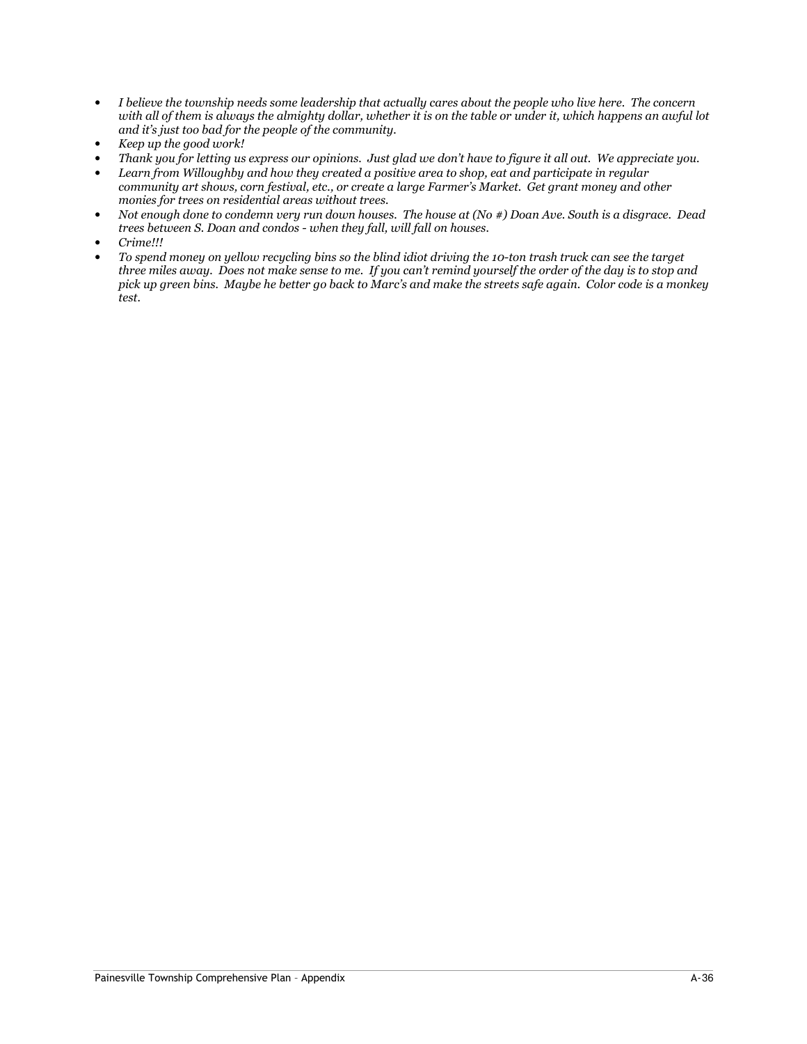- *I believe the township needs some leadership that actually cares about the people who live here. The concern with all of them is always the almighty dollar, whether it is on the table or under it, which happens an awful lot and it's just too bad for the people of the community.*
- *Keep up the good work!*
- *Thank you for letting us express our opinions. Just glad we don't have to figure it all out. We appreciate you.*
- *Learn from Willoughby and how they created a positive area to shop, eat and participate in regular community art shows, corn festival, etc., or create a large Farmer's Market. Get grant money and other monies for trees on residential areas without trees.*
- *Not enough done to condemn very run down houses. The house at (No #) Doan Ave. South is a disgrace. Dead trees between S. Doan and condos - when they fall, will fall on houses.*
- *Crime!!!*
- *To spend money on yellow recycling bins so the blind idiot driving the 10-ton trash truck can see the target three miles away. Does not make sense to me. If you can't remind yourself the order of the day is to stop and pick up green bins. Maybe he better go back to Marc's and make the streets safe again. Color code is a monkey test.*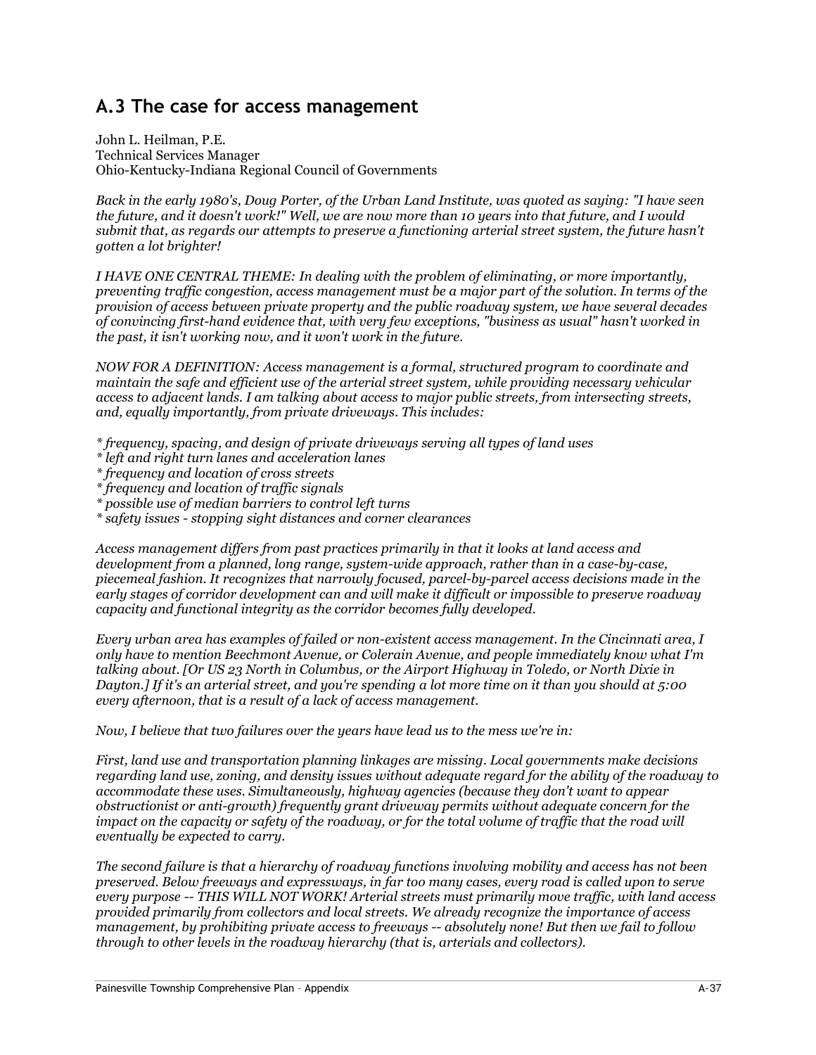## A.3 The case for access management

John L. Heilman, P.E.
Technical Services Manager
Ohio-Kentucky-Indiana Regional Council of Governments

*Back in the early 1980's, Doug Porter, of the Urban Land Institute, was quoted as saying: "I have seen the future, and it doesn't work!" Well, we are now more than 10 years into that future, and I would submit that, as regards our attempts to preserve a functioning arterial street system, the future hasn't gotten a lot brighter!*

*I HAVE ONE CENTRAL THEME: In dealing with the problem of eliminating, or more importantly, preventing traffic congestion, access management must be a major part of the solution. In terms of the provision of access between private property and the public roadway system, we have several decades of convincing first-hand evidence that, with very few exceptions, "business as usual" hasn't worked in the past, it isn't working now, and it won't work in the future.*

*NOW FOR A DEFINITION: Access management is a formal, structured program to coordinate and maintain the safe and efficient use of the arterial street system, while providing necessary vehicular access to adjacent lands. I am talking about access to major public streets, from intersecting streets, and, equally importantly, from private driveways. This includes:*

- *frequency, spacing, and design of private driveways serving all types of land uses*
- *left and right turn lanes and acceleration lanes*
- *frequency and location of cross streets*
- *frequency and location of traffic signals*
- *possible use of median barriers to control left turns*
- *safety issues - stopping sight distances and corner clearances*

*Access management differs from past practices primarily in that it looks at land access and development from a planned, long range, system-wide approach, rather than in a case-by-case, piecemeal fashion. It recognizes that narrowly focused, parcel-by-parcel access decisions made in the early stages of corridor development can and will make it difficult or impossible to preserve roadway capacity and functional integrity as the corridor becomes fully developed.*

*Every urban area has examples of failed or non-existent access management. In the Cincinnati area, I only have to mention Beechmont Avenue, or Colerain Avenue, and people immediately know what I'm talking about. [Or US 23 North in Columbus, or the Airport Highway in Toledo, or North Dixie in Dayton.] If it's an arterial street, and you're spending a lot more time on it than you should at 5:00 every afternoon, that is a result of a lack of access management.*

*Now, I believe that two failures over the years have lead us to the mess we're in:*

*First, land use and transportation planning linkages are missing. Local governments make decisions regarding land use, zoning, and density issues without adequate regard for the ability of the roadway to accommodate these uses. Simultaneously, highway agencies (because they don't want to appear obstructionist or anti-growth) frequently grant driveway permits without adequate concern for the impact on the capacity or safety of the roadway, or for the total volume of traffic that the road will eventually be expected to carry.*

*The second failure is that a hierarchy of roadway functions involving mobility and access has not been preserved. Below freeways and expressways, in far too many cases, every road is called upon to serve every purpose -- THIS WILL NOT WORK! Arterial streets must primarily move traffic, with land access provided primarily from collectors and local streets. We already recognize the importance of access management, by prohibiting private access to freeways -- absolutely none! But then we fail to follow through to other levels in the roadway hierarchy (that is, arterials and collectors).*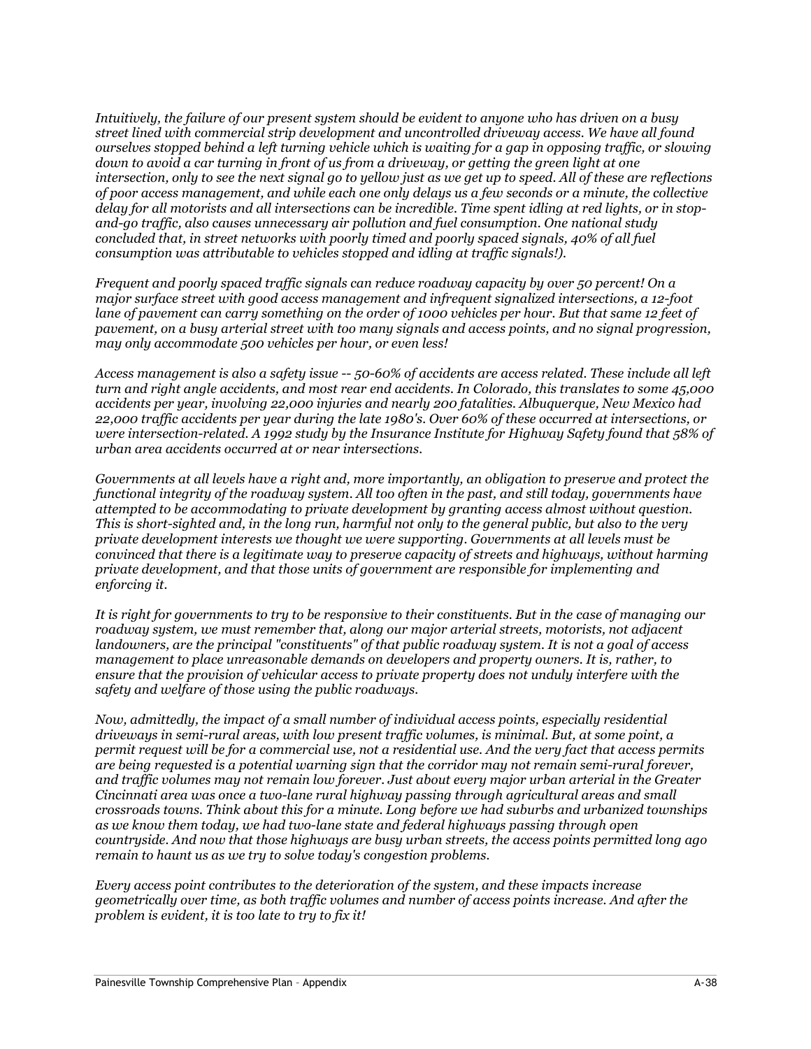*Intuitively, the failure of our present system should be evident to anyone who has driven on a busy street lined with commercial strip development and uncontrolled driveway access. We have all found ourselves stopped behind a left turning vehicle which is waiting for a gap in opposing traffic, or slowing down to avoid a car turning in front of us from a driveway, or getting the green light at one intersection, only to see the next signal go to yellow just as we get up to speed. All of these are reflections of poor access management, and while each one only delays us a few seconds or a minute, the collective delay for all motorists and all intersections can be incredible. Time spent idling at red lights, or in stop-and-go traffic, also causes unnecessary air pollution and fuel consumption. One national study concluded that, in street networks with poorly timed and poorly spaced signals, 40% of all fuel consumption was attributable to vehicles stopped and idling at traffic signals!).*

*Frequent and poorly spaced traffic signals can reduce roadway capacity by over 50 percent! On a major surface street with good access management and infrequent signalized intersections, a 12-foot lane of pavement can carry something on the order of 1000 vehicles per hour. But that same 12 feet of pavement, on a busy arterial street with too many signals and access points, and no signal progression, may only accommodate 500 vehicles per hour, or even less!*

*Access management is also a safety issue -- 50-60% of accidents are access related. These include all left turn and right angle accidents, and most rear end accidents. In Colorado, this translates to some 45,000 accidents per year, involving 22,000 injuries and nearly 200 fatalities. Albuquerque, New Mexico had 22,000 traffic accidents per year during the late 1980's. Over 60% of these occurred at intersections, or were intersection-related. A 1992 study by the Insurance Institute for Highway Safety found that 58% of urban area accidents occurred at or near intersections.*

*Governments at all levels have a right and, more importantly, an obligation to preserve and protect the functional integrity of the roadway system. All too often in the past, and still today, governments have attempted to be accommodating to private development by granting access almost without question. This is short-sighted and, in the long run, harmful not only to the general public, but also to the very private development interests we thought we were supporting. Governments at all levels must be convinced that there is a legitimate way to preserve capacity of streets and highways, without harming private development, and that those units of government are responsible for implementing and enforcing it.*

*It is right for governments to try to be responsive to their constituents. But in the case of managing our roadway system, we must remember that, along our major arterial streets, motorists, not adjacent landowners, are the principal "constituents" of that public roadway system. It is not a goal of access management to place unreasonable demands on developers and property owners. It is, rather, to ensure that the provision of vehicular access to private property does not unduly interfere with the safety and welfare of those using the public roadways.*

*Now, admittedly, the impact of a small number of individual access points, especially residential driveways in semi-rural areas, with low present traffic volumes, is minimal. But, at some point, a permit request will be for a commercial use, not a residential use. And the very fact that access permits are being requested is a potential warning sign that the corridor may not remain semi-rural forever, and traffic volumes may not remain low forever. Just about every major urban arterial in the Greater Cincinnati area was once a two-lane rural highway passing through agricultural areas and small crossroads towns. Think about this for a minute. Long before we had suburbs and urbanized townships as we know them today, we had two-lane state and federal highways passing through open countryside. And now that those highways are busy urban streets, the access points permitted long ago remain to haunt us as we try to solve today's congestion problems.*

*Every access point contributes to the deterioration of the system, and these impacts increase geometrically over time, as both traffic volumes and number of access points increase. And after the problem is evident, it is too late to try to fix it!*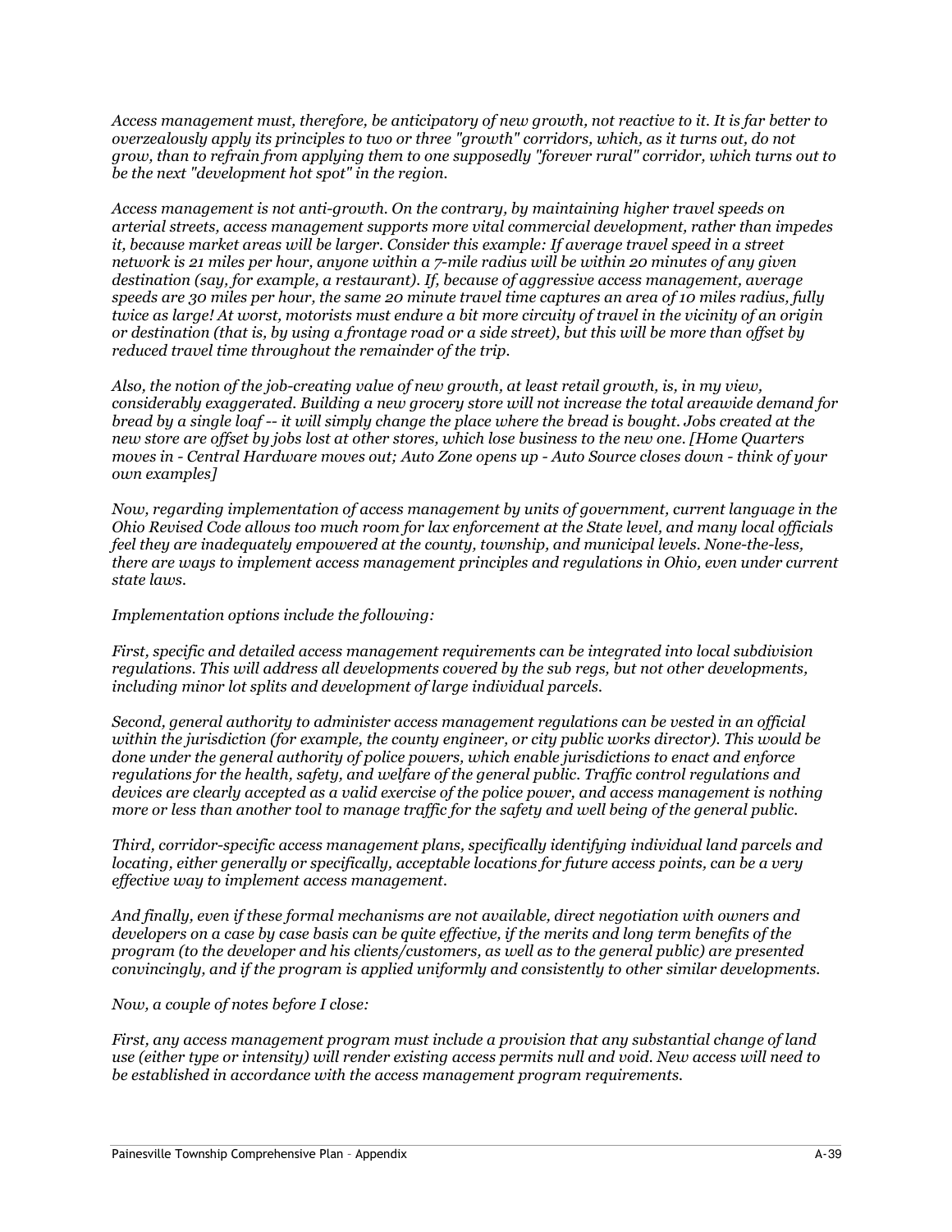*Access management must, therefore, be anticipatory of new growth, not reactive to it. It is far better to overzealously apply its principles to two or three "growth" corridors, which, as it turns out, do not grow, than to refrain from applying them to one supposedly "forever rural" corridor, which turns out to be the next "development hot spot" in the region.*

*Access management is not anti-growth. On the contrary, by maintaining higher travel speeds on arterial streets, access management supports more vital commercial development, rather than impedes it, because market areas will be larger. Consider this example: If average travel speed in a street network is 21 miles per hour, anyone within a 7-mile radius will be within 20 minutes of any given destination (say, for example, a restaurant). If, because of aggressive access management, average speeds are 30 miles per hour, the same 20 minute travel time captures an area of 10 miles radius, fully twice as large! At worst, motorists must endure a bit more circuity of travel in the vicinity of an origin or destination (that is, by using a frontage road or a side street), but this will be more than offset by reduced travel time throughout the remainder of the trip.*

*Also, the notion of the job-creating value of new growth, at least retail growth, is, in my view, considerably exaggerated. Building a new grocery store will not increase the total areawide demand for bread by a single loaf -- it will simply change the place where the bread is bought. Jobs created at the new store are offset by jobs lost at other stores, which lose business to the new one. [Home Quarters moves in - Central Hardware moves out; Auto Zone opens up - Auto Source closes down - think of your own examples]*

*Now, regarding implementation of access management by units of government, current language in the Ohio Revised Code allows too much room for lax enforcement at the State level, and many local officials feel they are inadequately empowered at the county, township, and municipal levels. None-the-less, there are ways to implement access management principles and regulations in Ohio, even under current state laws.*

*Implementation options include the following:*

*First, specific and detailed access management requirements can be integrated into local subdivision regulations. This will address all developments covered by the sub regs, but not other developments, including minor lot splits and development of large individual parcels.*

*Second, general authority to administer access management regulations can be vested in an official within the jurisdiction (for example, the county engineer, or city public works director). This would be done under the general authority of police powers, which enable jurisdictions to enact and enforce regulations for the health, safety, and welfare of the general public. Traffic control regulations and devices are clearly accepted as a valid exercise of the police power, and access management is nothing more or less than another tool to manage traffic for the safety and well being of the general public.*

*Third, corridor-specific access management plans, specifically identifying individual land parcels and locating, either generally or specifically, acceptable locations for future access points, can be a very effective way to implement access management.*

*And finally, even if these formal mechanisms are not available, direct negotiation with owners and developers on a case by case basis can be quite effective, if the merits and long term benefits of the program (to the developer and his clients/customers, as well as to the general public) are presented convincingly, and if the program is applied uniformly and consistently to other similar developments.*

*Now, a couple of notes before I close:*

*First, any access management program must include a provision that any substantial change of land use (either type or intensity) will render existing access permits null and void. New access will need to be established in accordance with the access management program requirements.*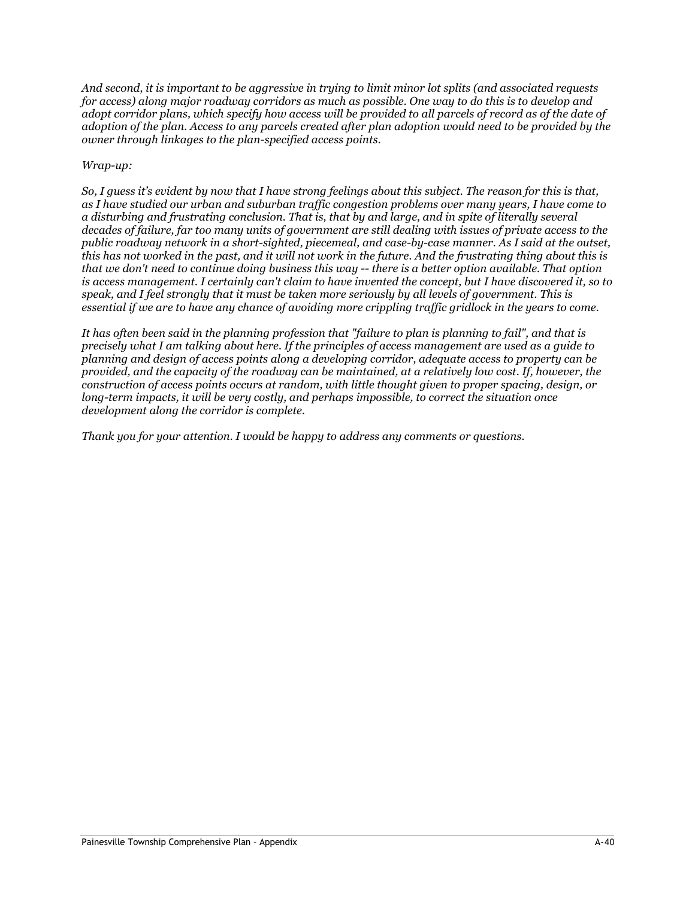*And second, it is important to be aggressive in trying to limit minor lot splits (and associated requests for access) along major roadway corridors as much as possible. One way to do this is to develop and adopt corridor plans, which specify how access will be provided to all parcels of record as of the date of adoption of the plan. Access to any parcels created after plan adoption would need to be provided by the owner through linkages to the plan-specified access points.*

*Wrap-up:*

*So, I guess it's evident by now that I have strong feelings about this subject. The reason for this is that, as I have studied our urban and suburban traffic congestion problems over many years, I have come to a disturbing and frustrating conclusion. That is, that by and large, and in spite of literally several decades of failure, far too many units of government are still dealing with issues of private access to the public roadway network in a short-sighted, piecemeal, and case-by-case manner. As I said at the outset, this has not worked in the past, and it will not work in the future. And the frustrating thing about this is that we don't need to continue doing business this way -- there is a better option available. That option is access management. I certainly can't claim to have invented the concept, but I have discovered it, so to speak, and I feel strongly that it must be taken more seriously by all levels of government. This is essential if we are to have any chance of avoiding more crippling traffic gridlock in the years to come.*

*It has often been said in the planning profession that "failure to plan is planning to fail", and that is precisely what I am talking about here. If the principles of access management are used as a guide to planning and design of access points along a developing corridor, adequate access to property can be provided, and the capacity of the roadway can be maintained, at a relatively low cost. If, however, the construction of access points occurs at random, with little thought given to proper spacing, design, or long-term impacts, it will be very costly, and perhaps impossible, to correct the situation once development along the corridor is complete.*

*Thank you for your attention. I would be happy to address any comments or questions.*